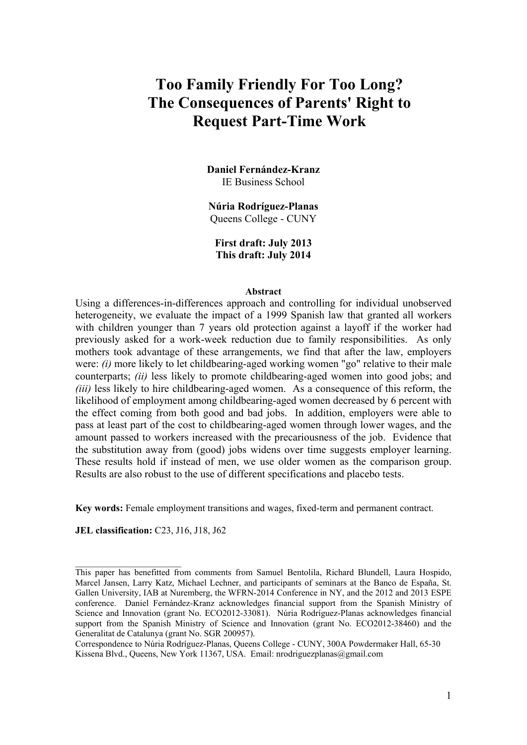# Too Family Friendly For Too Long?
# The Consequences of Parents' Right to Request Part-Time Work

**Daniel Fernández-Kranz**
IE Business School

**Núria Rodríguez-Planas**
Queens College - CUNY

**First draft: July 2013**
**This draft: July 2014**

**Abstract**

Using a differences-in-differences approach and controlling for individual unobserved heterogeneity, we evaluate the impact of a 1999 Spanish law that granted all workers with children younger than 7 years old protection against a layoff if the worker had previously asked for a work-week reduction due to family responsibilities. As only mothers took advantage of these arrangements, we find that after the law, employers were: *(i)* more likely to let childbearing-aged working women "go" relative to their male counterparts; *(ii)* less likely to promote childbearing-aged women into good jobs; and *(iii)* less likely to hire childbearing-aged women. As a consequence of this reform, the likelihood of employment among childbearing-aged women decreased by 6 percent with the effect coming from both good and bad jobs. In addition, employers were able to pass at least part of the cost to childbearing-aged women through lower wages, and the amount passed to workers increased with the precariousness of the job. Evidence that the substitution away from (good) jobs widens over time suggests employer learning. These results hold if instead of men, we use older women as the comparison group. Results are also robust to the use of different specifications and placebo tests.

**Key words:** Female employment transitions and wages, fixed-term and permanent contract.

**JEL classification:** C23, J16, J18, J62

---

This paper has benefitted from comments from Samuel Bentolila, Richard Blundell, Laura Hospido, Marcel Jansen, Larry Katz, Michael Lechner, and participants of seminars at the Banco de España, St. Gallen University, IAB at Nuremberg, the WFRN-2014 Conference in NY, and the 2012 and 2013 ESPE conference. Daniel Fernández-Kranz acknowledges financial support from the Spanish Ministry of Science and Innovation (grant No. ECO2012-33081). Núria Rodríguez-Planas acknowledges financial support from the Spanish Ministry of Science and Innovation (grant No. ECO2012-38460) and the Generalitat de Catalunya (grant No. SGR 200957).

Correspondence to Núria Rodríguez-Planas, Queens College - CUNY, 300A Powdermaker Hall, 65-30 Kissena Blvd., Queens, New York 11367, USA. Email: nrodriguezplanas@gmail.com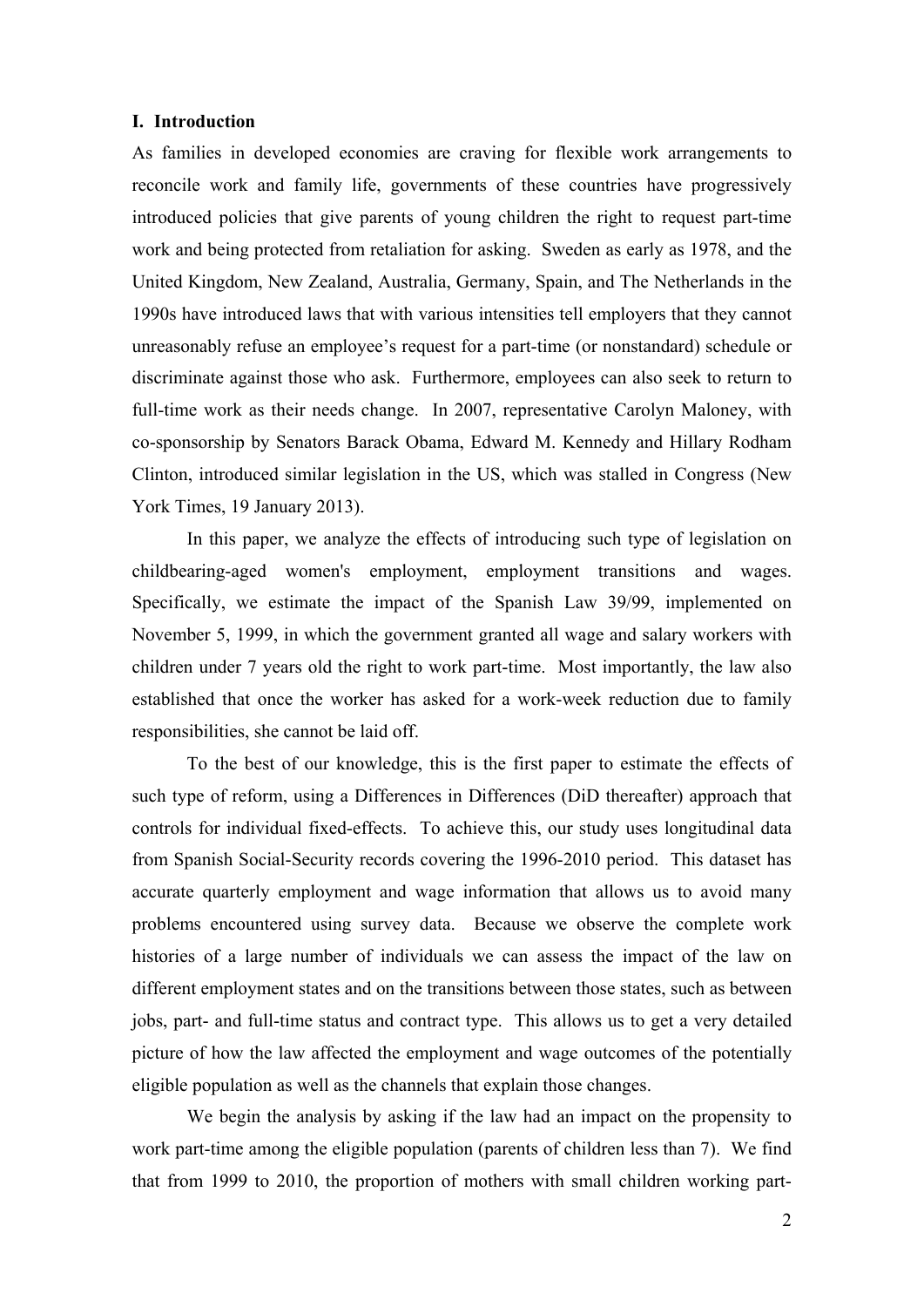## I. Introduction

As families in developed economies are craving for flexible work arrangements to reconcile work and family life, governments of these countries have progressively introduced policies that give parents of young children the right to request part-time work and being protected from retaliation for asking. Sweden as early as 1978, and the United Kingdom, New Zealand, Australia, Germany, Spain, and The Netherlands in the 1990s have introduced laws that with various intensities tell employers that they cannot unreasonably refuse an employee's request for a part-time (or nonstandard) schedule or discriminate against those who ask. Furthermore, employees can also seek to return to full-time work as their needs change. In 2007, representative Carolyn Maloney, with co-sponsorship by Senators Barack Obama, Edward M. Kennedy and Hillary Rodham Clinton, introduced similar legislation in the US, which was stalled in Congress (New York Times, 19 January 2013).

In this paper, we analyze the effects of introducing such type of legislation on childbearing-aged women's employment, employment transitions and wages. Specifically, we estimate the impact of the Spanish Law 39/99, implemented on November 5, 1999, in which the government granted all wage and salary workers with children under 7 years old the right to work part-time. Most importantly, the law also established that once the worker has asked for a work-week reduction due to family responsibilities, she cannot be laid off.

To the best of our knowledge, this is the first paper to estimate the effects of such type of reform, using a Differences in Differences (DiD thereafter) approach that controls for individual fixed-effects. To achieve this, our study uses longitudinal data from Spanish Social-Security records covering the 1996-2010 period. This dataset has accurate quarterly employment and wage information that allows us to avoid many problems encountered using survey data. Because we observe the complete work histories of a large number of individuals we can assess the impact of the law on different employment states and on the transitions between those states, such as between jobs, part- and full-time status and contract type. This allows us to get a very detailed picture of how the law affected the employment and wage outcomes of the potentially eligible population as well as the channels that explain those changes.

We begin the analysis by asking if the law had an impact on the propensity to work part-time among the eligible population (parents of children less than 7). We find that from 1999 to 2010, the proportion of mothers with small children working part-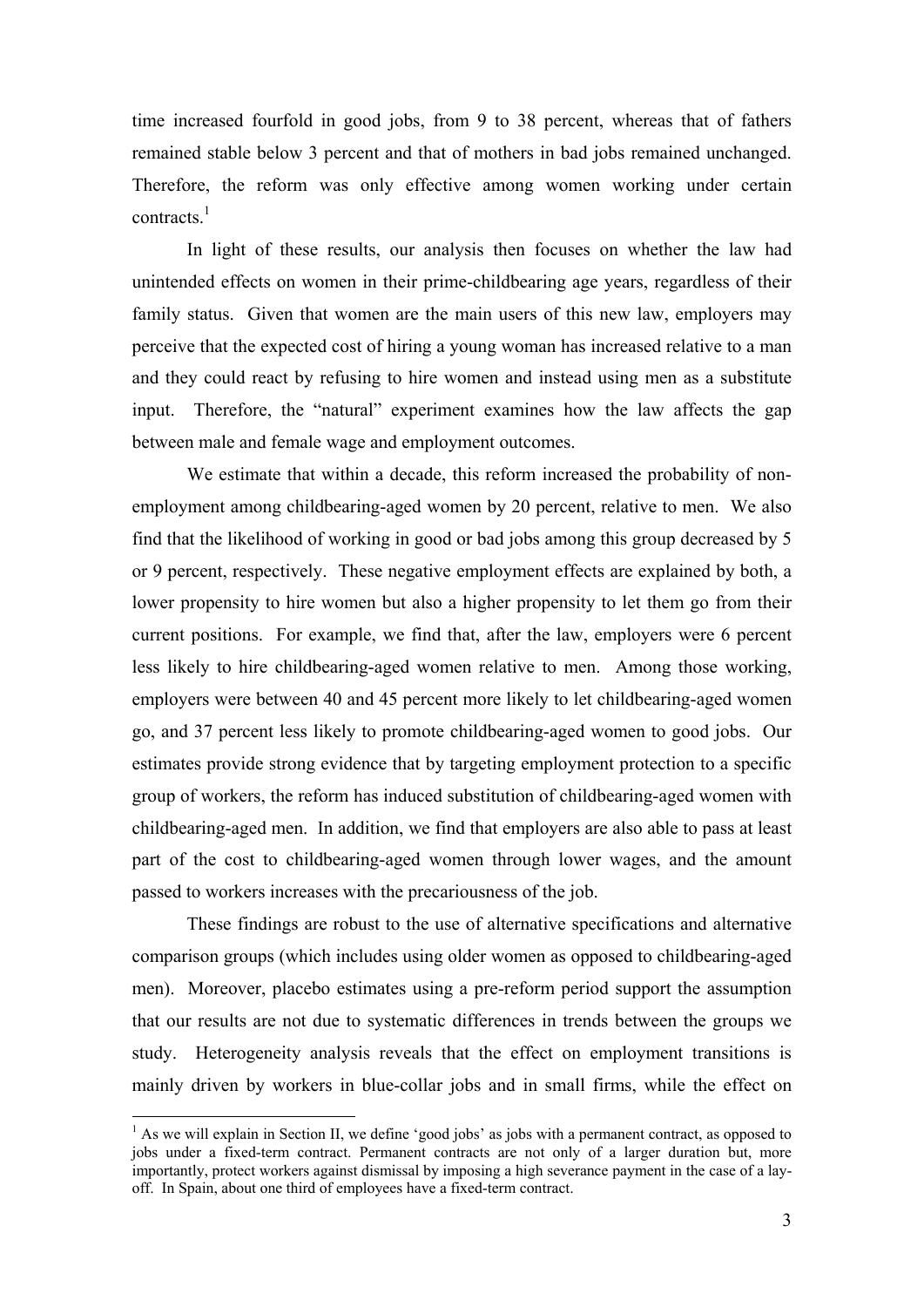time increased fourfold in good jobs, from 9 to 38 percent, whereas that of fathers remained stable below 3 percent and that of mothers in bad jobs remained unchanged. Therefore, the reform was only effective among women working under certain contracts.[1]

In light of these results, our analysis then focuses on whether the law had unintended effects on women in their prime-childbearing age years, regardless of their family status. Given that women are the main users of this new law, employers may perceive that the expected cost of hiring a young woman has increased relative to a man and they could react by refusing to hire women and instead using men as a substitute input. Therefore, the "natural" experiment examines how the law affects the gap between male and female wage and employment outcomes.

We estimate that within a decade, this reform increased the probability of non-employment among childbearing-aged women by 20 percent, relative to men. We also find that the likelihood of working in good or bad jobs among this group decreased by 5 or 9 percent, respectively. These negative employment effects are explained by both, a lower propensity to hire women but also a higher propensity to let them go from their current positions. For example, we find that, after the law, employers were 6 percent less likely to hire childbearing-aged women relative to men. Among those working, employers were between 40 and 45 percent more likely to let childbearing-aged women go, and 37 percent less likely to promote childbearing-aged women to good jobs. Our estimates provide strong evidence that by targeting employment protection to a specific group of workers, the reform has induced substitution of childbearing-aged women with childbearing-aged men. In addition, we find that employers are also able to pass at least part of the cost to childbearing-aged women through lower wages, and the amount passed to workers increases with the precariousness of the job.

These findings are robust to the use of alternative specifications and alternative comparison groups (which includes using older women as opposed to childbearing-aged men). Moreover, placebo estimates using a pre-reform period support the assumption that our results are not due to systematic differences in trends between the groups we study. Heterogeneity analysis reveals that the effect on employment transitions is mainly driven by workers in blue-collar jobs and in small firms, while the effect on

---

[1] As we will explain in Section II, we define 'good jobs' as jobs with a permanent contract, as opposed to jobs under a fixed-term contract. Permanent contracts are not only of a larger duration but, more importantly, protect workers against dismissal by imposing a high severance payment in the case of a lay-off. In Spain, about one third of employees have a fixed-term contract.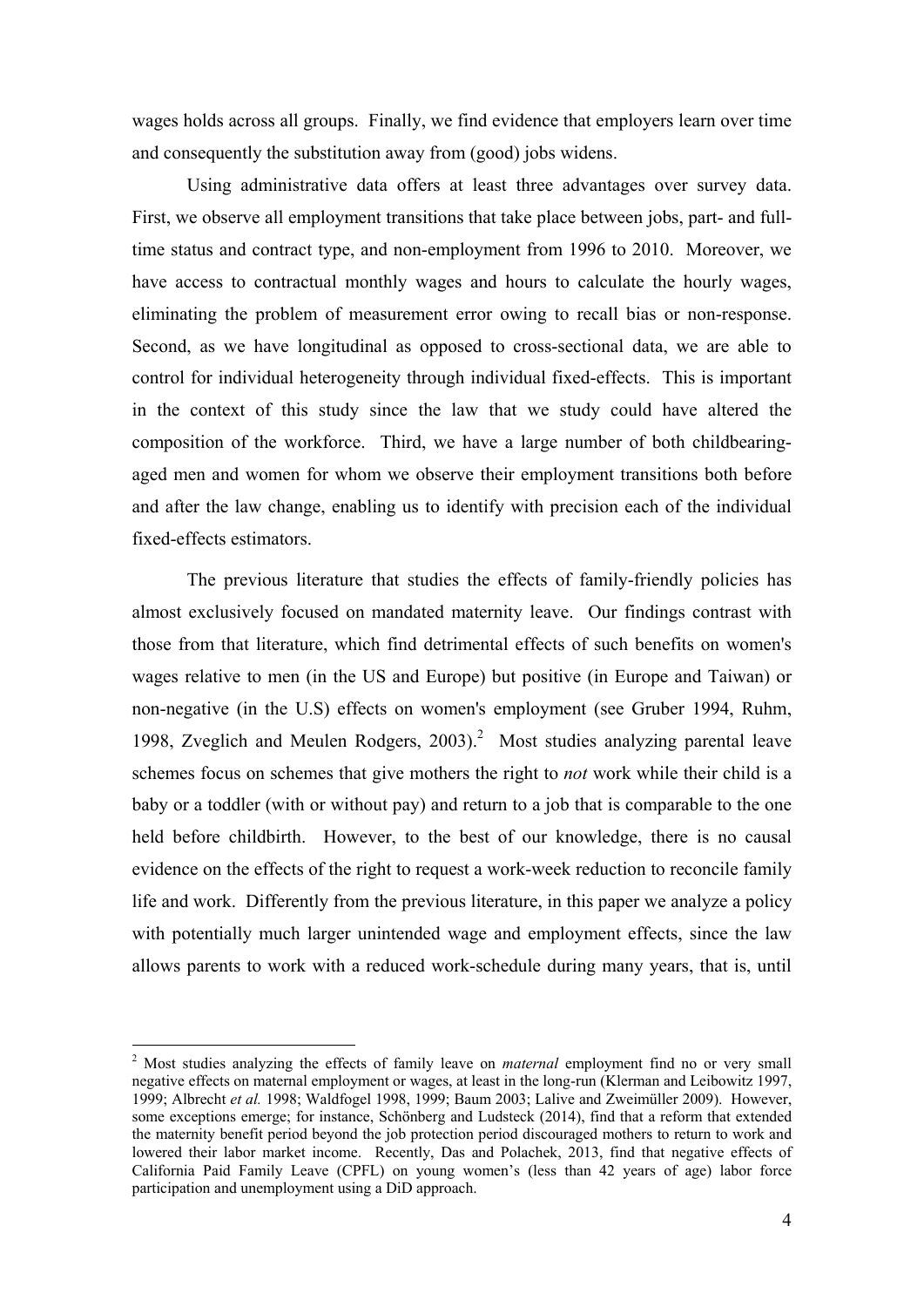wages holds across all groups. Finally, we find evidence that employers learn over time and consequently the substitution away from (good) jobs widens.

Using administrative data offers at least three advantages over survey data. First, we observe all employment transitions that take place between jobs, part- and full-time status and contract type, and non-employment from 1996 to 2010. Moreover, we have access to contractual monthly wages and hours to calculate the hourly wages, eliminating the problem of measurement error owing to recall bias or non-response. Second, as we have longitudinal as opposed to cross-sectional data, we are able to control for individual heterogeneity through individual fixed-effects. This is important in the context of this study since the law that we study could have altered the composition of the workforce. Third, we have a large number of both childbearing-aged men and women for whom we observe their employment transitions both before and after the law change, enabling us to identify with precision each of the individual fixed-effects estimators.

The previous literature that studies the effects of family-friendly policies has almost exclusively focused on mandated maternity leave. Our findings contrast with those from that literature, which find detrimental effects of such benefits on women's wages relative to men (in the US and Europe) but positive (in Europe and Taiwan) or non-negative (in the U.S) effects on women's employment (see Gruber 1994, Ruhm, 1998, Zveglich and Meulen Rodgers, 2003).[2] Most studies analyzing parental leave schemes focus on schemes that give mothers the right to *not* work while their child is a baby or a toddler (with or without pay) and return to a job that is comparable to the one held before childbirth. However, to the best of our knowledge, there is no causal evidence on the effects of the right to request a work-week reduction to reconcile family life and work. Differently from the previous literature, in this paper we analyze a policy with potentially much larger unintended wage and employment effects, since the law allows parents to work with a reduced work-schedule during many years, that is, until

[2] Most studies analyzing the effects of family leave on *maternal* employment find no or very small negative effects on maternal employment or wages, at least in the long-run (Klerman and Leibowitz 1997, 1999; Albrecht *et al.* 1998; Waldfogel 1998, 1999; Baum 2003; Lalive and Zweimüller 2009). However, some exceptions emerge; for instance, Schönberg and Ludsteck (2014), find that a reform that extended the maternity benefit period beyond the job protection period discouraged mothers to return to work and lowered their labor market income. Recently, Das and Polachek, 2013, find that negative effects of California Paid Family Leave (CPFL) on young women's (less than 42 years of age) labor force participation and unemployment using a DiD approach.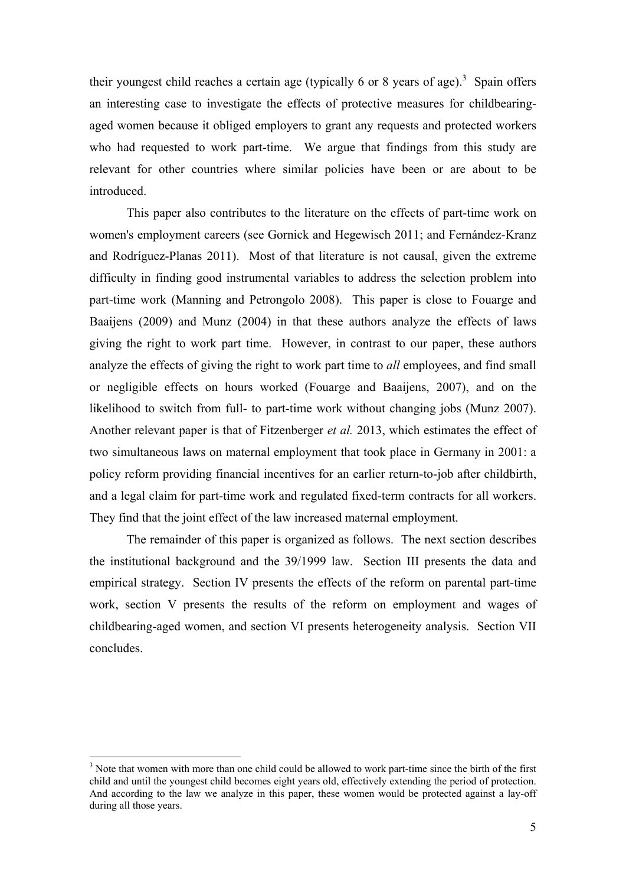their youngest child reaches a certain age (typically 6 or 8 years of age).[3] Spain offers an interesting case to investigate the effects of protective measures for childbearing-aged women because it obliged employers to grant any requests and protected workers who had requested to work part-time. We argue that findings from this study are relevant for other countries where similar policies have been or are about to be introduced.

This paper also contributes to the literature on the effects of part-time work on women's employment careers (see Gornick and Hegewisch 2011; and Fernández-Kranz and Rodríguez-Planas 2011). Most of that literature is not causal, given the extreme difficulty in finding good instrumental variables to address the selection problem into part-time work (Manning and Petrongolo 2008). This paper is close to Fouarge and Baaijens (2009) and Munz (2004) in that these authors analyze the effects of laws giving the right to work part time. However, in contrast to our paper, these authors analyze the effects of giving the right to work part time to *all* employees, and find small or negligible effects on hours worked (Fouarge and Baaijens, 2007), and on the likelihood to switch from full- to part-time work without changing jobs (Munz 2007). Another relevant paper is that of Fitzenberger *et al.* 2013, which estimates the effect of two simultaneous laws on maternal employment that took place in Germany in 2001: a policy reform providing financial incentives for an earlier return-to-job after childbirth, and a legal claim for part-time work and regulated fixed-term contracts for all workers. They find that the joint effect of the law increased maternal employment.

The remainder of this paper is organized as follows. The next section describes the institutional background and the 39/1999 law. Section III presents the data and empirical strategy. Section IV presents the effects of the reform on parental part-time work, section V presents the results of the reform on employment and wages of childbearing-aged women, and section VI presents heterogeneity analysis. Section VII concludes.

[3] Note that women with more than one child could be allowed to work part-time since the birth of the first child and until the youngest child becomes eight years old, effectively extending the period of protection. And according to the law we analyze in this paper, these women would be protected against a lay-off during all those years.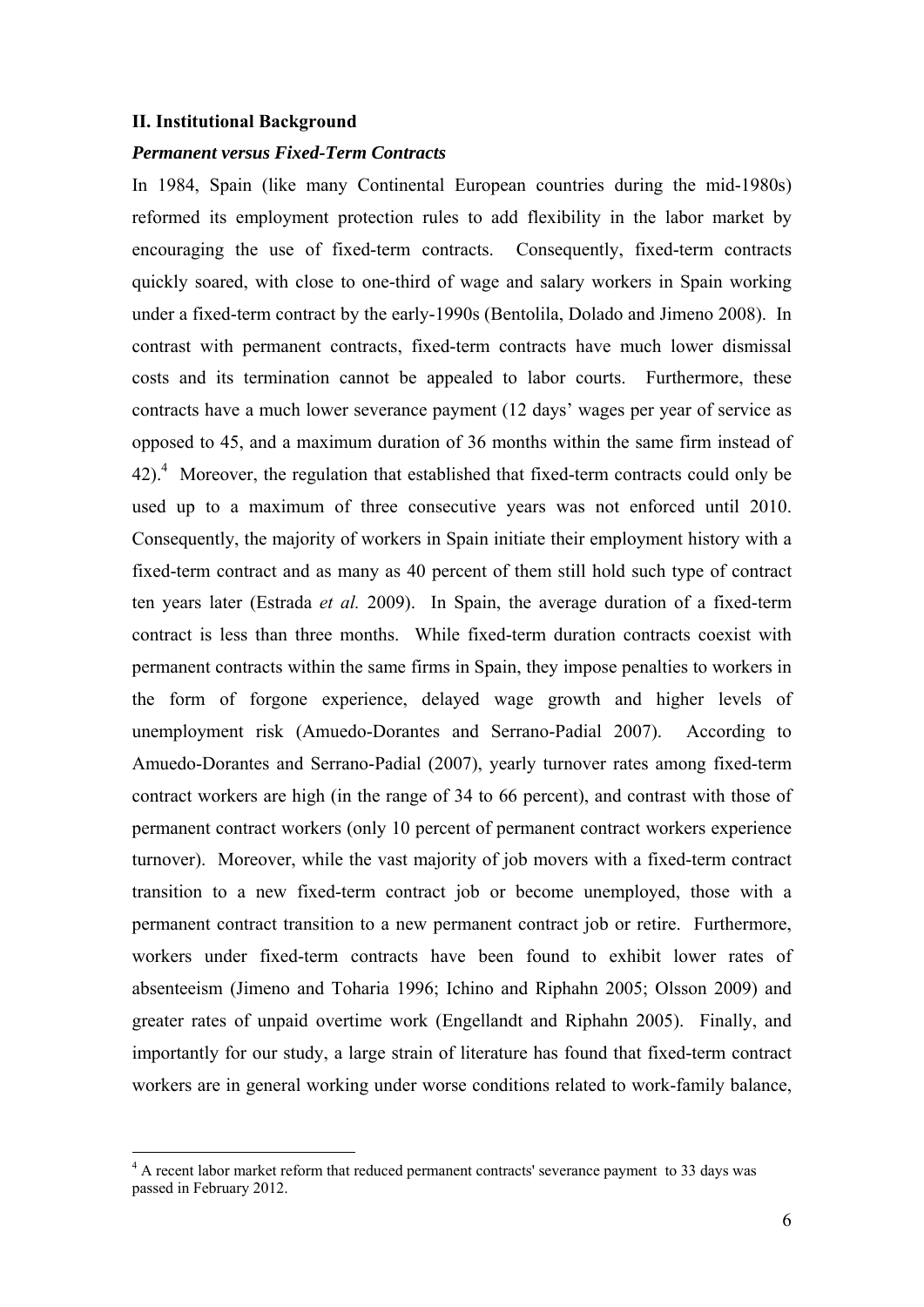## II. Institutional Background

### *Permanent versus Fixed-Term Contracts*

In 1984, Spain (like many Continental European countries during the mid-1980s) reformed its employment protection rules to add flexibility in the labor market by encouraging the use of fixed-term contracts. Consequently, fixed-term contracts quickly soared, with close to one-third of wage and salary workers in Spain working under a fixed-term contract by the early-1990s (Bentolila, Dolado and Jimeno 2008). In contrast with permanent contracts, fixed-term contracts have much lower dismissal costs and its termination cannot be appealed to labor courts. Furthermore, these contracts have a much lower severance payment (12 days' wages per year of service as opposed to 45, and a maximum duration of 36 months within the same firm instead of 42).[4] Moreover, the regulation that established that fixed-term contracts could only be used up to a maximum of three consecutive years was not enforced until 2010. Consequently, the majority of workers in Spain initiate their employment history with a fixed-term contract and as many as 40 percent of them still hold such type of contract ten years later (Estrada *et al.* 2009). In Spain, the average duration of a fixed-term contract is less than three months. While fixed-term duration contracts coexist with permanent contracts within the same firms in Spain, they impose penalties to workers in the form of forgone experience, delayed wage growth and higher levels of unemployment risk (Amuedo-Dorantes and Serrano-Padial 2007). According to Amuedo-Dorantes and Serrano-Padial (2007), yearly turnover rates among fixed-term contract workers are high (in the range of 34 to 66 percent), and contrast with those of permanent contract workers (only 10 percent of permanent contract workers experience turnover). Moreover, while the vast majority of job movers with a fixed-term contract transition to a new fixed-term contract job or become unemployed, those with a permanent contract transition to a new permanent contract job or retire. Furthermore, workers under fixed-term contracts have been found to exhibit lower rates of absenteeism (Jimeno and Toharia 1996; Ichino and Riphahn 2005; Olsson 2009) and greater rates of unpaid overtime work (Engellandt and Riphahn 2005). Finally, and importantly for our study, a large strain of literature has found that fixed-term contract workers are in general working under worse conditions related to work-family balance,

[4] A recent labor market reform that reduced permanent contracts' severance payment to 33 days was passed in February 2012.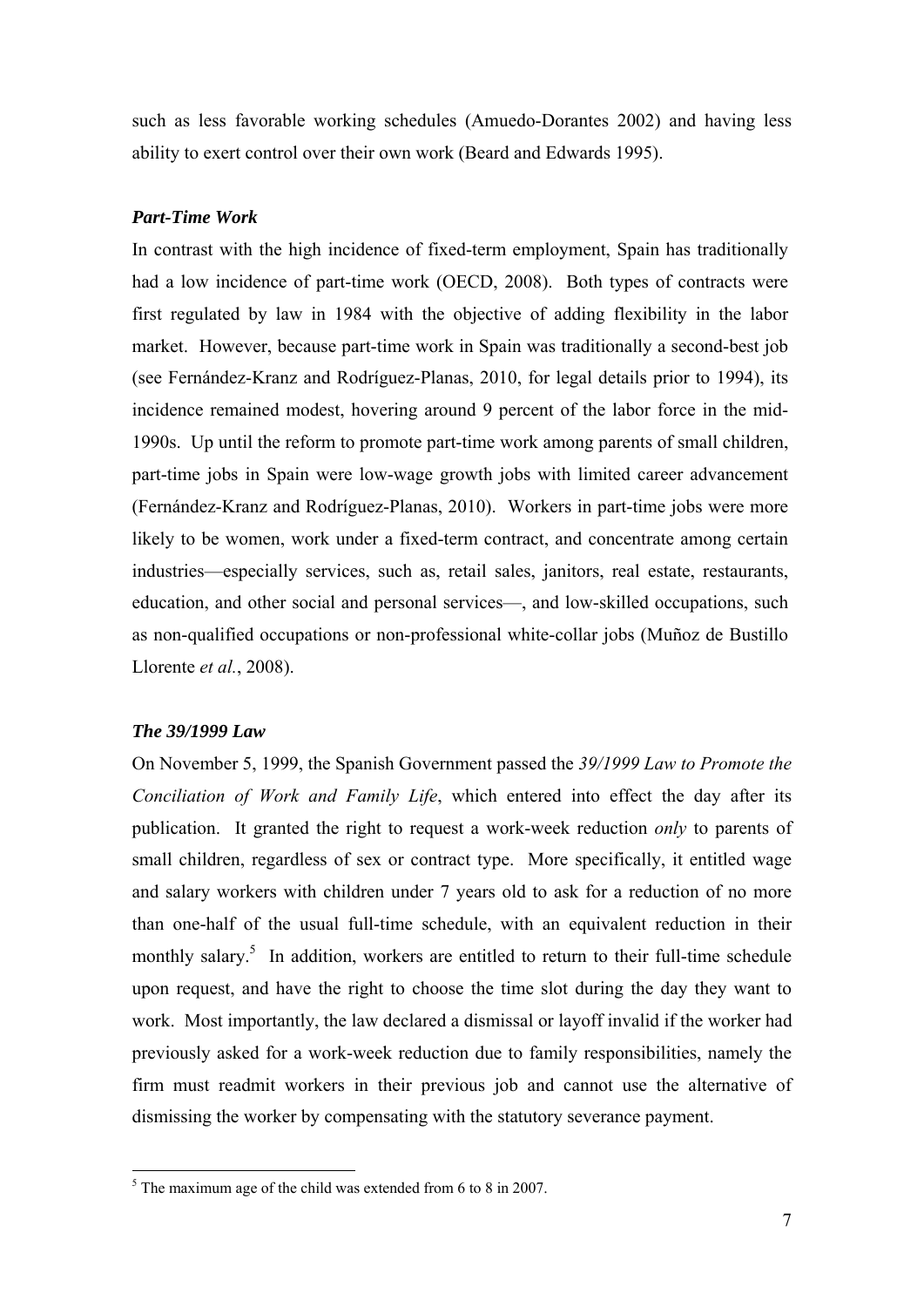such as less favorable working schedules (Amuedo-Dorantes 2002) and having less ability to exert control over their own work (Beard and Edwards 1995).

### *Part-Time Work*

In contrast with the high incidence of fixed-term employment, Spain has traditionally had a low incidence of part-time work (OECD, 2008). Both types of contracts were first regulated by law in 1984 with the objective of adding flexibility in the labor market. However, because part-time work in Spain was traditionally a second-best job (see Fernández-Kranz and Rodríguez-Planas, 2010, for legal details prior to 1994), its incidence remained modest, hovering around 9 percent of the labor force in the mid-1990s. Up until the reform to promote part-time work among parents of small children, part-time jobs in Spain were low-wage growth jobs with limited career advancement (Fernández-Kranz and Rodríguez-Planas, 2010). Workers in part-time jobs were more likely to be women, work under a fixed-term contract, and concentrate among certain industries—especially services, such as, retail sales, janitors, real estate, restaurants, education, and other social and personal services—, and low-skilled occupations, such as non-qualified occupations or non-professional white-collar jobs (Muñoz de Bustillo Llorente *et al.*, 2008).

### *The 39/1999 Law*

On November 5, 1999, the Spanish Government passed the *39/1999 Law to Promote the Conciliation of Work and Family Life*, which entered into effect the day after its publication. It granted the right to request a work-week reduction *only* to parents of small children, regardless of sex or contract type. More specifically, it entitled wage and salary workers with children under 7 years old to ask for a reduction of no more than one-half of the usual full-time schedule, with an equivalent reduction in their monthly salary.[5] In addition, workers are entitled to return to their full-time schedule upon request, and have the right to choose the time slot during the day they want to work. Most importantly, the law declared a dismissal or layoff invalid if the worker had previously asked for a work-week reduction due to family responsibilities, namely the firm must readmit workers in their previous job and cannot use the alternative of dismissing the worker by compensating with the statutory severance payment.

[5] The maximum age of the child was extended from 6 to 8 in 2007.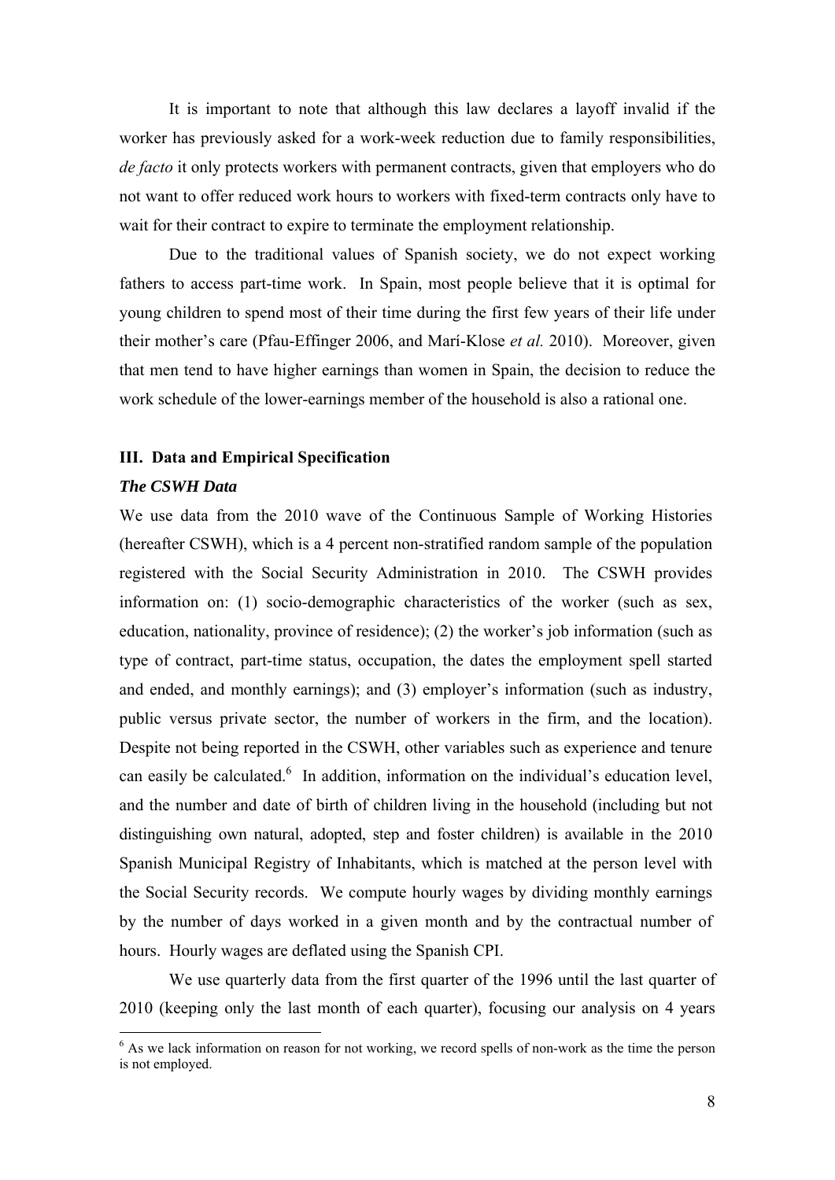It is important to note that although this law declares a layoff invalid if the worker has previously asked for a work-week reduction due to family responsibilities, *de facto* it only protects workers with permanent contracts, given that employers who do not want to offer reduced work hours to workers with fixed-term contracts only have to wait for their contract to expire to terminate the employment relationship.

Due to the traditional values of Spanish society, we do not expect working fathers to access part-time work. In Spain, most people believe that it is optimal for young children to spend most of their time during the first few years of their life under their mother's care (Pfau-Effinger 2006, and Marí-Klose *et al.* 2010). Moreover, given that men tend to have higher earnings than women in Spain, the decision to reduce the work schedule of the lower-earnings member of the household is also a rational one.

## III. Data and Empirical Specification

### *The CSWH Data*

We use data from the 2010 wave of the Continuous Sample of Working Histories (hereafter CSWH), which is a 4 percent non-stratified random sample of the population registered with the Social Security Administration in 2010. The CSWH provides information on: (1) socio-demographic characteristics of the worker (such as sex, education, nationality, province of residence); (2) the worker's job information (such as type of contract, part-time status, occupation, the dates the employment spell started and ended, and monthly earnings); and (3) employer's information (such as industry, public versus private sector, the number of workers in the firm, and the location). Despite not being reported in the CSWH, other variables such as experience and tenure can easily be calculated.[6] In addition, information on the individual's education level, and the number and date of birth of children living in the household (including but not distinguishing own natural, adopted, step and foster children) is available in the 2010 Spanish Municipal Registry of Inhabitants, which is matched at the person level with the Social Security records. We compute hourly wages by dividing monthly earnings by the number of days worked in a given month and by the contractual number of hours. Hourly wages are deflated using the Spanish CPI.

We use quarterly data from the first quarter of the 1996 until the last quarter of 2010 (keeping only the last month of each quarter), focusing our analysis on 4 years

[6] As we lack information on reason for not working, we record spells of non-work as the time the person is not employed.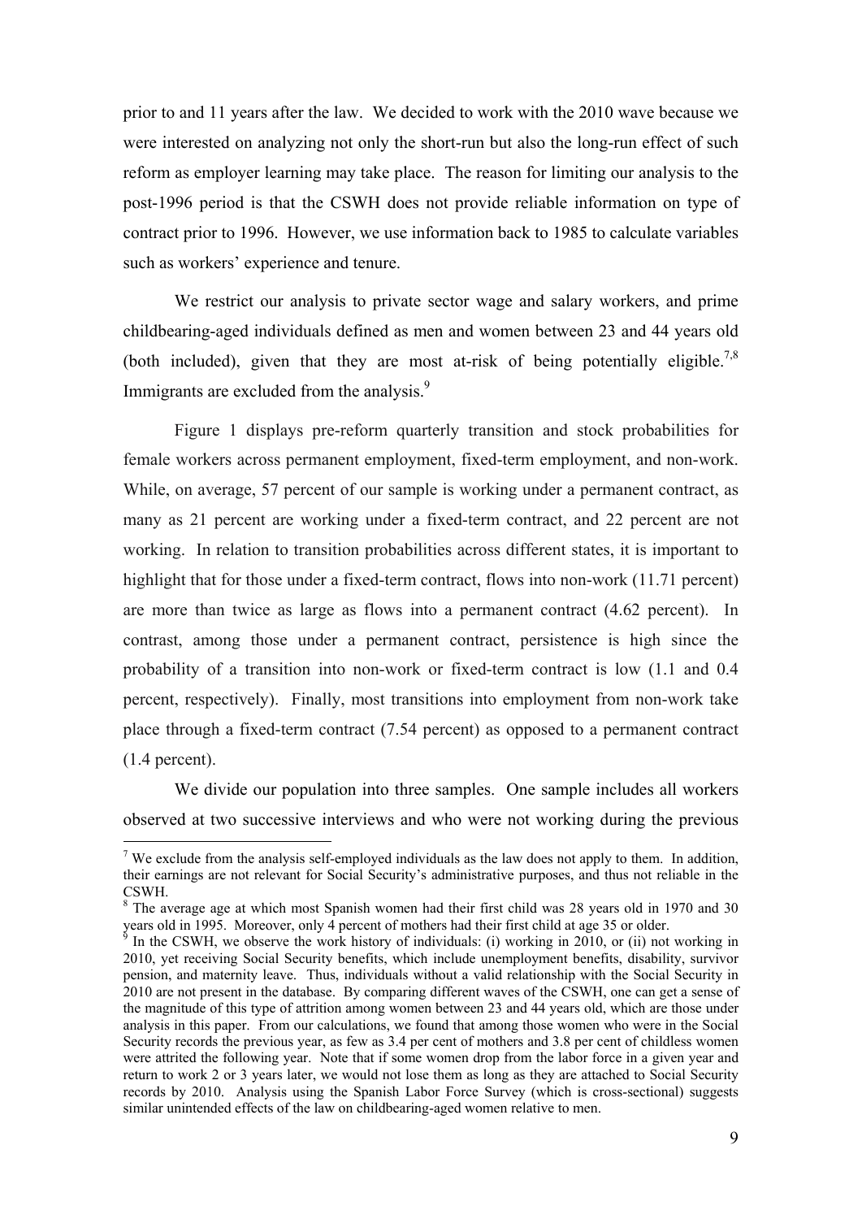prior to and 11 years after the law. We decided to work with the 2010 wave because we were interested on analyzing not only the short-run but also the long-run effect of such reform as employer learning may take place. The reason for limiting our analysis to the post-1996 period is that the CSWH does not provide reliable information on type of contract prior to 1996. However, we use information back to 1985 to calculate variables such as workers' experience and tenure.

We restrict our analysis to private sector wage and salary workers, and prime childbearing-aged individuals defined as men and women between 23 and 44 years old (both included), given that they are most at-risk of being potentially eligible.[7,8] Immigrants are excluded from the analysis.[9]

Figure 1 displays pre-reform quarterly transition and stock probabilities for female workers across permanent employment, fixed-term employment, and non-work. While, on average, 57 percent of our sample is working under a permanent contract, as many as 21 percent are working under a fixed-term contract, and 22 percent are not working. In relation to transition probabilities across different states, it is important to highlight that for those under a fixed-term contract, flows into non-work (11.71 percent) are more than twice as large as flows into a permanent contract (4.62 percent). In contrast, among those under a permanent contract, persistence is high since the probability of a transition into non-work or fixed-term contract is low (1.1 and 0.4 percent, respectively). Finally, most transitions into employment from non-work take place through a fixed-term contract (7.54 percent) as opposed to a permanent contract (1.4 percent).

We divide our population into three samples. One sample includes all workers observed at two successive interviews and who were not working during the previous

[7] We exclude from the analysis self-employed individuals as the law does not apply to them. In addition, their earnings are not relevant for Social Security's administrative purposes, and thus not reliable in the CSWH.

[8] The average age at which most Spanish women had their first child was 28 years old in 1970 and 30 years old in 1995. Moreover, only 4 percent of mothers had their first child at age 35 or older.

[9] In the CSWH, we observe the work history of individuals: (i) working in 2010, or (ii) not working in 2010, yet receiving Social Security benefits, which include unemployment benefits, disability, survivor pension, and maternity leave. Thus, individuals without a valid relationship with the Social Security in 2010 are not present in the database. By comparing different waves of the CSWH, one can get a sense of the magnitude of this type of attrition among women between 23 and 44 years old, which are those under analysis in this paper. From our calculations, we found that among those women who were in the Social Security records the previous year, as few as 3.4 per cent of mothers and 3.8 per cent of childless women were attrited the following year. Note that if some women drop from the labor force in a given year and return to work 2 or 3 years later, we would not lose them as long as they are attached to Social Security records by 2010. Analysis using the Spanish Labor Force Survey (which is cross-sectional) suggests similar unintended effects of the law on childbearing-aged women relative to men.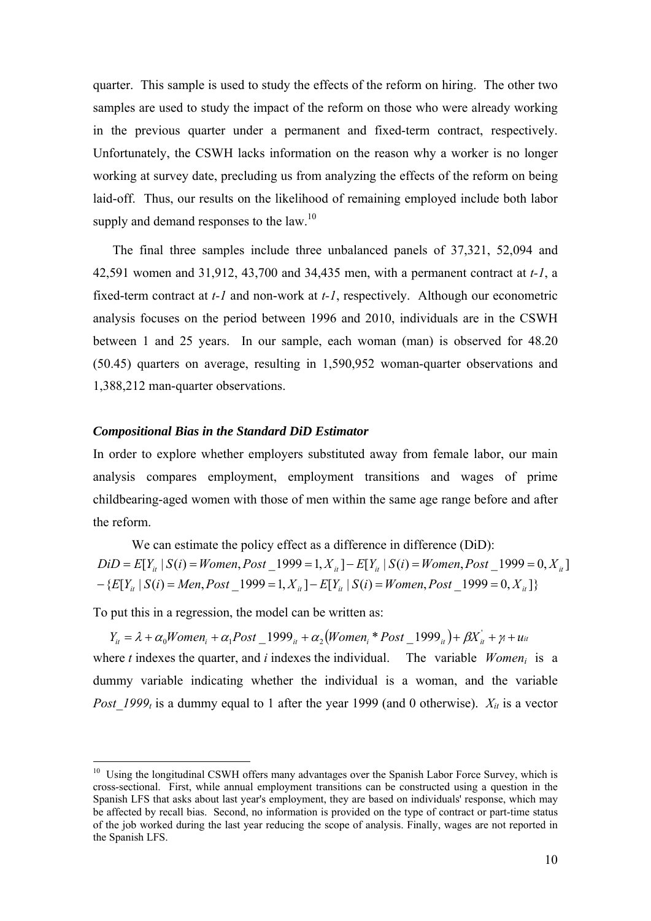quarter. This sample is used to study the effects of the reform on hiring. The other two samples are used to study the impact of the reform on those who were already working in the previous quarter under a permanent and fixed-term contract, respectively. Unfortunately, the CSWH lacks information on the reason why a worker is no longer working at survey date, precluding us from analyzing the effects of the reform on being laid-off. Thus, our results on the likelihood of remaining employed include both labor supply and demand responses to the law.[10]

The final three samples include three unbalanced panels of 37,321, 52,094 and 42,591 women and 31,912, 43,700 and 34,435 men, with a permanent contract at *t-1*, a fixed-term contract at *t-1* and non-work at *t-1*, respectively. Although our econometric analysis focuses on the period between 1996 and 2010, individuals are in the CSWH between 1 and 25 years. In our sample, each woman (man) is observed for 48.20 (50.45) quarters on average, resulting in 1,590,952 woman-quarter observations and 1,388,212 man-quarter observations.

### *Compositional Bias in the Standard DiD Estimator*

In order to explore whether employers substituted away from female labor, our main analysis compares employment, employment transitions and wages of prime childbearing-aged women with those of men within the same age range before and after the reform.

We can estimate the policy effect as a difference in difference (DiD):

$$DiD = E[Y_{it} \mid S(i) = Women, Post\_1999 = 1, X_{it}] - E[Y_{it} \mid S(i) = Women, Post\_1999 = 0, X_{it}]$$
$$-\{E[Y_{it} \mid S(i) = Men, Post\_1999 = 1, X_{it}] - E[Y_{it} \mid S(i) = Women, Post\_1999 = 0, X_{it}]\}$$

To put this in a regression, the model can be written as:

$$Y_{it} = \lambda + \alpha_0 Women_i + \alpha_1 Post\_1999_{it} + \alpha_2 (Women_i * Post\_1999_{it}) + \beta X_{it}^{'} + \gamma_t + u_{it}$$

where *t* indexes the quarter, and *i* indexes the individual. The variable $Women_i$ is a dummy variable indicating whether the individual is a woman, and the variable $Post\_1999_t$ is a dummy equal to 1 after the year 1999 (and 0 otherwise). $X_{it}$ is a vector

---

[10] Using the longitudinal CSWH offers many advantages over the Spanish Labor Force Survey, which is cross-sectional. First, while annual employment transitions can be constructed using a question in the Spanish LFS that asks about last year's employment, they are based on individuals' response, which may be affected by recall bias. Second, no information is provided on the type of contract or part-time status of the job worked during the last year reducing the scope of analysis. Finally, wages are not reported in the Spanish LFS.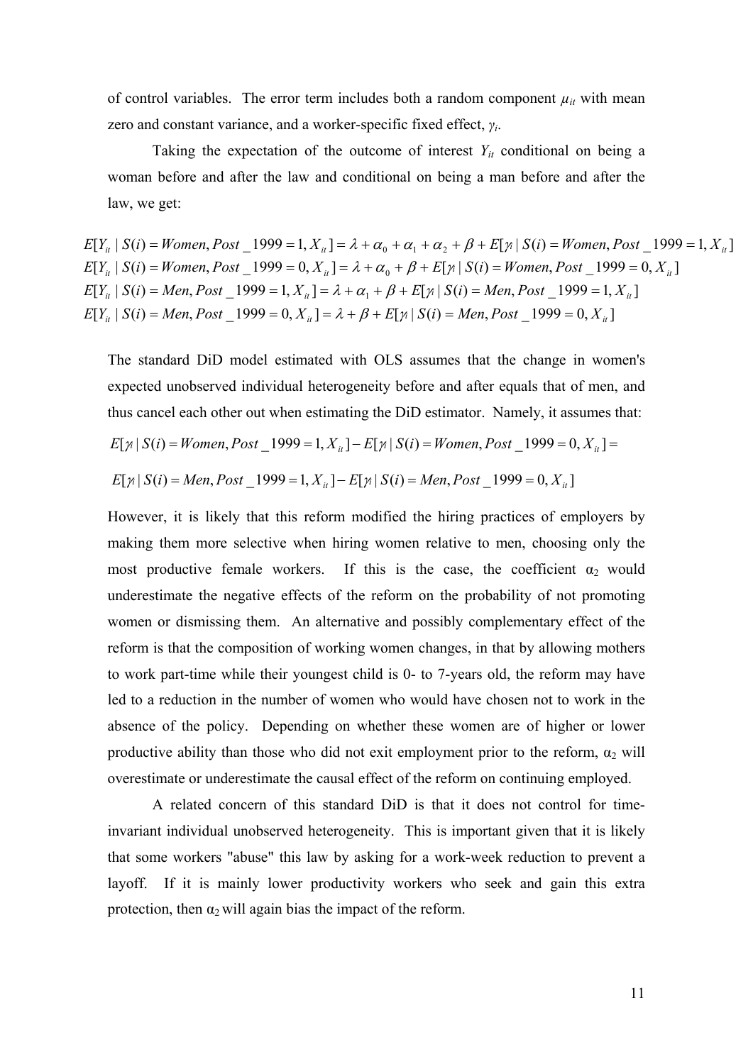of control variables. The error term includes both a random component $\mu_{it}$ with mean zero and constant variance, and a worker-specific fixed effect, $\gamma_i$.

Taking the expectation of the outcome of interest $Y_{it}$ conditional on being a woman before and after the law and conditional on being a man before and after the law, we get:

$$E[Y_{it} \mid S(i) = Women, Post\_1999 = 1, X_{it}] = \lambda + \alpha_0 + \alpha_1 + \alpha_2 + \beta + E[\gamma_i \mid S(i) = Women, Post\_1999 = 1, X_{it}]$$
$$E[Y_{it} \mid S(i) = Women, Post\_1999 = 0, X_{it}] = \lambda + \alpha_0 + \beta + E[\gamma_i \mid S(i) = Women, Post\_1999 = 0, X_{it}]$$
$$E[Y_{it} \mid S(i) = Men, Post\_1999 = 1, X_{it}] = \lambda + \alpha_1 + \beta + E[\gamma_i \mid S(i) = Men, Post\_1999 = 1, X_{it}]$$
$$E[Y_{it} \mid S(i) = Men, Post\_1999 = 0, X_{it}] = \lambda + \beta + E[\gamma_i \mid S(i) = Men, Post\_1999 = 0, X_{it}]$$

The standard DiD model estimated with OLS assumes that the change in women's expected unobserved individual heterogeneity before and after equals that of men, and thus cancel each other out when estimating the DiD estimator. Namely, it assumes that:

$$E[\gamma_i \mid S(i) = Women, Post\_1999 = 1, X_{it}] - E[\gamma_i \mid S(i) = Women, Post\_1999 = 0, X_{it}] =$$

$$E[\gamma_i \mid S(i) = Men, Post\_1999 = 1, X_{it}] - E[\gamma_i \mid S(i) = Men, Post\_1999 = 0, X_{it}]$$

However, it is likely that this reform modified the hiring practices of employers by making them more selective when hiring women relative to men, choosing only the most productive female workers. If this is the case, the coefficient $\alpha_2$ would underestimate the negative effects of the reform on the probability of not promoting women or dismissing them. An alternative and possibly complementary effect of the reform is that the composition of working women changes, in that by allowing mothers to work part-time while their youngest child is 0- to 7-years old, the reform may have led to a reduction in the number of women who would have chosen not to work in the absence of the policy. Depending on whether these women are of higher or lower productive ability than those who did not exit employment prior to the reform, $\alpha_2$ will overestimate or underestimate the causal effect of the reform on continuing employed.

A related concern of this standard DiD is that it does not control for time-invariant individual unobserved heterogeneity. This is important given that it is likely that some workers "abuse" this law by asking for a work-week reduction to prevent a layoff. If it is mainly lower productivity workers who seek and gain this extra protection, then $\alpha_2$ will again bias the impact of the reform.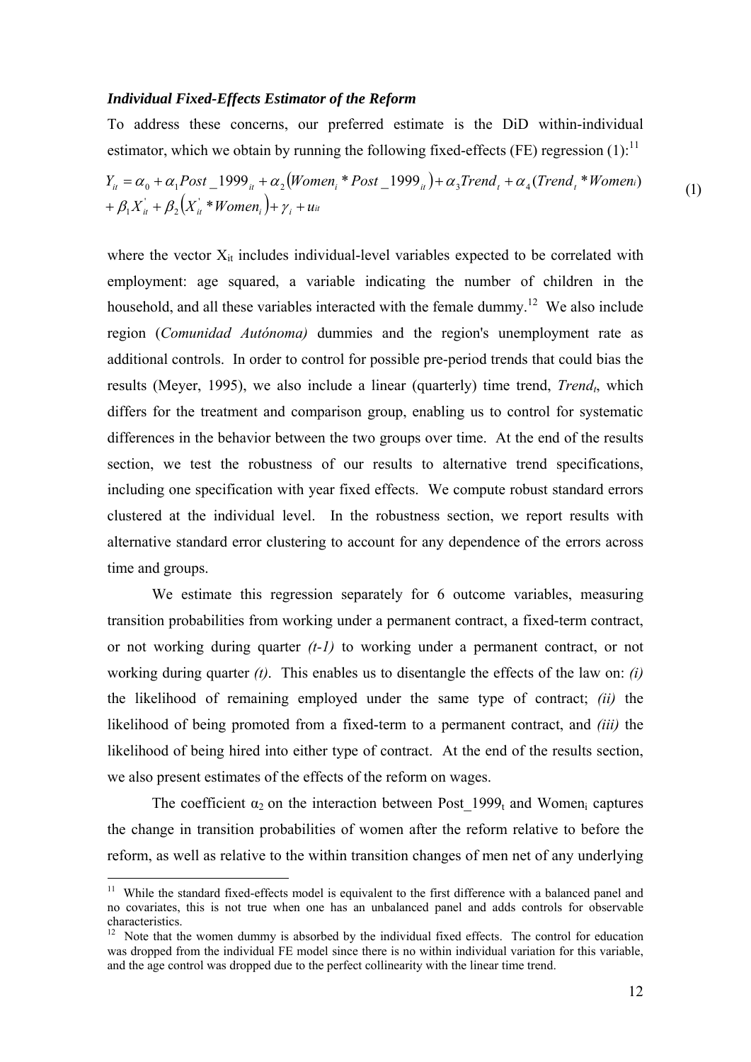### *Individual Fixed-Effects Estimator of the Reform*

To address these concerns, our preferred estimate is the DiD within-individual estimator, which we obtain by running the following fixed-effects (FE) regression (1):[11]

$$
\begin{aligned}
Y_{it} &= \alpha_0 + \alpha_1 Post\_1999_{it} + \alpha_2 \left(Women_i * Post\_1999_{it}\right) + \alpha_3 Trend_t + \alpha_4 (Trend_t * Women_i) \\
&+ \beta_1 X_{it}^{'} + \beta_2 \left(X_{it}^{'} * Women_i\right) + \gamma_i + u_{it}
\end{aligned} \tag{1}
$$

where the vector $X_{it}$ includes individual-level variables expected to be correlated with employment: age squared, a variable indicating the number of children in the household, and all these variables interacted with the female dummy.[12] We also include region (*Comunidad Autónoma)* dummies and the region's unemployment rate as additional controls. In order to control for possible pre-period trends that could bias the results (Meyer, 1995), we also include a linear (quarterly) time trend, $Trend_t$, which differs for the treatment and comparison group, enabling us to control for systematic differences in the behavior between the two groups over time. At the end of the results section, we test the robustness of our results to alternative trend specifications, including one specification with year fixed effects. We compute robust standard errors clustered at the individual level. In the robustness section, we report results with alternative standard error clustering to account for any dependence of the errors across time and groups.

We estimate this regression separately for 6 outcome variables, measuring transition probabilities from working under a permanent contract, a fixed-term contract, or not working during quarter *(t-1)* to working under a permanent contract, or not working during quarter *(t)*. This enables us to disentangle the effects of the law on: *(i)* the likelihood of remaining employed under the same type of contract; *(ii)* the likelihood of being promoted from a fixed-term to a permanent contract, and *(iii)* the likelihood of being hired into either type of contract. At the end of the results section, we also present estimates of the effects of the reform on wages.

The coefficient $\alpha_2$ on the interaction between $Post\_1999_t$ and $Women_i$ captures the change in transition probabilities of women after the reform relative to before the reform, as well as relative to the within transition changes of men net of any underlying

---

[11] While the standard fixed-effects model is equivalent to the first difference with a balanced panel and no covariates, this is not true when one has an unbalanced panel and adds controls for observable characteristics.

[12] Note that the women dummy is absorbed by the individual fixed effects. The control for education was dropped from the individual FE model since there is no within individual variation for this variable, and the age control was dropped due to the perfect collinearity with the linear time trend.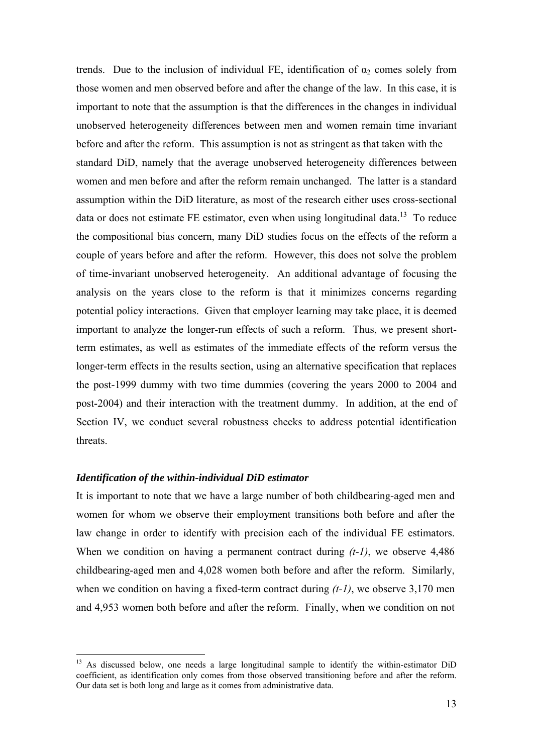trends. Due to the inclusion of individual FE, identification of $\alpha_2$ comes solely from those women and men observed before and after the change of the law. In this case, it is important to note that the assumption is that the differences in the changes in individual unobserved heterogeneity differences between men and women remain time invariant before and after the reform. This assumption is not as stringent as that taken with the standard DiD, namely that the average unobserved heterogeneity differences between women and men before and after the reform remain unchanged. The latter is a standard assumption within the DiD literature, as most of the research either uses cross-sectional data or does not estimate FE estimator, even when using longitudinal data.[13] To reduce the compositional bias concern, many DiD studies focus on the effects of the reform a couple of years before and after the reform. However, this does not solve the problem of time-invariant unobserved heterogeneity. An additional advantage of focusing the analysis on the years close to the reform is that it minimizes concerns regarding potential policy interactions. Given that employer learning may take place, it is deemed important to analyze the longer-run effects of such a reform. Thus, we present short-term estimates, as well as estimates of the immediate effects of the reform versus the longer-term effects in the results section, using an alternative specification that replaces the post-1999 dummy with two time dummies (covering the years 2000 to 2004 and post-2004) and their interaction with the treatment dummy. In addition, at the end of Section IV, we conduct several robustness checks to address potential identification threats.

***Identification of the within-individual DiD estimator***

It is important to note that we have a large number of both childbearing-aged men and women for whom we observe their employment transitions both before and after the law change in order to identify with precision each of the individual FE estimators. When we condition on having a permanent contract during *(t-1)*, we observe 4,486 childbearing-aged men and 4,028 women both before and after the reform. Similarly, when we condition on having a fixed-term contract during *(t-1)*, we observe 3,170 men and 4,953 women both before and after the reform. Finally, when we condition on not

---

[13] As discussed below, one needs a large longitudinal sample to identify the within-estimator DiD coefficient, as identification only comes from those observed transitioning before and after the reform. Our data set is both long and large as it comes from administrative data.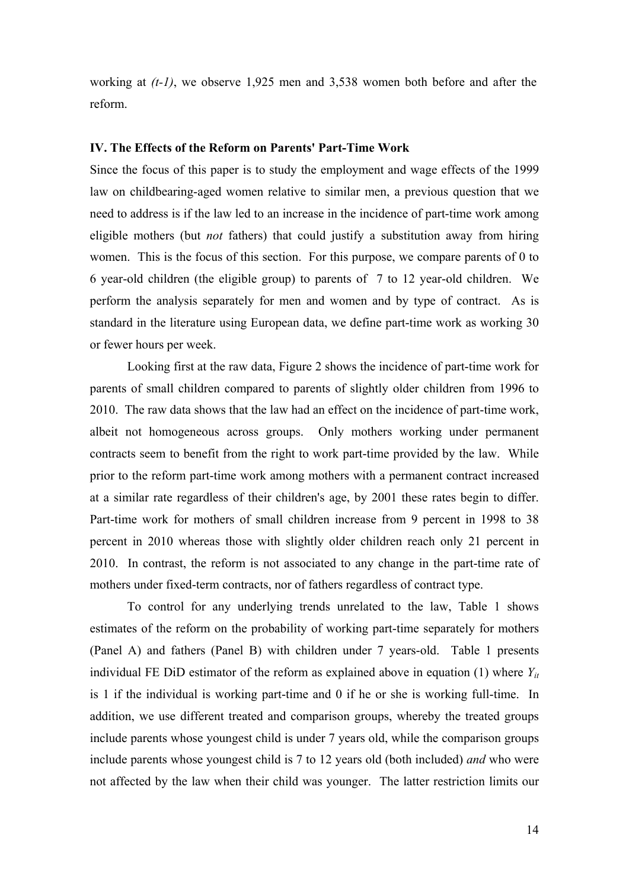working at *(t-1)*, we observe 1,925 men and 3,538 women both before and after the reform.

### IV. The Effects of the Reform on Parents' Part-Time Work

Since the focus of this paper is to study the employment and wage effects of the 1999 law on childbearing-aged women relative to similar men, a previous question that we need to address is if the law led to an increase in the incidence of part-time work among eligible mothers (but *not* fathers) that could justify a substitution away from hiring women. This is the focus of this section. For this purpose, we compare parents of 0 to 6 year-old children (the eligible group) to parents of 7 to 12 year-old children. We perform the analysis separately for men and women and by type of contract. As is standard in the literature using European data, we define part-time work as working 30 or fewer hours per week.

Looking first at the raw data, Figure 2 shows the incidence of part-time work for parents of small children compared to parents of slightly older children from 1996 to 2010. The raw data shows that the law had an effect on the incidence of part-time work, albeit not homogeneous across groups. Only mothers working under permanent contracts seem to benefit from the right to work part-time provided by the law. While prior to the reform part-time work among mothers with a permanent contract increased at a similar rate regardless of their children's age, by 2001 these rates begin to differ. Part-time work for mothers of small children increase from 9 percent in 1998 to 38 percent in 2010 whereas those with slightly older children reach only 21 percent in 2010. In contrast, the reform is not associated to any change in the part-time rate of mothers under fixed-term contracts, nor of fathers regardless of contract type.

To control for any underlying trends unrelated to the law, Table 1 shows estimates of the reform on the probability of working part-time separately for mothers (Panel A) and fathers (Panel B) with children under 7 years-old. Table 1 presents individual FE DiD estimator of the reform as explained above in equation (1) where $Y_{it}$ is 1 if the individual is working part-time and 0 if he or she is working full-time. In addition, we use different treated and comparison groups, whereby the treated groups include parents whose youngest child is under 7 years old, while the comparison groups include parents whose youngest child is 7 to 12 years old (both included) *and* who were not affected by the law when their child was younger. The latter restriction limits our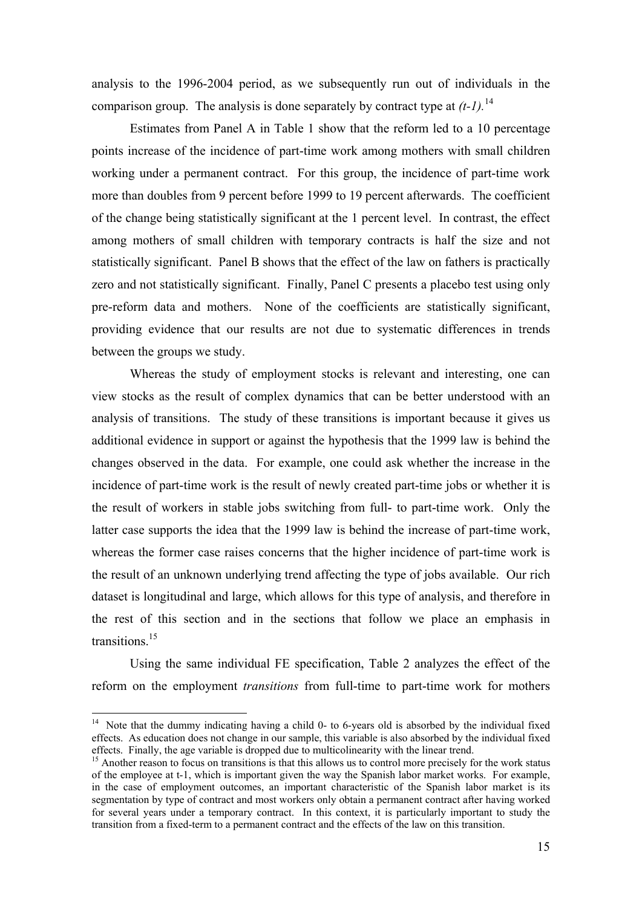analysis to the 1996-2004 period, as we subsequently run out of individuals in the comparison group. The analysis is done separately by contract type at *(t-1)*.[14]

Estimates from Panel A in Table 1 show that the reform led to a 10 percentage points increase of the incidence of part-time work among mothers with small children working under a permanent contract. For this group, the incidence of part-time work more than doubles from 9 percent before 1999 to 19 percent afterwards. The coefficient of the change being statistically significant at the 1 percent level. In contrast, the effect among mothers of small children with temporary contracts is half the size and not statistically significant. Panel B shows that the effect of the law on fathers is practically zero and not statistically significant. Finally, Panel C presents a placebo test using only pre-reform data and mothers. None of the coefficients are statistically significant, providing evidence that our results are not due to systematic differences in trends between the groups we study.

Whereas the study of employment stocks is relevant and interesting, one can view stocks as the result of complex dynamics that can be better understood with an analysis of transitions. The study of these transitions is important because it gives us additional evidence in support or against the hypothesis that the 1999 law is behind the changes observed in the data. For example, one could ask whether the increase in the incidence of part-time work is the result of newly created part-time jobs or whether it is the result of workers in stable jobs switching from full- to part-time work. Only the latter case supports the idea that the 1999 law is behind the increase of part-time work, whereas the former case raises concerns that the higher incidence of part-time work is the result of an unknown underlying trend affecting the type of jobs available. Our rich dataset is longitudinal and large, which allows for this type of analysis, and therefore in the rest of this section and in the sections that follow we place an emphasis in transitions.[15]

Using the same individual FE specification, Table 2 analyzes the effect of the reform on the employment *transitions* from full-time to part-time work for mothers

---

[14] Note that the dummy indicating having a child 0- to 6-years old is absorbed by the individual fixed effects. As education does not change in our sample, this variable is also absorbed by the individual fixed effects. Finally, the age variable is dropped due to multicolinearity with the linear trend.

[15] Another reason to focus on transitions is that this allows us to control more precisely for the work status of the employee at t-1, which is important given the way the Spanish labor market works. For example, in the case of employment outcomes, an important characteristic of the Spanish labor market is its segmentation by type of contract and most workers only obtain a permanent contract after having worked for several years under a temporary contract. In this context, it is particularly important to study the transition from a fixed-term to a permanent contract and the effects of the law on this transition.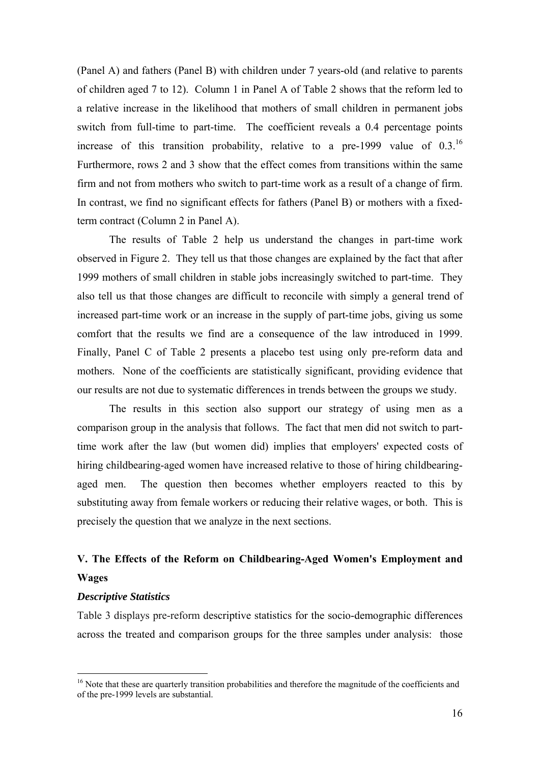(Panel A) and fathers (Panel B) with children under 7 years-old (and relative to parents of children aged 7 to 12). Column 1 in Panel A of Table 2 shows that the reform led to a relative increase in the likelihood that mothers of small children in permanent jobs switch from full-time to part-time. The coefficient reveals a 0.4 percentage points increase of this transition probability, relative to a pre-1999 value of 0.3.[16] Furthermore, rows 2 and 3 show that the effect comes from transitions within the same firm and not from mothers who switch to part-time work as a result of a change of firm. In contrast, we find no significant effects for fathers (Panel B) or mothers with a fixed-term contract (Column 2 in Panel A).

The results of Table 2 help us understand the changes in part-time work observed in Figure 2. They tell us that those changes are explained by the fact that after 1999 mothers of small children in stable jobs increasingly switched to part-time. They also tell us that those changes are difficult to reconcile with simply a general trend of increased part-time work or an increase in the supply of part-time jobs, giving us some comfort that the results we find are a consequence of the law introduced in 1999. Finally, Panel C of Table 2 presents a placebo test using only pre-reform data and mothers. None of the coefficients are statistically significant, providing evidence that our results are not due to systematic differences in trends between the groups we study.

The results in this section also support our strategy of using men as a comparison group in the analysis that follows. The fact that men did not switch to part-time work after the law (but women did) implies that employers' expected costs of hiring childbearing-aged women have increased relative to those of hiring childbearing-aged men. The question then becomes whether employers reacted to this by substituting away from female workers or reducing their relative wages, or both. This is precisely the question that we analyze in the next sections.

## V. The Effects of the Reform on Childbearing-Aged Women's Employment and Wages

### *Descriptive Statistics*

Table 3 displays pre-reform descriptive statistics for the socio-demographic differences across the treated and comparison groups for the three samples under analysis: those

[16] Note that these are quarterly transition probabilities and therefore the magnitude of the coefficients and of the pre-1999 levels are substantial.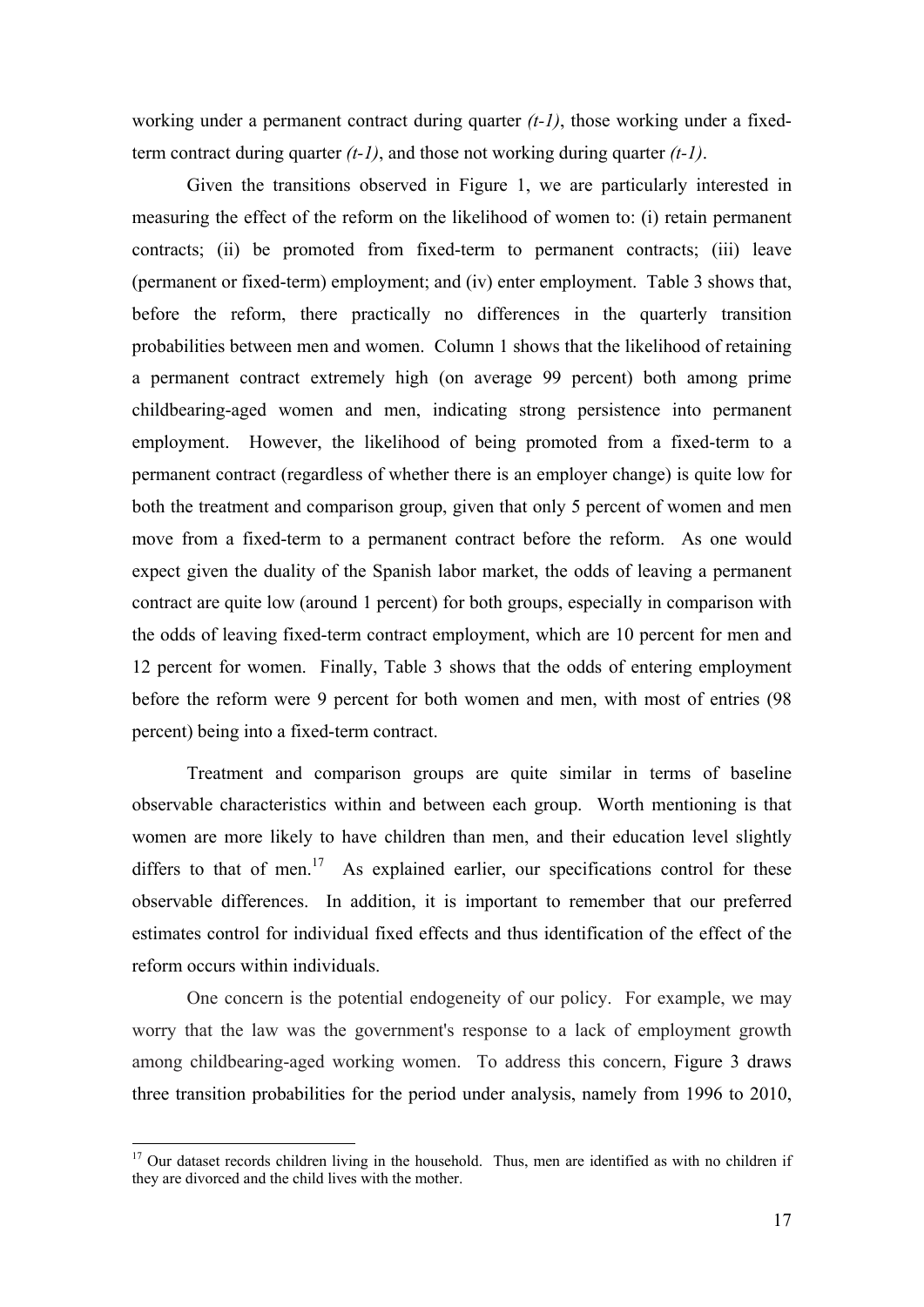working under a permanent contract during quarter *(t-1)*, those working under a fixed-term contract during quarter *(t-1)*, and those not working during quarter *(t-1)*.

Given the transitions observed in Figure 1, we are particularly interested in measuring the effect of the reform on the likelihood of women to: (i) retain permanent contracts; (ii) be promoted from fixed-term to permanent contracts; (iii) leave (permanent or fixed-term) employment; and (iv) enter employment. Table 3 shows that, before the reform, there practically no differences in the quarterly transition probabilities between men and women. Column 1 shows that the likelihood of retaining a permanent contract extremely high (on average 99 percent) both among prime childbearing-aged women and men, indicating strong persistence into permanent employment. However, the likelihood of being promoted from a fixed-term to a permanent contract (regardless of whether there is an employer change) is quite low for both the treatment and comparison group, given that only 5 percent of women and men move from a fixed-term to a permanent contract before the reform. As one would expect given the duality of the Spanish labor market, the odds of leaving a permanent contract are quite low (around 1 percent) for both groups, especially in comparison with the odds of leaving fixed-term contract employment, which are 10 percent for men and 12 percent for women. Finally, Table 3 shows that the odds of entering employment before the reform were 9 percent for both women and men, with most of entries (98 percent) being into a fixed-term contract.

Treatment and comparison groups are quite similar in terms of baseline observable characteristics within and between each group. Worth mentioning is that women are more likely to have children than men, and their education level slightly differs to that of men.[17] As explained earlier, our specifications control for these observable differences. In addition, it is important to remember that our preferred estimates control for individual fixed effects and thus identification of the effect of the reform occurs within individuals.

One concern is the potential endogeneity of our policy. For example, we may worry that the law was the government's response to a lack of employment growth among childbearing-aged working women. To address this concern, Figure 3 draws three transition probabilities for the period under analysis, namely from 1996 to 2010,

[17] Our dataset records children living in the household. Thus, men are identified as with no children if they are divorced and the child lives with the mother.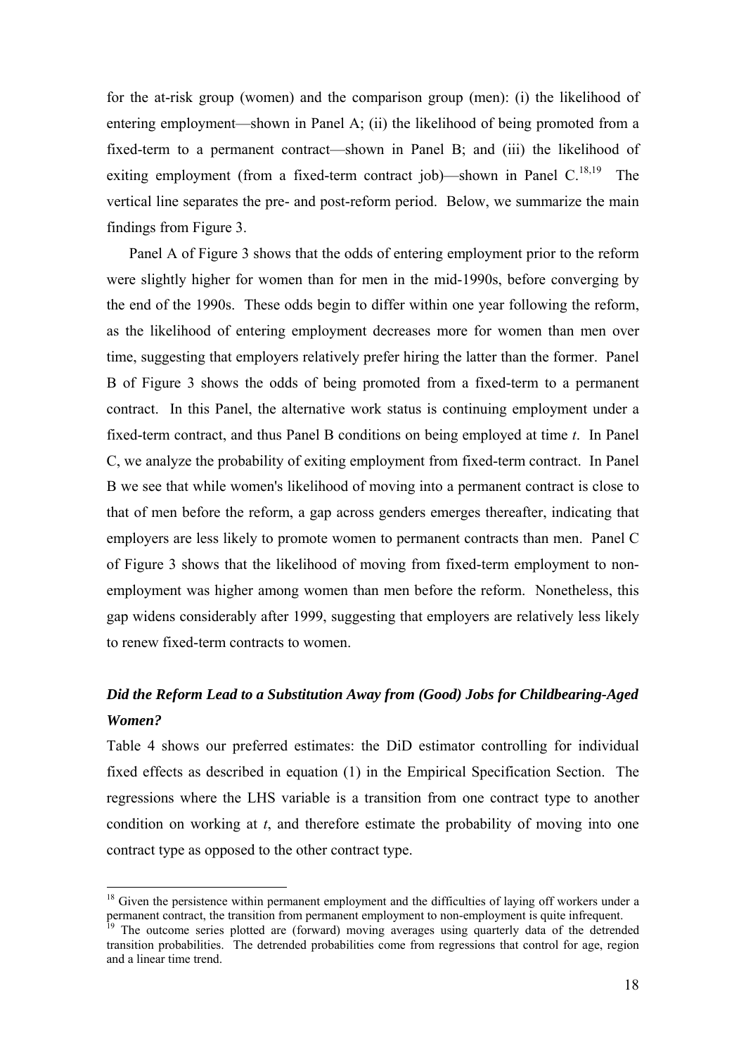for the at-risk group (women) and the comparison group (men): (i) the likelihood of entering employment—shown in Panel A; (ii) the likelihood of being promoted from a fixed-term to a permanent contract—shown in Panel B; and (iii) the likelihood of exiting employment (from a fixed-term contract job)—shown in Panel C.[18,19] The vertical line separates the pre- and post-reform period. Below, we summarize the main findings from Figure 3.

Panel A of Figure 3 shows that the odds of entering employment prior to the reform were slightly higher for women than for men in the mid-1990s, before converging by the end of the 1990s. These odds begin to differ within one year following the reform, as the likelihood of entering employment decreases more for women than men over time, suggesting that employers relatively prefer hiring the latter than the former. Panel B of Figure 3 shows the odds of being promoted from a fixed-term to a permanent contract. In this Panel, the alternative work status is continuing employment under a fixed-term contract, and thus Panel B conditions on being employed at time *t*. In Panel C, we analyze the probability of exiting employment from fixed-term contract. In Panel B we see that while women's likelihood of moving into a permanent contract is close to that of men before the reform, a gap across genders emerges thereafter, indicating that employers are less likely to promote women to permanent contracts than men. Panel C of Figure 3 shows that the likelihood of moving from fixed-term employment to non-employment was higher among women than men before the reform. Nonetheless, this gap widens considerably after 1999, suggesting that employers are relatively less likely to renew fixed-term contracts to women.

### *Did the Reform Lead to a Substitution Away from (Good) Jobs for Childbearing-Aged Women?*

Table 4 shows our preferred estimates: the DiD estimator controlling for individual fixed effects as described in equation (1) in the Empirical Specification Section. The regressions where the LHS variable is a transition from one contract type to another condition on working at *t*, and therefore estimate the probability of moving into one contract type as opposed to the other contract type.

---

[18] Given the persistence within permanent employment and the difficulties of laying off workers under a permanent contract, the transition from permanent employment to non-employment is quite infrequent.

[19] The outcome series plotted are (forward) moving averages using quarterly data of the detrended transition probabilities. The detrended probabilities come from regressions that control for age, region and a linear time trend.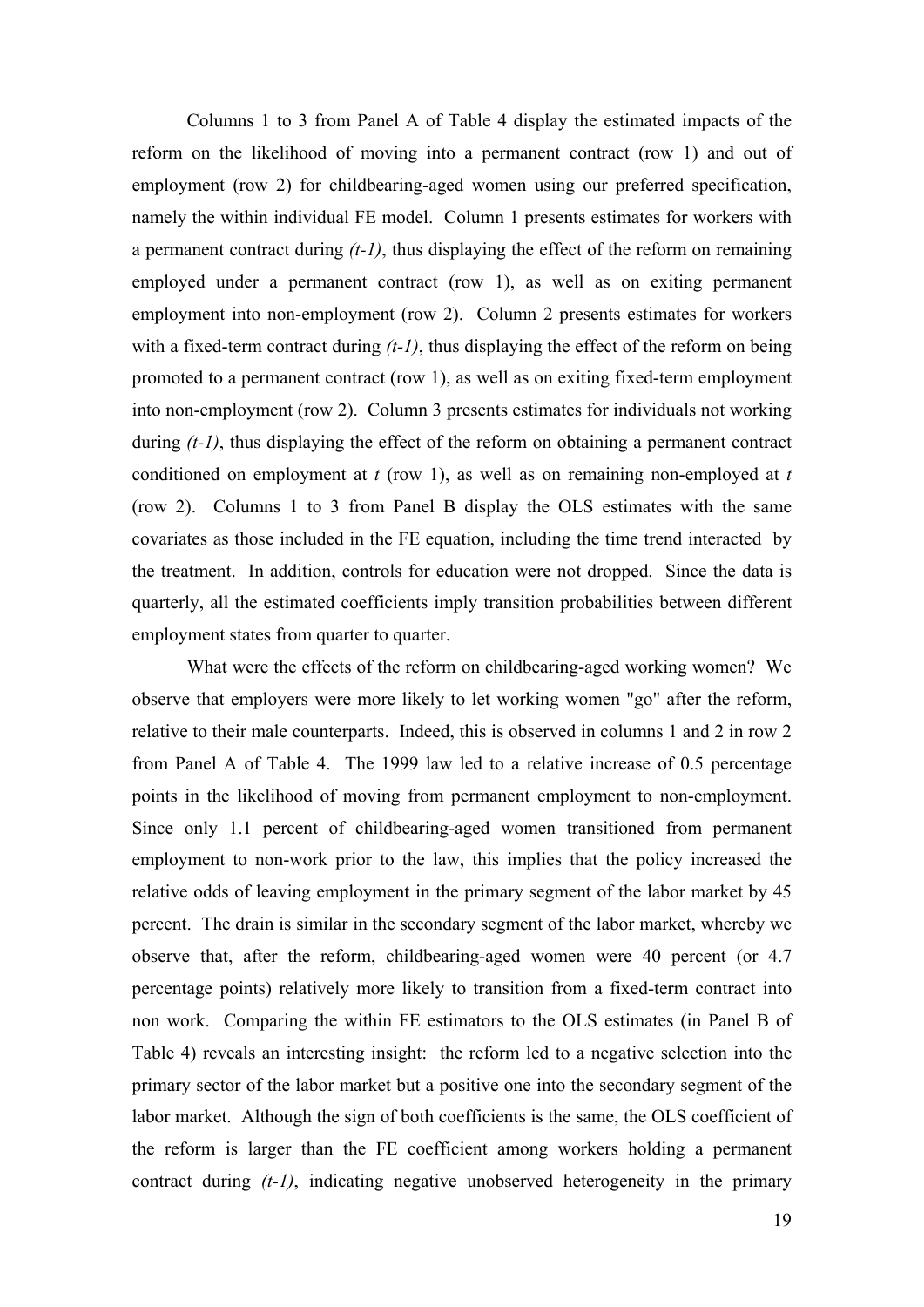Columns 1 to 3 from Panel A of Table 4 display the estimated impacts of the reform on the likelihood of moving into a permanent contract (row 1) and out of employment (row 2) for childbearing-aged women using our preferred specification, namely the within individual FE model. Column 1 presents estimates for workers with a permanent contract during *(t-1)*, thus displaying the effect of the reform on remaining employed under a permanent contract (row 1), as well as on exiting permanent employment into non-employment (row 2). Column 2 presents estimates for workers with a fixed-term contract during *(t-1)*, thus displaying the effect of the reform on being promoted to a permanent contract (row 1), as well as on exiting fixed-term employment into non-employment (row 2). Column 3 presents estimates for individuals not working during *(t-1)*, thus displaying the effect of the reform on obtaining a permanent contract conditioned on employment at *t* (row 1), as well as on remaining non-employed at *t* (row 2). Columns 1 to 3 from Panel B display the OLS estimates with the same covariates as those included in the FE equation, including the time trend interacted by the treatment. In addition, controls for education were not dropped. Since the data is quarterly, all the estimated coefficients imply transition probabilities between different employment states from quarter to quarter.

What were the effects of the reform on childbearing-aged working women? We observe that employers were more likely to let working women "go" after the reform, relative to their male counterparts. Indeed, this is observed in columns 1 and 2 in row 2 from Panel A of Table 4. The 1999 law led to a relative increase of 0.5 percentage points in the likelihood of moving from permanent employment to non-employment. Since only 1.1 percent of childbearing-aged women transitioned from permanent employment to non-work prior to the law, this implies that the policy increased the relative odds of leaving employment in the primary segment of the labor market by 45 percent. The drain is similar in the secondary segment of the labor market, whereby we observe that, after the reform, childbearing-aged women were 40 percent (or 4.7 percentage points) relatively more likely to transition from a fixed-term contract into non work. Comparing the within FE estimators to the OLS estimates (in Panel B of Table 4) reveals an interesting insight: the reform led to a negative selection into the primary sector of the labor market but a positive one into the secondary segment of the labor market. Although the sign of both coefficients is the same, the OLS coefficient of the reform is larger than the FE coefficient among workers holding a permanent contract during *(t-1)*, indicating negative unobserved heterogeneity in the primary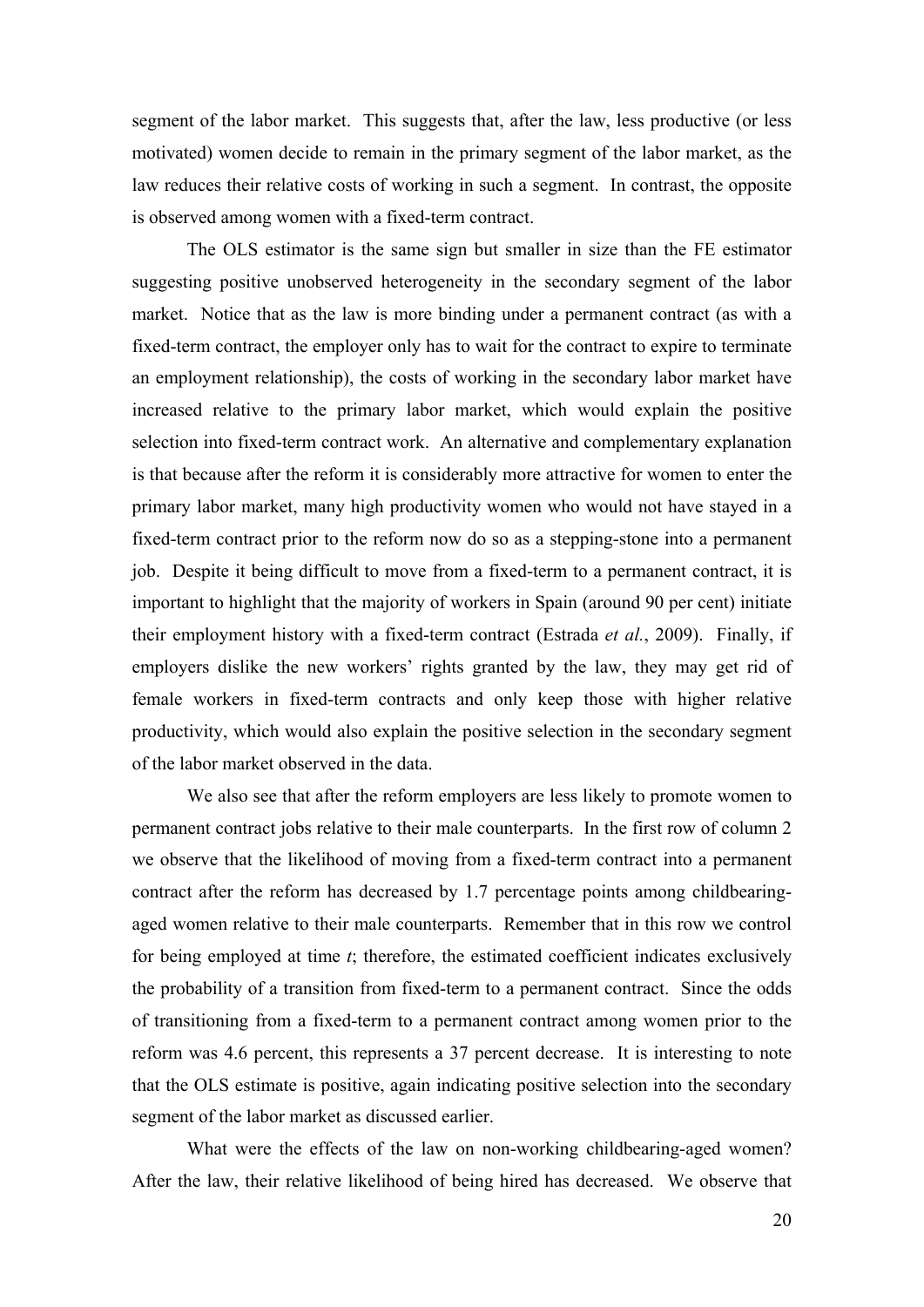segment of the labor market. This suggests that, after the law, less productive (or less motivated) women decide to remain in the primary segment of the labor market, as the law reduces their relative costs of working in such a segment. In contrast, the opposite is observed among women with a fixed-term contract.

The OLS estimator is the same sign but smaller in size than the FE estimator suggesting positive unobserved heterogeneity in the secondary segment of the labor market. Notice that as the law is more binding under a permanent contract (as with a fixed-term contract, the employer only has to wait for the contract to expire to terminate an employment relationship), the costs of working in the secondary labor market have increased relative to the primary labor market, which would explain the positive selection into fixed-term contract work. An alternative and complementary explanation is that because after the reform it is considerably more attractive for women to enter the primary labor market, many high productivity women who would not have stayed in a fixed-term contract prior to the reform now do so as a stepping-stone into a permanent job. Despite it being difficult to move from a fixed-term to a permanent contract, it is important to highlight that the majority of workers in Spain (around 90 per cent) initiate their employment history with a fixed-term contract (Estrada *et al.*, 2009). Finally, if employers dislike the new workers' rights granted by the law, they may get rid of female workers in fixed-term contracts and only keep those with higher relative productivity, which would also explain the positive selection in the secondary segment of the labor market observed in the data.

We also see that after the reform employers are less likely to promote women to permanent contract jobs relative to their male counterparts. In the first row of column 2 we observe that the likelihood of moving from a fixed-term contract into a permanent contract after the reform has decreased by 1.7 percentage points among childbearing-aged women relative to their male counterparts. Remember that in this row we control for being employed at time *t*; therefore, the estimated coefficient indicates exclusively the probability of a transition from fixed-term to a permanent contract. Since the odds of transitioning from a fixed-term to a permanent contract among women prior to the reform was 4.6 percent, this represents a 37 percent decrease. It is interesting to note that the OLS estimate is positive, again indicating positive selection into the secondary segment of the labor market as discussed earlier.

What were the effects of the law on non-working childbearing-aged women? After the law, their relative likelihood of being hired has decreased. We observe that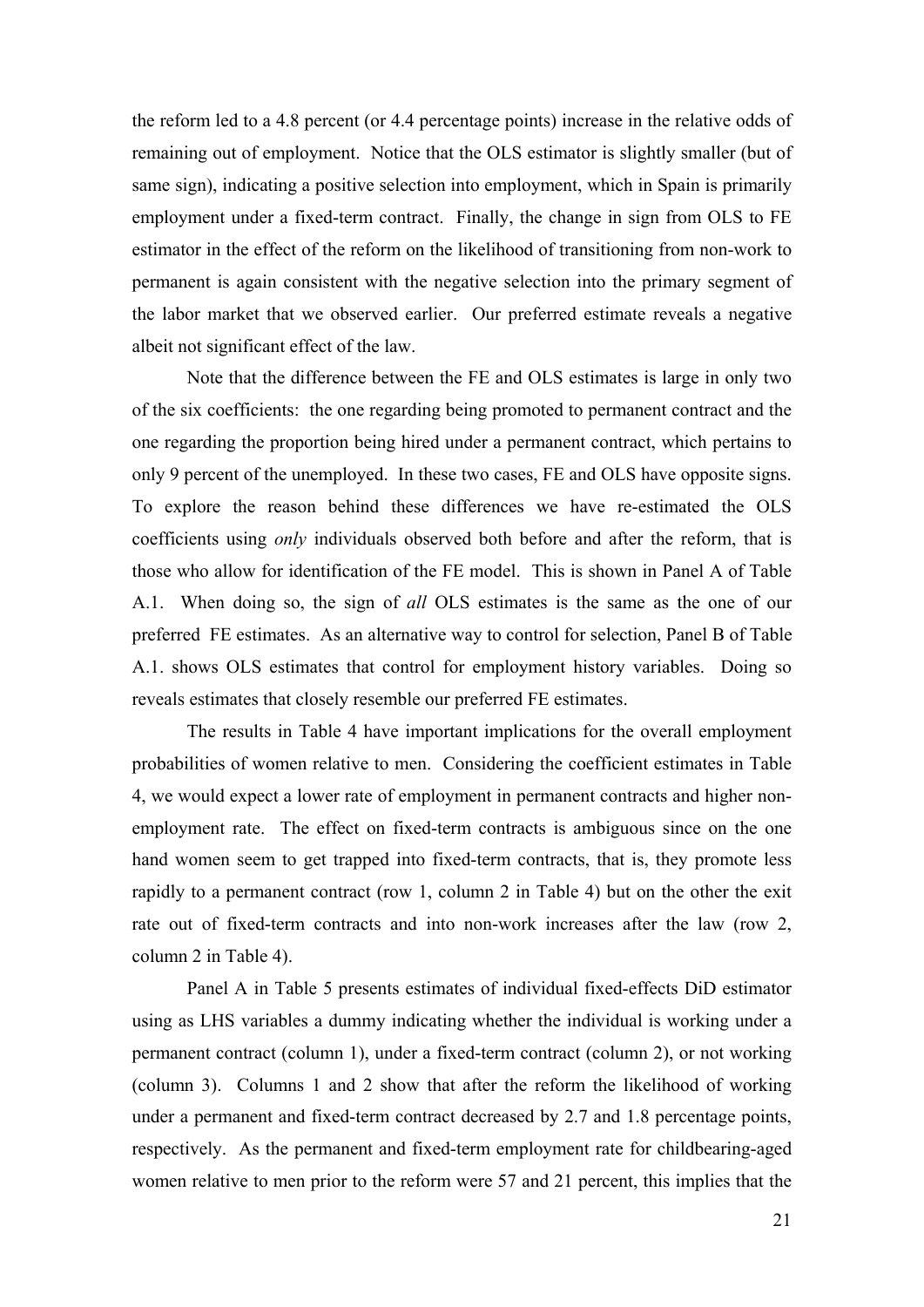the reform led to a 4.8 percent (or 4.4 percentage points) increase in the relative odds of remaining out of employment. Notice that the OLS estimator is slightly smaller (but of same sign), indicating a positive selection into employment, which in Spain is primarily employment under a fixed-term contract. Finally, the change in sign from OLS to FE estimator in the effect of the reform on the likelihood of transitioning from non-work to permanent is again consistent with the negative selection into the primary segment of the labor market that we observed earlier. Our preferred estimate reveals a negative albeit not significant effect of the law.

Note that the difference between the FE and OLS estimates is large in only two of the six coefficients: the one regarding being promoted to permanent contract and the one regarding the proportion being hired under a permanent contract, which pertains to only 9 percent of the unemployed. In these two cases, FE and OLS have opposite signs. To explore the reason behind these differences we have re-estimated the OLS coefficients using *only* individuals observed both before and after the reform, that is those who allow for identification of the FE model. This is shown in Panel A of Table A.1. When doing so, the sign of *all* OLS estimates is the same as the one of our preferred FE estimates. As an alternative way to control for selection, Panel B of Table A.1. shows OLS estimates that control for employment history variables. Doing so reveals estimates that closely resemble our preferred FE estimates.

The results in Table 4 have important implications for the overall employment probabilities of women relative to men. Considering the coefficient estimates in Table 4, we would expect a lower rate of employment in permanent contracts and higher non-employment rate. The effect on fixed-term contracts is ambiguous since on the one hand women seem to get trapped into fixed-term contracts, that is, they promote less rapidly to a permanent contract (row 1, column 2 in Table 4) but on the other the exit rate out of fixed-term contracts and into non-work increases after the law (row 2, column 2 in Table 4).

Panel A in Table 5 presents estimates of individual fixed-effects DiD estimator using as LHS variables a dummy indicating whether the individual is working under a permanent contract (column 1), under a fixed-term contract (column 2), or not working (column 3). Columns 1 and 2 show that after the reform the likelihood of working under a permanent and fixed-term contract decreased by 2.7 and 1.8 percentage points, respectively. As the permanent and fixed-term employment rate for childbearing-aged women relative to men prior to the reform were 57 and 21 percent, this implies that the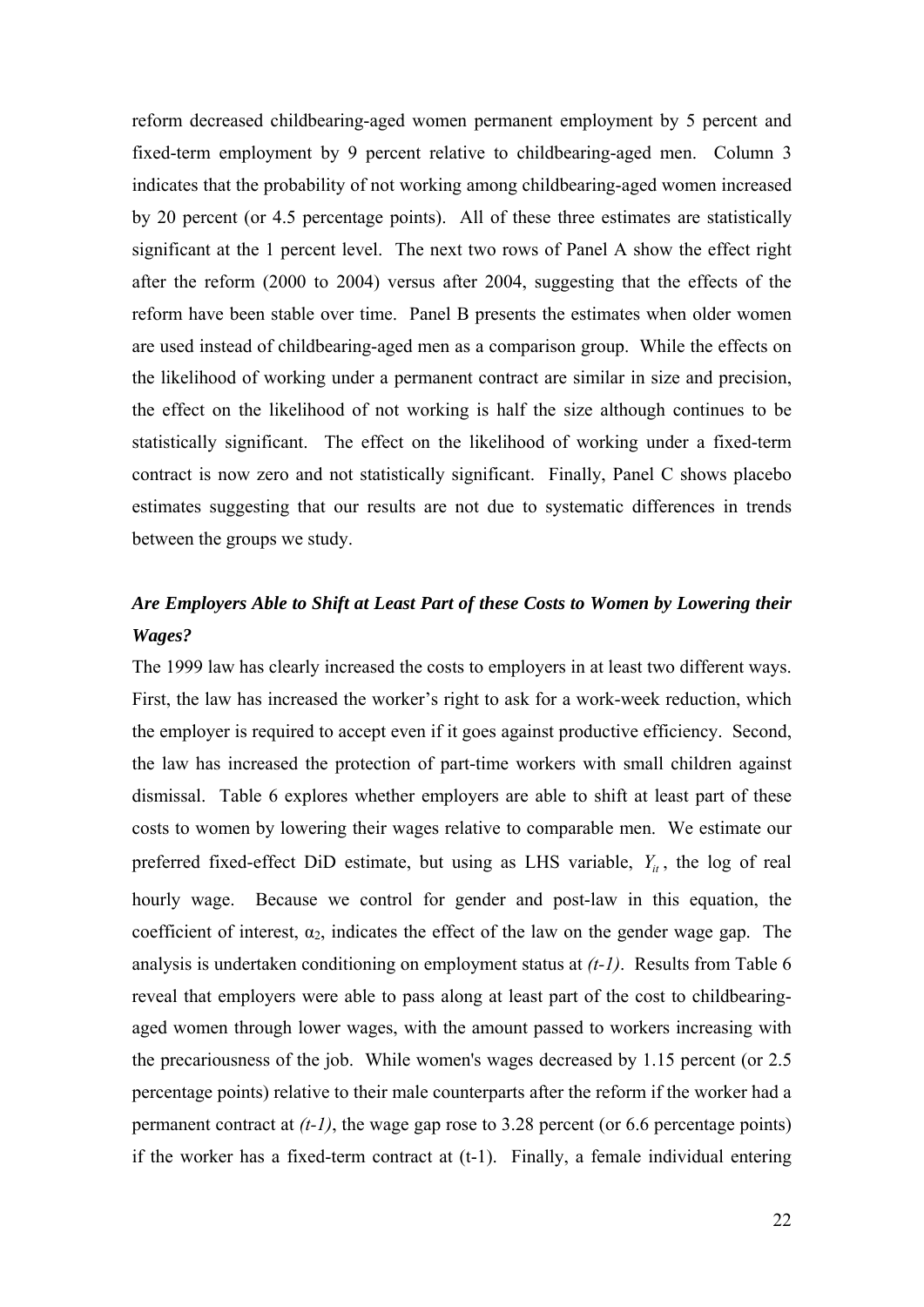reform decreased childbearing-aged women permanent employment by 5 percent and fixed-term employment by 9 percent relative to childbearing-aged men. Column 3 indicates that the probability of not working among childbearing-aged women increased by 20 percent (or 4.5 percentage points). All of these three estimates are statistically significant at the 1 percent level. The next two rows of Panel A show the effect right after the reform (2000 to 2004) versus after 2004, suggesting that the effects of the reform have been stable over time. Panel B presents the estimates when older women are used instead of childbearing-aged men as a comparison group. While the effects on the likelihood of working under a permanent contract are similar in size and precision, the effect on the likelihood of not working is half the size although continues to be statistically significant. The effect on the likelihood of working under a fixed-term contract is now zero and not statistically significant. Finally, Panel C shows placebo estimates suggesting that our results are not due to systematic differences in trends between the groups we study.

### *Are Employers Able to Shift at Least Part of these Costs to Women by Lowering their Wages?*

The 1999 law has clearly increased the costs to employers in at least two different ways. First, the law has increased the worker's right to ask for a work-week reduction, which the employer is required to accept even if it goes against productive efficiency. Second, the law has increased the protection of part-time workers with small children against dismissal. Table 6 explores whether employers are able to shift at least part of these costs to women by lowering their wages relative to comparable men. We estimate our preferred fixed-effect DiD estimate, but using as LHS variable, $Y_{it}$, the log of real hourly wage. Because we control for gender and post-law in this equation, the coefficient of interest, $\alpha_2$, indicates the effect of the law on the gender wage gap. The analysis is undertaken conditioning on employment status at *(t-1)*. Results from Table 6 reveal that employers were able to pass along at least part of the cost to childbearing-aged women through lower wages, with the amount passed to workers increasing with the precariousness of the job. While women's wages decreased by 1.15 percent (or 2.5 percentage points) relative to their male counterparts after the reform if the worker had a permanent contract at *(t-1)*, the wage gap rose to 3.28 percent (or 6.6 percentage points) if the worker has a fixed-term contract at (t-1). Finally, a female individual entering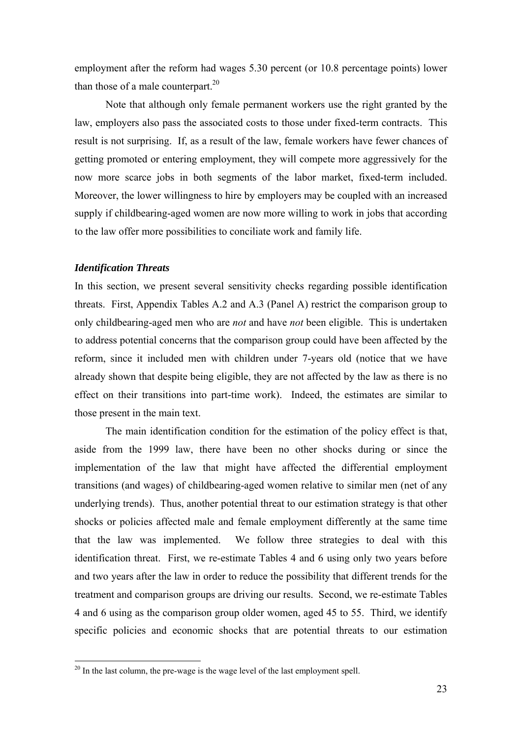employment after the reform had wages 5.30 percent (or 10.8 percentage points) lower than those of a male counterpart.[20]

Note that although only female permanent workers use the right granted by the law, employers also pass the associated costs to those under fixed-term contracts. This result is not surprising. If, as a result of the law, female workers have fewer chances of getting promoted or entering employment, they will compete more aggressively for the now more scarce jobs in both segments of the labor market, fixed-term included. Moreover, the lower willingness to hire by employers may be coupled with an increased supply if childbearing-aged women are now more willing to work in jobs that according to the law offer more possibilities to conciliate work and family life.

### *Identification Threats*

In this section, we present several sensitivity checks regarding possible identification threats. First, Appendix Tables A.2 and A.3 (Panel A) restrict the comparison group to only childbearing-aged men who are *not* and have *not* been eligible. This is undertaken to address potential concerns that the comparison group could have been affected by the reform, since it included men with children under 7-years old (notice that we have already shown that despite being eligible, they are not affected by the law as there is no effect on their transitions into part-time work). Indeed, the estimates are similar to those present in the main text.

The main identification condition for the estimation of the policy effect is that, aside from the 1999 law, there have been no other shocks during or since the implementation of the law that might have affected the differential employment transitions (and wages) of childbearing-aged women relative to similar men (net of any underlying trends). Thus, another potential threat to our estimation strategy is that other shocks or policies affected male and female employment differently at the same time that the law was implemented. We follow three strategies to deal with this identification threat. First, we re-estimate Tables 4 and 6 using only two years before and two years after the law in order to reduce the possibility that different trends for the treatment and comparison groups are driving our results. Second, we re-estimate Tables 4 and 6 using as the comparison group older women, aged 45 to 55. Third, we identify specific policies and economic shocks that are potential threats to our estimation

[20] In the last column, the pre-wage is the wage level of the last employment spell.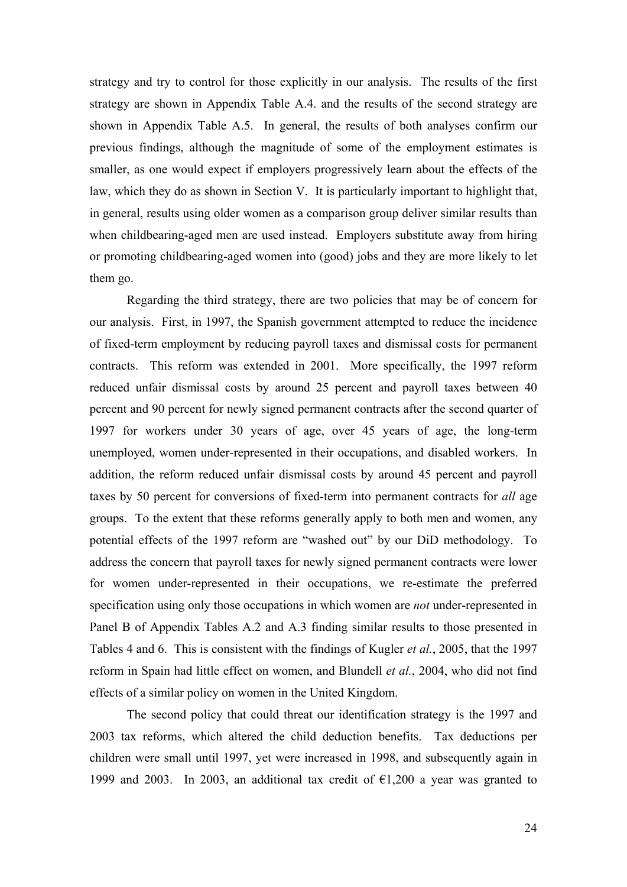strategy and try to control for those explicitly in our analysis. The results of the first strategy are shown in Appendix Table A.4. and the results of the second strategy are shown in Appendix Table A.5. In general, the results of both analyses confirm our previous findings, although the magnitude of some of the employment estimates is smaller, as one would expect if employers progressively learn about the effects of the law, which they do as shown in Section V. It is particularly important to highlight that, in general, results using older women as a comparison group deliver similar results than when childbearing-aged men are used instead. Employers substitute away from hiring or promoting childbearing-aged women into (good) jobs and they are more likely to let them go.

Regarding the third strategy, there are two policies that may be of concern for our analysis. First, in 1997, the Spanish government attempted to reduce the incidence of fixed-term employment by reducing payroll taxes and dismissal costs for permanent contracts. This reform was extended in 2001. More specifically, the 1997 reform reduced unfair dismissal costs by around 25 percent and payroll taxes between 40 percent and 90 percent for newly signed permanent contracts after the second quarter of 1997 for workers under 30 years of age, over 45 years of age, the long-term unemployed, women under-represented in their occupations, and disabled workers. In addition, the reform reduced unfair dismissal costs by around 45 percent and payroll taxes by 50 percent for conversions of fixed-term into permanent contracts for *all* age groups. To the extent that these reforms generally apply to both men and women, any potential effects of the 1997 reform are "washed out" by our DiD methodology. To address the concern that payroll taxes for newly signed permanent contracts were lower for women under-represented in their occupations, we re-estimate the preferred specification using only those occupations in which women are *not* under-represented in Panel B of Appendix Tables A.2 and A.3 finding similar results to those presented in Tables 4 and 6. This is consistent with the findings of Kugler *et al.*, 2005, that the 1997 reform in Spain had little effect on women, and Blundell *et al.*, 2004, who did not find effects of a similar policy on women in the United Kingdom.

The second policy that could threat our identification strategy is the 1997 and 2003 tax reforms, which altered the child deduction benefits. Tax deductions per children were small until 1997, yet were increased in 1998, and subsequently again in 1999 and 2003. In 2003, an additional tax credit of €1,200 a year was granted to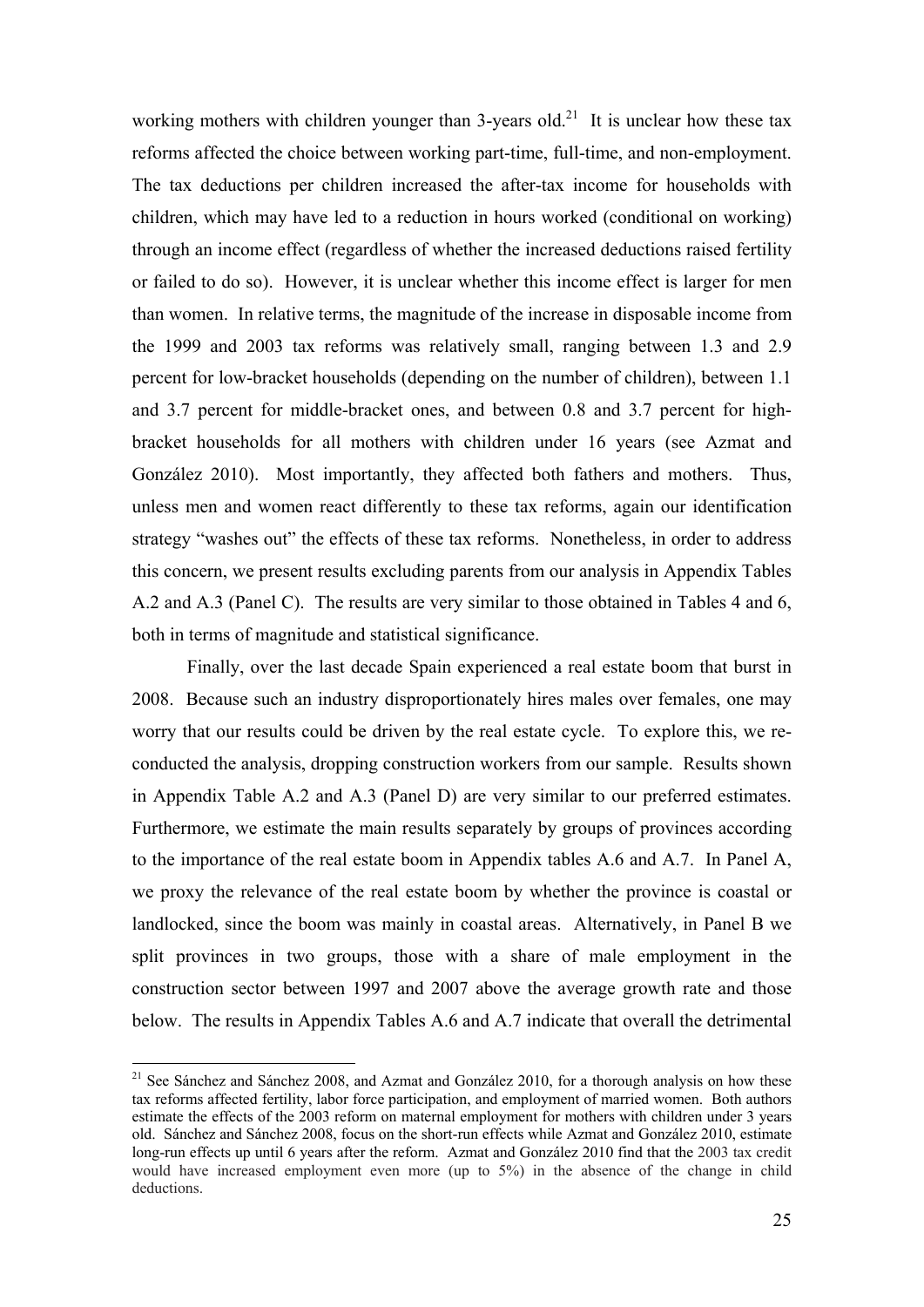working mothers with children younger than 3-years old.[21] It is unclear how these tax reforms affected the choice between working part-time, full-time, and non-employment. The tax deductions per children increased the after-tax income for households with children, which may have led to a reduction in hours worked (conditional on working) through an income effect (regardless of whether the increased deductions raised fertility or failed to do so). However, it is unclear whether this income effect is larger for men than women. In relative terms, the magnitude of the increase in disposable income from the 1999 and 2003 tax reforms was relatively small, ranging between 1.3 and 2.9 percent for low-bracket households (depending on the number of children), between 1.1 and 3.7 percent for middle-bracket ones, and between 0.8 and 3.7 percent for high-bracket households for all mothers with children under 16 years (see Azmat and González 2010). Most importantly, they affected both fathers and mothers. Thus, unless men and women react differently to these tax reforms, again our identification strategy "washes out" the effects of these tax reforms. Nonetheless, in order to address this concern, we present results excluding parents from our analysis in Appendix Tables A.2 and A.3 (Panel C). The results are very similar to those obtained in Tables 4 and 6, both in terms of magnitude and statistical significance.

Finally, over the last decade Spain experienced a real estate boom that burst in 2008. Because such an industry disproportionately hires males over females, one may worry that our results could be driven by the real estate cycle. To explore this, we re-conducted the analysis, dropping construction workers from our sample. Results shown in Appendix Table A.2 and A.3 (Panel D) are very similar to our preferred estimates. Furthermore, we estimate the main results separately by groups of provinces according to the importance of the real estate boom in Appendix tables A.6 and A.7. In Panel A, we proxy the relevance of the real estate boom by whether the province is coastal or landlocked, since the boom was mainly in coastal areas. Alternatively, in Panel B we split provinces in two groups, those with a share of male employment in the construction sector between 1997 and 2007 above the average growth rate and those below. The results in Appendix Tables A.6 and A.7 indicate that overall the detrimental

[21] See Sánchez and Sánchez 2008, and Azmat and González 2010, for a thorough analysis on how these tax reforms affected fertility, labor force participation, and employment of married women. Both authors estimate the effects of the 2003 reform on maternal employment for mothers with children under 3 years old. Sánchez and Sánchez 2008, focus on the short-run effects while Azmat and González 2010, estimate long-run effects up until 6 years after the reform. Azmat and González 2010 find that the 2003 tax credit would have increased employment even more (up to 5%) in the absence of the change in child deductions.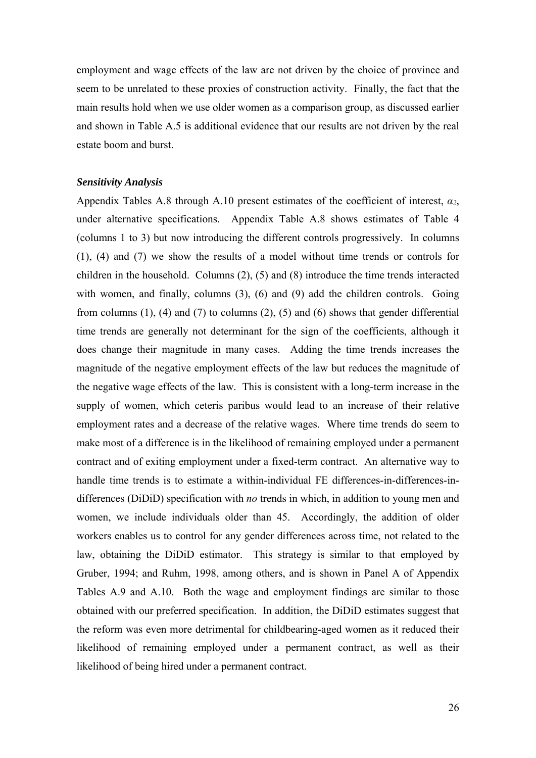employment and wage effects of the law are not driven by the choice of province and seem to be unrelated to these proxies of construction activity. Finally, the fact that the main results hold when we use older women as a comparison group, as discussed earlier and shown in Table A.5 is additional evidence that our results are not driven by the real estate boom and burst.

***Sensitivity Analysis***

Appendix Tables A.8 through A.10 present estimates of the coefficient of interest, $\alpha_2$, under alternative specifications. Appendix Table A.8 shows estimates of Table 4 (columns 1 to 3) but now introducing the different controls progressively. In columns (1), (4) and (7) we show the results of a model without time trends or controls for children in the household. Columns (2), (5) and (8) introduce the time trends interacted with women, and finally, columns (3), (6) and (9) add the children controls. Going from columns (1), (4) and (7) to columns (2), (5) and (6) shows that gender differential time trends are generally not determinant for the sign of the coefficients, although it does change their magnitude in many cases. Adding the time trends increases the magnitude of the negative employment effects of the law but reduces the magnitude of the negative wage effects of the law. This is consistent with a long-term increase in the supply of women, which ceteris paribus would lead to an increase of their relative employment rates and a decrease of the relative wages. Where time trends do seem to make most of a difference is in the likelihood of remaining employed under a permanent contract and of exiting employment under a fixed-term contract. An alternative way to handle time trends is to estimate a within-individual FE differences-in-differences-in-differences (DiDiD) specification with *no* trends in which, in addition to young men and women, we include individuals older than 45. Accordingly, the addition of older workers enables us to control for any gender differences across time, not related to the law, obtaining the DiDiD estimator. This strategy is similar to that employed by Gruber, 1994; and Ruhm, 1998, among others, and is shown in Panel A of Appendix Tables A.9 and A.10. Both the wage and employment findings are similar to those obtained with our preferred specification. In addition, the DiDiD estimates suggest that the reform was even more detrimental for childbearing-aged women as it reduced their likelihood of remaining employed under a permanent contract, as well as their likelihood of being hired under a permanent contract.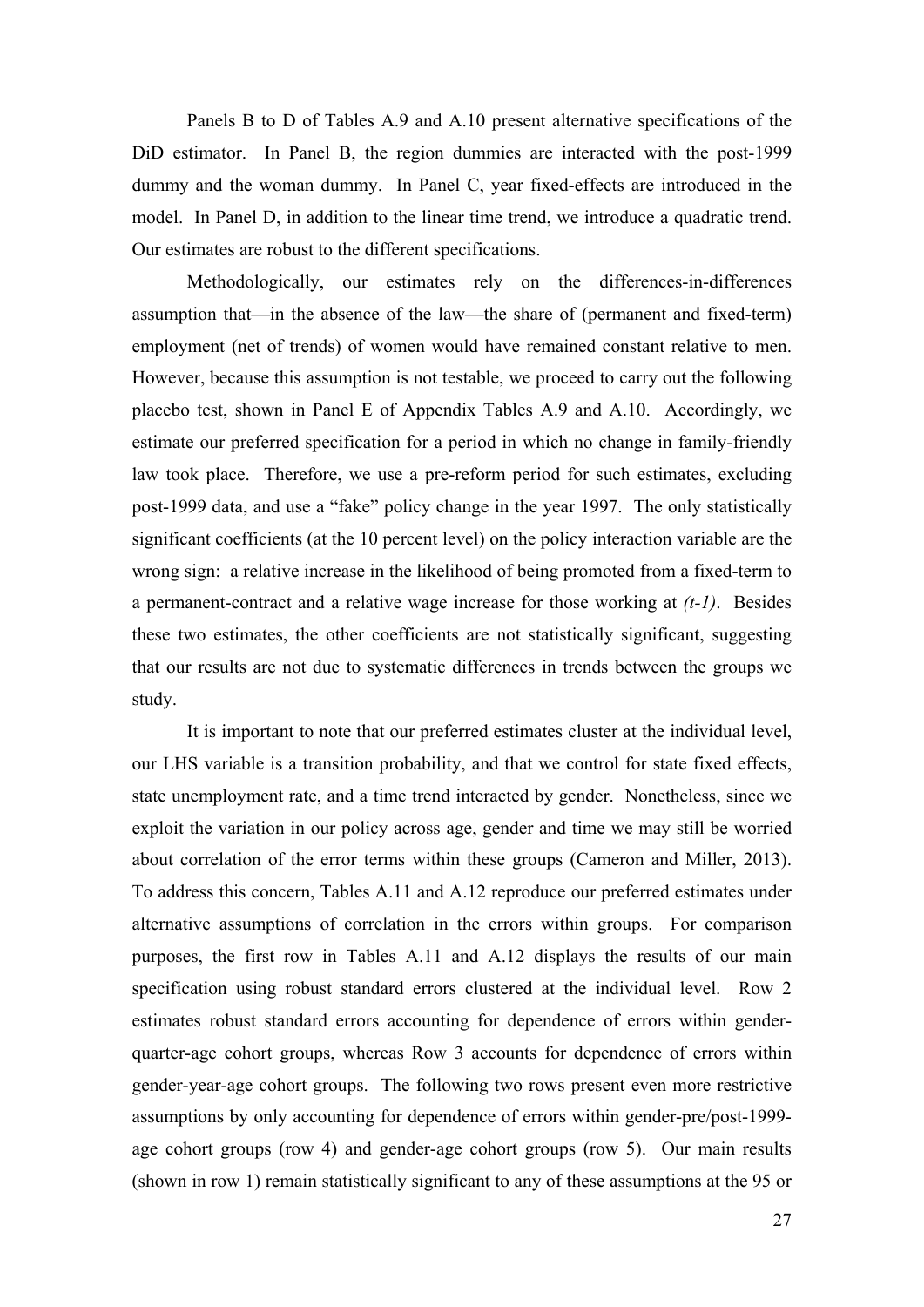Panels B to D of Tables A.9 and A.10 present alternative specifications of the DiD estimator. In Panel B, the region dummies are interacted with the post-1999 dummy and the woman dummy. In Panel C, year fixed-effects are introduced in the model. In Panel D, in addition to the linear time trend, we introduce a quadratic trend. Our estimates are robust to the different specifications.

Methodologically, our estimates rely on the differences-in-differences assumption that—in the absence of the law—the share of (permanent and fixed-term) employment (net of trends) of women would have remained constant relative to men. However, because this assumption is not testable, we proceed to carry out the following placebo test, shown in Panel E of Appendix Tables A.9 and A.10. Accordingly, we estimate our preferred specification for a period in which no change in family-friendly law took place. Therefore, we use a pre-reform period for such estimates, excluding post-1999 data, and use a "fake" policy change in the year 1997. The only statistically significant coefficients (at the 10 percent level) on the policy interaction variable are the wrong sign: a relative increase in the likelihood of being promoted from a fixed-term to a permanent-contract and a relative wage increase for those working at *(t-1)*. Besides these two estimates, the other coefficients are not statistically significant, suggesting that our results are not due to systematic differences in trends between the groups we study.

It is important to note that our preferred estimates cluster at the individual level, our LHS variable is a transition probability, and that we control for state fixed effects, state unemployment rate, and a time trend interacted by gender. Nonetheless, since we exploit the variation in our policy across age, gender and time we may still be worried about correlation of the error terms within these groups (Cameron and Miller, 2013). To address this concern, Tables A.11 and A.12 reproduce our preferred estimates under alternative assumptions of correlation in the errors within groups. For comparison purposes, the first row in Tables A.11 and A.12 displays the results of our main specification using robust standard errors clustered at the individual level. Row 2 estimates robust standard errors accounting for dependence of errors within gender-quarter-age cohort groups, whereas Row 3 accounts for dependence of errors within gender-year-age cohort groups. The following two rows present even more restrictive assumptions by only accounting for dependence of errors within gender-pre/post-1999-age cohort groups (row 4) and gender-age cohort groups (row 5). Our main results (shown in row 1) remain statistically significant to any of these assumptions at the 95 or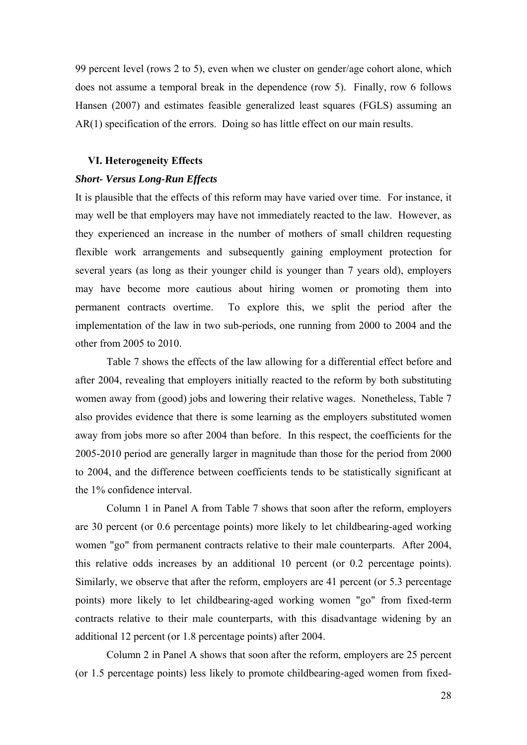99 percent level (rows 2 to 5), even when we cluster on gender/age cohort alone, which does not assume a temporal break in the dependence (row 5). Finally, row 6 follows Hansen (2007) and estimates feasible generalized least squares (FGLS) assuming an AR(1) specification of the errors. Doing so has little effect on our main results.

## VI. Heterogeneity Effects

### *Short- Versus Long-Run Effects*

It is plausible that the effects of this reform may have varied over time. For instance, it may well be that employers may have not immediately reacted to the law. However, as they experienced an increase in the number of mothers of small children requesting flexible work arrangements and subsequently gaining employment protection for several years (as long as their younger child is younger than 7 years old), employers may have become more cautious about hiring women or promoting them into permanent contracts overtime. To explore this, we split the period after the implementation of the law in two sub-periods, one running from 2000 to 2004 and the other from 2005 to 2010.

Table 7 shows the effects of the law allowing for a differential effect before and after 2004, revealing that employers initially reacted to the reform by both substituting women away from (good) jobs and lowering their relative wages. Nonetheless, Table 7 also provides evidence that there is some learning as the employers substituted women away from jobs more so after 2004 than before. In this respect, the coefficients for the 2005-2010 period are generally larger in magnitude than those for the period from 2000 to 2004, and the difference between coefficients tends to be statistically significant at the 1% confidence interval.

Column 1 in Panel A from Table 7 shows that soon after the reform, employers are 30 percent (or 0.6 percentage points) more likely to let childbearing-aged working women "go" from permanent contracts relative to their male counterparts. After 2004, this relative odds increases by an additional 10 percent (or 0.2 percentage points). Similarly, we observe that after the reform, employers are 41 percent (or 5.3 percentage points) more likely to let childbearing-aged working women "go" from fixed-term contracts relative to their male counterparts, with this disadvantage widening by an additional 12 percent (or 1.8 percentage points) after 2004.

Column 2 in Panel A shows that soon after the reform, employers are 25 percent (or 1.5 percentage points) less likely to promote childbearing-aged women from fixed-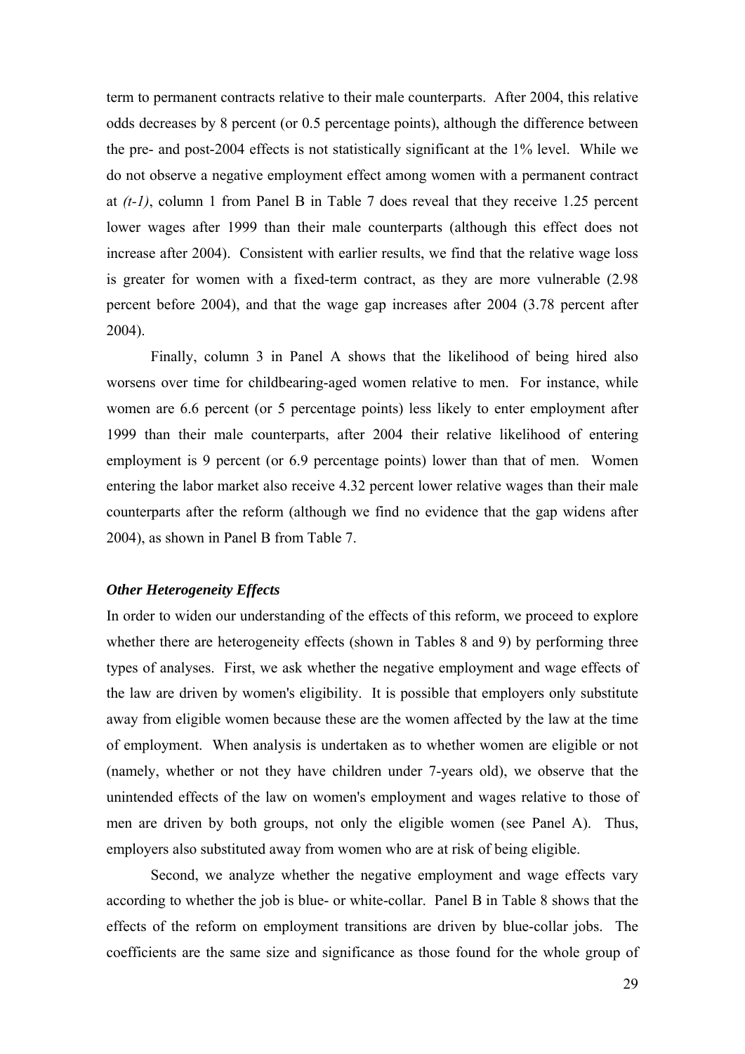term to permanent contracts relative to their male counterparts. After 2004, this relative odds decreases by 8 percent (or 0.5 percentage points), although the difference between the pre- and post-2004 effects is not statistically significant at the 1% level. While we do not observe a negative employment effect among women with a permanent contract at *(t-1)*, column 1 from Panel B in Table 7 does reveal that they receive 1.25 percent lower wages after 1999 than their male counterparts (although this effect does not increase after 2004). Consistent with earlier results, we find that the relative wage loss is greater for women with a fixed-term contract, as they are more vulnerable (2.98 percent before 2004), and that the wage gap increases after 2004 (3.78 percent after 2004).

Finally, column 3 in Panel A shows that the likelihood of being hired also worsens over time for childbearing-aged women relative to men. For instance, while women are 6.6 percent (or 5 percentage points) less likely to enter employment after 1999 than their male counterparts, after 2004 their relative likelihood of entering employment is 9 percent (or 6.9 percentage points) lower than that of men. Women entering the labor market also receive 4.32 percent lower relative wages than their male counterparts after the reform (although we find no evidence that the gap widens after 2004), as shown in Panel B from Table 7.

### *Other Heterogeneity Effects*

In order to widen our understanding of the effects of this reform, we proceed to explore whether there are heterogeneity effects (shown in Tables 8 and 9) by performing three types of analyses. First, we ask whether the negative employment and wage effects of the law are driven by women's eligibility. It is possible that employers only substitute away from eligible women because these are the women affected by the law at the time of employment. When analysis is undertaken as to whether women are eligible or not (namely, whether or not they have children under 7-years old), we observe that the unintended effects of the law on women's employment and wages relative to those of men are driven by both groups, not only the eligible women (see Panel A). Thus, employers also substituted away from women who are at risk of being eligible.

Second, we analyze whether the negative employment and wage effects vary according to whether the job is blue- or white-collar. Panel B in Table 8 shows that the effects of the reform on employment transitions are driven by blue-collar jobs. The coefficients are the same size and significance as those found for the whole group of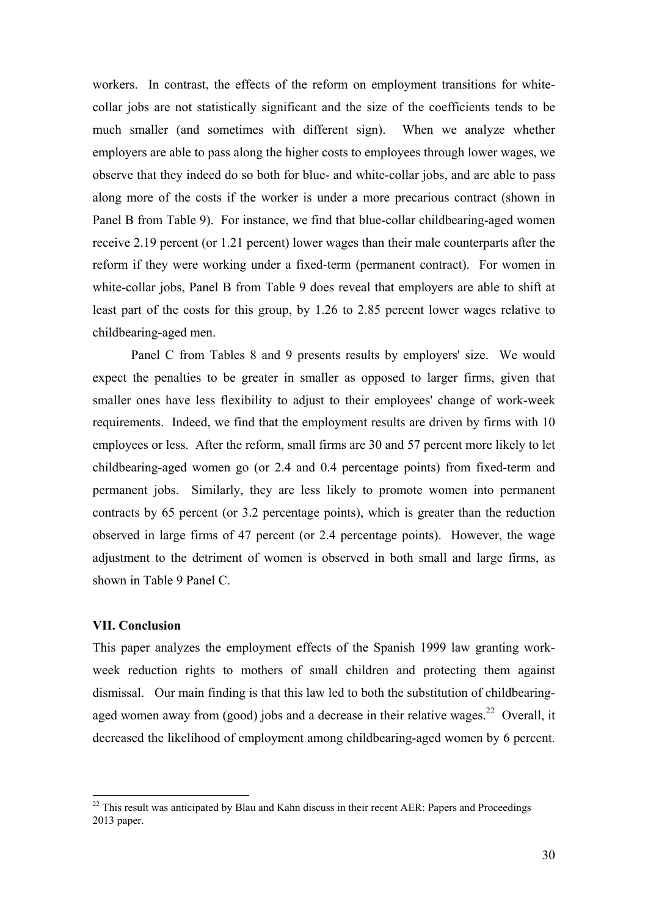workers. In contrast, the effects of the reform on employment transitions for white-collar jobs are not statistically significant and the size of the coefficients tends to be much smaller (and sometimes with different sign). When we analyze whether employers are able to pass along the higher costs to employees through lower wages, we observe that they indeed do so both for blue- and white-collar jobs, and are able to pass along more of the costs if the worker is under a more precarious contract (shown in Panel B from Table 9). For instance, we find that blue-collar childbearing-aged women receive 2.19 percent (or 1.21 percent) lower wages than their male counterparts after the reform if they were working under a fixed-term (permanent contract). For women in white-collar jobs, Panel B from Table 9 does reveal that employers are able to shift at least part of the costs for this group, by 1.26 to 2.85 percent lower wages relative to childbearing-aged men.

Panel C from Tables 8 and 9 presents results by employers' size. We would expect the penalties to be greater in smaller as opposed to larger firms, given that smaller ones have less flexibility to adjust to their employees' change of work-week requirements. Indeed, we find that the employment results are driven by firms with 10 employees or less. After the reform, small firms are 30 and 57 percent more likely to let childbearing-aged women go (or 2.4 and 0.4 percentage points) from fixed-term and permanent jobs. Similarly, they are less likely to promote women into permanent contracts by 65 percent (or 3.2 percentage points), which is greater than the reduction observed in large firms of 47 percent (or 2.4 percentage points). However, the wage adjustment to the detriment of women is observed in both small and large firms, as shown in Table 9 Panel C.

## VII. Conclusion

This paper analyzes the employment effects of the Spanish 1999 law granting work-week reduction rights to mothers of small children and protecting them against dismissal. Our main finding is that this law led to both the substitution of childbearing-aged women away from (good) jobs and a decrease in their relative wages.[22] Overall, it decreased the likelihood of employment among childbearing-aged women by 6 percent.

[22] This result was anticipated by Blau and Kahn discuss in their recent AER: Papers and Proceedings 2013 paper.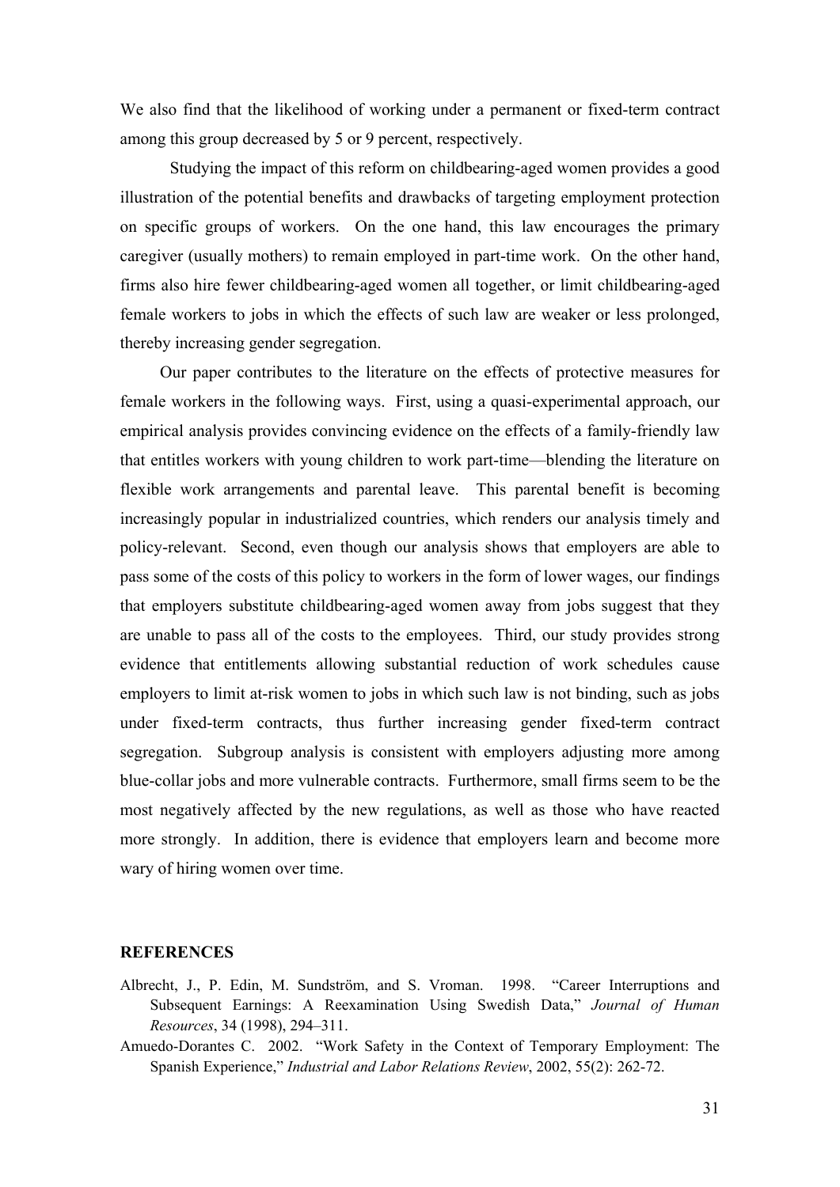We also find that the likelihood of working under a permanent or fixed-term contract among this group decreased by 5 or 9 percent, respectively.

Studying the impact of this reform on childbearing-aged women provides a good illustration of the potential benefits and drawbacks of targeting employment protection on specific groups of workers. On the one hand, this law encourages the primary caregiver (usually mothers) to remain employed in part-time work. On the other hand, firms also hire fewer childbearing-aged women all together, or limit childbearing-aged female workers to jobs in which the effects of such law are weaker or less prolonged, thereby increasing gender segregation.

Our paper contributes to the literature on the effects of protective measures for female workers in the following ways. First, using a quasi-experimental approach, our empirical analysis provides convincing evidence on the effects of a family-friendly law that entitles workers with young children to work part-time—blending the literature on flexible work arrangements and parental leave. This parental benefit is becoming increasingly popular in industrialized countries, which renders our analysis timely and policy-relevant. Second, even though our analysis shows that employers are able to pass some of the costs of this policy to workers in the form of lower wages, our findings that employers substitute childbearing-aged women away from jobs suggest that they are unable to pass all of the costs to the employees. Third, our study provides strong evidence that entitlements allowing substantial reduction of work schedules cause employers to limit at-risk women to jobs in which such law is not binding, such as jobs under fixed-term contracts, thus further increasing gender fixed-term contract segregation. Subgroup analysis is consistent with employers adjusting more among blue-collar jobs and more vulnerable contracts. Furthermore, small firms seem to be the most negatively affected by the new regulations, as well as those who have reacted more strongly. In addition, there is evidence that employers learn and become more wary of hiring women over time.

## REFERENCES

Albrecht, J., P. Edin, M. Sundström, and S. Vroman. 1998. "Career Interruptions and Subsequent Earnings: A Reexamination Using Swedish Data," *Journal of Human Resources*, 34 (1998), 294–311.

Amuedo-Dorantes C. 2002. "Work Safety in the Context of Temporary Employment: The Spanish Experience," *Industrial and Labor Relations Review*, 2002, 55(2): 262-72.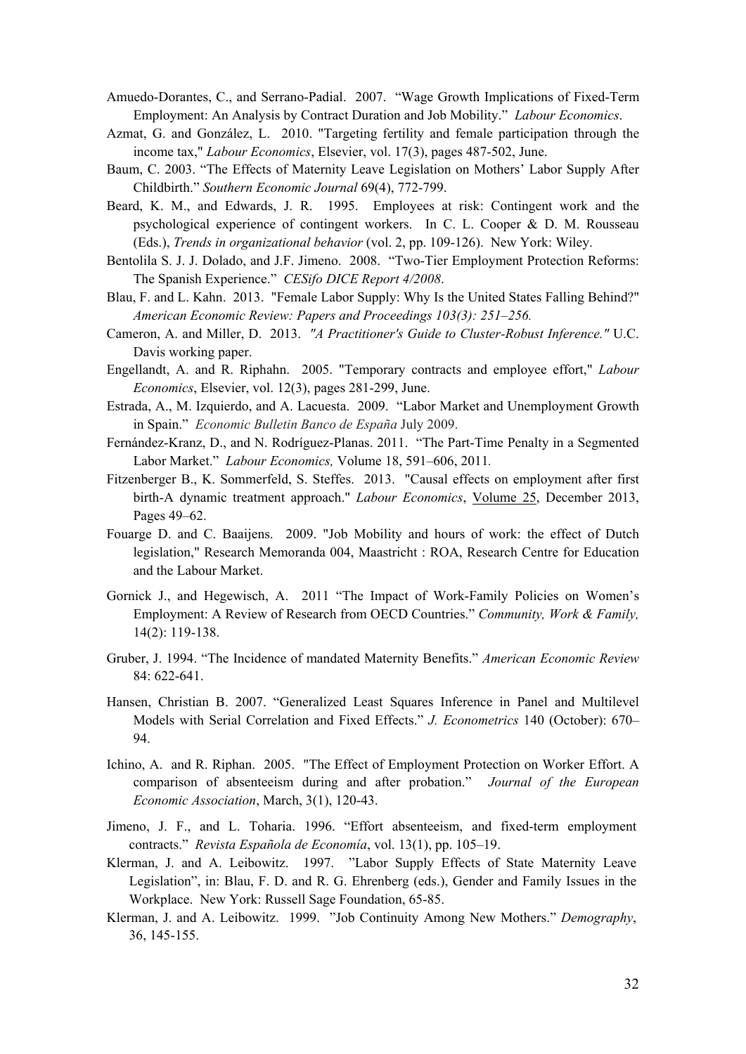Amuedo-Dorantes, C., and Serrano-Padial. 2007. "Wage Growth Implications of Fixed-Term Employment: An Analysis by Contract Duration and Job Mobility." *Labour Economics*.

Azmat, G. and González, L. 2010. "Targeting fertility and female participation through the income tax," *Labour Economics*, Elsevier, vol. 17(3), pages 487-502, June.

Baum, C. 2003. "The Effects of Maternity Leave Legislation on Mothers' Labor Supply After Childbirth." *Southern Economic Journal* 69(4), 772-799.

Beard, K. M., and Edwards, J. R. 1995. Employees at risk: Contingent work and the psychological experience of contingent workers. In C. L. Cooper & D. M. Rousseau (Eds.), *Trends in organizational behavior* (vol. 2, pp. 109-126). New York: Wiley.

Bentolila S. J. J. Dolado, and J.F. Jimeno. 2008. "Two-Tier Employment Protection Reforms: The Spanish Experience." *CESifo DICE Report 4/2008*.

Blau, F. and L. Kahn. 2013. "Female Labor Supply: Why Is the United States Falling Behind?" *American Economic Review: Papers and Proceedings 103(3): 251–256.*

Cameron, A. and Miller, D. 2013. *"A Practitioner's Guide to Cluster-Robust Inference."* U.C. Davis working paper.

Engellandt, A. and R. Riphahn. 2005. "Temporary contracts and employee effort," *Labour Economics*, Elsevier, vol. 12(3), pages 281-299, June.

Estrada, A., M. Izquierdo, and A. Lacuesta. 2009. "Labor Market and Unemployment Growth in Spain." *Economic Bulletin Banco de España* July 2009.

Fernández-Kranz, D., and N. Rodríguez-Planas. 2011. "The Part-Time Penalty in a Segmented Labor Market." *Labour Economics,* Volume 18, 591–606, 2011.

Fitzenberger B., K. Sommerfeld, S. Steffes. 2013. "Causal effects on employment after first birth-A dynamic treatment approach." *Labour Economics*, Volume 25, December 2013, Pages 49–62.

Fouarge D. and C. Baaijens. 2009. "Job Mobility and hours of work: the effect of Dutch legislation," Research Memoranda 004, Maastricht : ROA, Research Centre for Education and the Labour Market.

Gornick J., and Hegewisch, A. 2011 "The Impact of Work-Family Policies on Women's Employment: A Review of Research from OECD Countries." *Community, Work & Family,* 14(2): 119-138.

Gruber, J. 1994. "The Incidence of mandated Maternity Benefits." *American Economic Review* 84: 622-641.

Hansen, Christian B. 2007. "Generalized Least Squares Inference in Panel and Multilevel Models with Serial Correlation and Fixed Effects." *J. Econometrics* 140 (October): 670–94.

Ichino, A. and R. Riphan. 2005. "The Effect of Employment Protection on Worker Effort. A comparison of absenteeism during and after probation." *Journal of the European Economic Association*, March, 3(1), 120-43.

Jimeno, J. F., and L. Toharia. 1996. "Effort absenteeism, and fixed-term employment contracts." *Revista Española de Economía*, vol. 13(1), pp. 105–19.

Klerman, J. and A. Leibowitz. 1997. "Labor Supply Effects of State Maternity Leave Legislation", in: Blau, F. D. and R. G. Ehrenberg (eds.), Gender and Family Issues in the Workplace. New York: Russell Sage Foundation, 65-85.

Klerman, J. and A. Leibowitz. 1999. "Job Continuity Among New Mothers." *Demography*, 36, 145-155.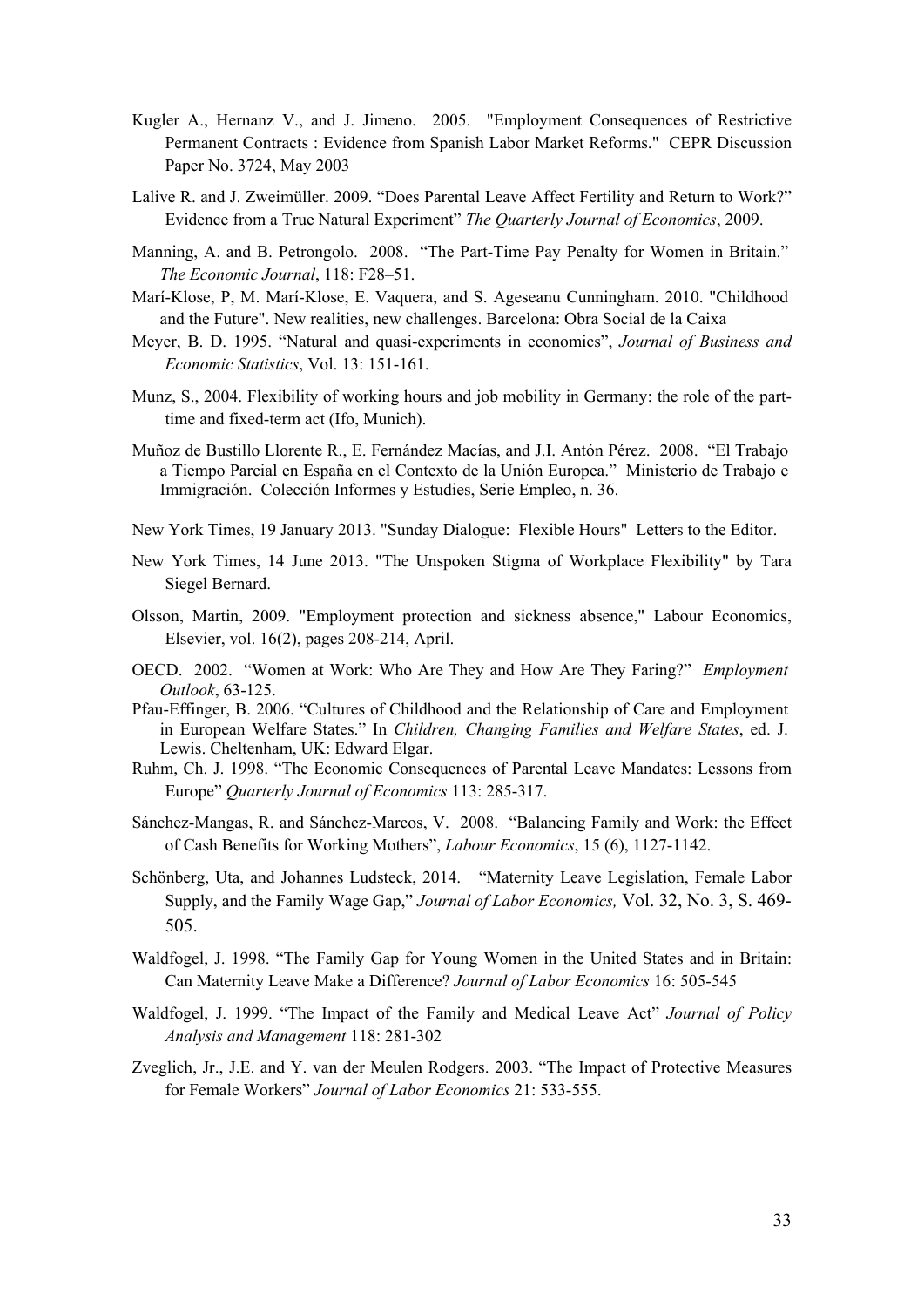Kugler A., Hernanz V., and J. Jimeno. 2005. "Employment Consequences of Restrictive Permanent Contracts : Evidence from Spanish Labor Market Reforms." CEPR Discussion Paper No. 3724, May 2003

Lalive R. and J. Zweimüller. 2009. "Does Parental Leave Affect Fertility and Return to Work?" Evidence from a True Natural Experiment" *The Quarterly Journal of Economics*, 2009.

Manning, A. and B. Petrongolo. 2008. "The Part-Time Pay Penalty for Women in Britain." *The Economic Journal*, 118: F28–51.

Marí-Klose, P, M. Marí-Klose, E. Vaquera, and S. Ageseanu Cunningham. 2010. "Childhood and the Future". New realities, new challenges. Barcelona: Obra Social de la Caixa

Meyer, B. D. 1995. "Natural and quasi-experiments in economics", *Journal of Business and Economic Statistics*, Vol. 13: 151-161.

Munz, S., 2004. Flexibility of working hours and job mobility in Germany: the role of the part-time and fixed-term act (Ifo, Munich).

Muñoz de Bustillo Llorente R., E. Fernández Macías, and J.I. Antón Pérez. 2008. "El Trabajo a Tiempo Parcial en España en el Contexto de la Unión Europea." Ministerio de Trabajo e Immigración. Colección Informes y Estudies, Serie Empleo, n. 36.

New York Times, 19 January 2013. "Sunday Dialogue: Flexible Hours" Letters to the Editor.

New York Times, 14 June 2013. "The Unspoken Stigma of Workplace Flexibility" by Tara Siegel Bernard.

Olsson, Martin, 2009. "Employment protection and sickness absence," Labour Economics, Elsevier, vol. 16(2), pages 208-214, April.

OECD. 2002. "Women at Work: Who Are They and How Are They Faring?" *Employment Outlook*, 63-125.

Pfau-Effinger, B. 2006. "Cultures of Childhood and the Relationship of Care and Employment in European Welfare States." In *Children, Changing Families and Welfare States*, ed. J. Lewis. Cheltenham, UK: Edward Elgar.

Ruhm, Ch. J. 1998. "The Economic Consequences of Parental Leave Mandates: Lessons from Europe" *Quarterly Journal of Economics* 113: 285-317.

Sánchez-Mangas, R. and Sánchez-Marcos, V. 2008. "Balancing Family and Work: the Effect of Cash Benefits for Working Mothers", *Labour Economics*, 15 (6), 1127-1142.

Schönberg, Uta, and Johannes Ludsteck, 2014. "Maternity Leave Legislation, Female Labor Supply, and the Family Wage Gap," *Journal of Labor Economics,* Vol. 32, No. 3, S. 469-505.

Waldfogel, J. 1998. "The Family Gap for Young Women in the United States and in Britain: Can Maternity Leave Make a Difference? *Journal of Labor Economics* 16: 505-545

Waldfogel, J. 1999. "The Impact of the Family and Medical Leave Act" *Journal of Policy Analysis and Management* 118: 281-302

Zveglich, Jr., J.E. and Y. van der Meulen Rodgers. 2003. "The Impact of Protective Measures for Female Workers" *Journal of Labor Economics* 21: 533-555.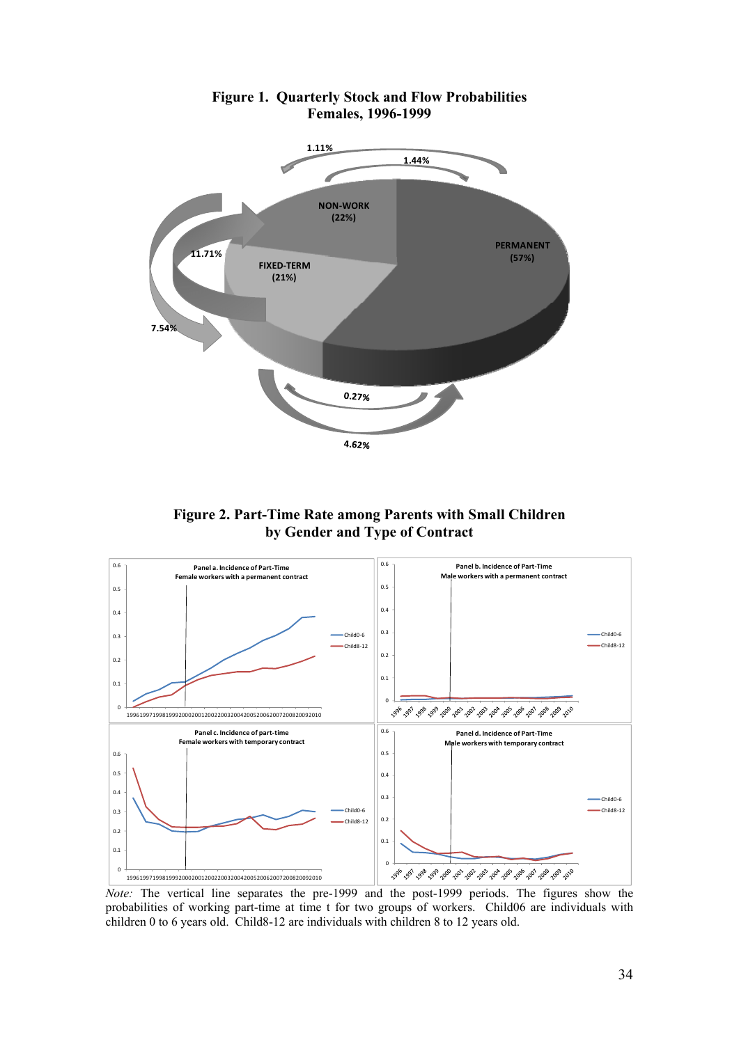**Figure 1. Quarterly Stock and Flow Probabilities**
**Females, 1996-1999**

1.11%

1.44%

NON-WORK (22%)

PERMANENT (57%)

11.71%

FIXED-TERM (21%)

7.54%

0.27%

4.62%

**Figure 2. Part-Time Rate among Parents with Small Children by Gender and Type of Contract**

Panel a. Incidence of Part-Time Female workers with a permanent contract

Panel b. Incidence of Part-Time Male workers with a permanent contract

Panel c. Incidence of part-time Female workers with temporary contract

Panel d. Incidence of Part-Time Male workers with temporary contract

*Note:* The vertical line separates the pre-1999 and the post-1999 periods. The figures show the probabilities of working part-time at time t for two groups of workers. Child06 are individuals with children 0 to 6 years old. Child8-12 are individuals with children 8 to 12 years old.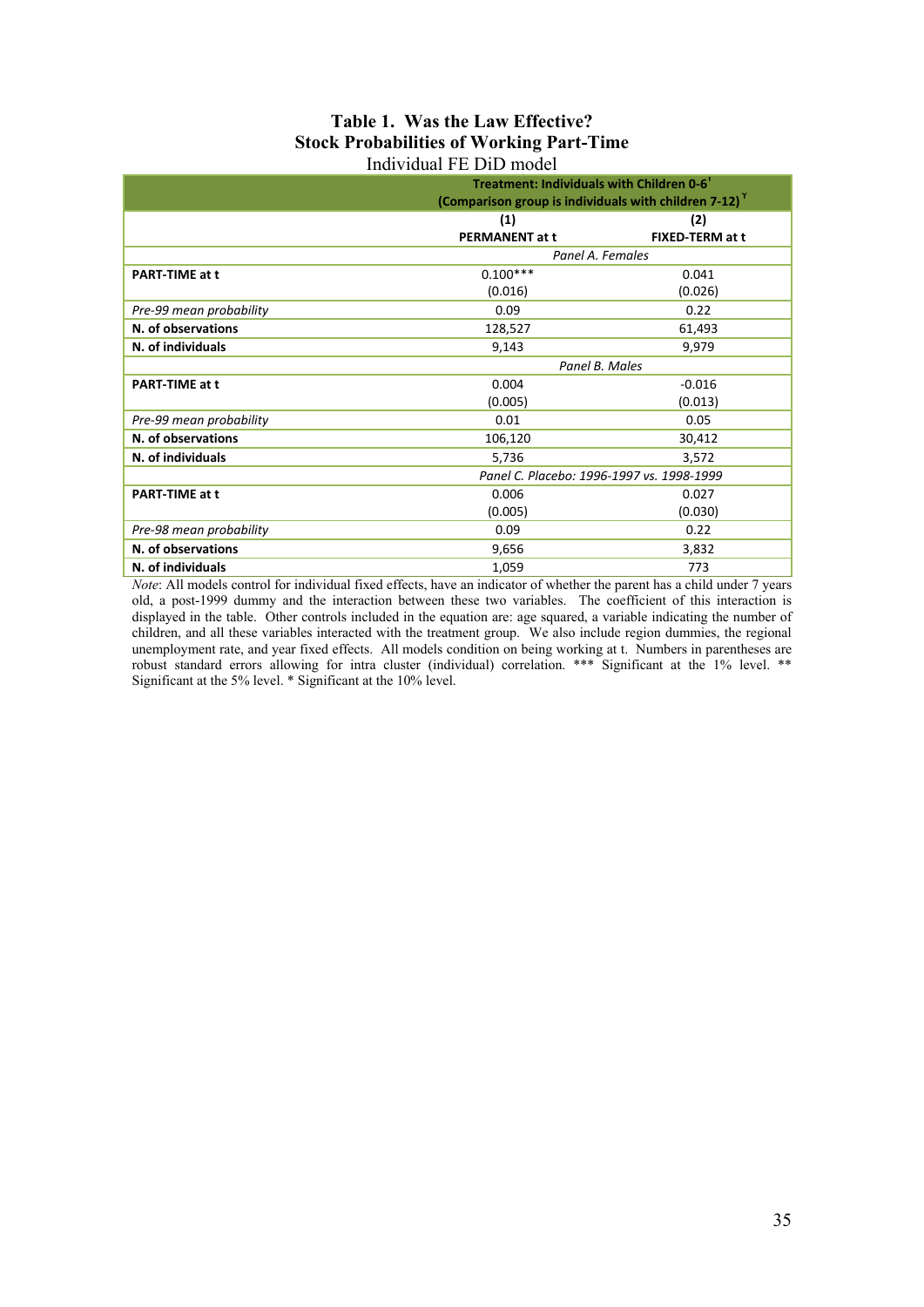**Table 1. Was the Law Effective?**
**Stock Probabilities of Working Part-Time**
Individual FE DiD model

| | Treatment: Individuals with Children 0-6' (Comparison group is individuals with children 7-12) ᵞ | |
|---|---|---|
| | **(1)** **PERMANENT at t** | **(2)** **FIXED-TERM at t** |
| | *Panel A. Females* | |
| **PART-TIME at t** | 0.100*** | 0.041 |
| | (0.016) | (0.026) |
| *Pre-99 mean probability* | 0.09 | 0.22 |
| **N. of observations** | 128,527 | 61,493 |
| **N. of individuals** | 9,143 | 9,979 |
| | *Panel B. Males* | |
| **PART-TIME at t** | 0.004 | -0.016 |
| | (0.005) | (0.013) |
| *Pre-99 mean probability* | 0.01 | 0.05 |
| **N. of observations** | 106,120 | 30,412 |
| **N. of individuals** | 5,736 | 3,572 |
| | *Panel C. Placebo: 1996-1997 vs. 1998-1999* | |
| **PART-TIME at t** | 0.006 | 0.027 |
| | (0.005) | (0.030) |
| *Pre-98 mean probability* | 0.09 | 0.22 |
| **N. of observations** | 9,656 | 3,832 |
| **N. of individuals** | 1,059 | 773 |

*Note*: All models control for individual fixed effects, have an indicator of whether the parent has a child under 7 years old, a post-1999 dummy and the interaction between these two variables. The coefficient of this interaction is displayed in the table. Other controls included in the equation are: age squared, a variable indicating the number of children, and all these variables interacted with the treatment group. We also include region dummies, the regional unemployment rate, and year fixed effects. All models condition on being working at t. Numbers in parentheses are robust standard errors allowing for intra cluster (individual) correlation. *** Significant at the 1% level. ** Significant at the 5% level. * Significant at the 10% level.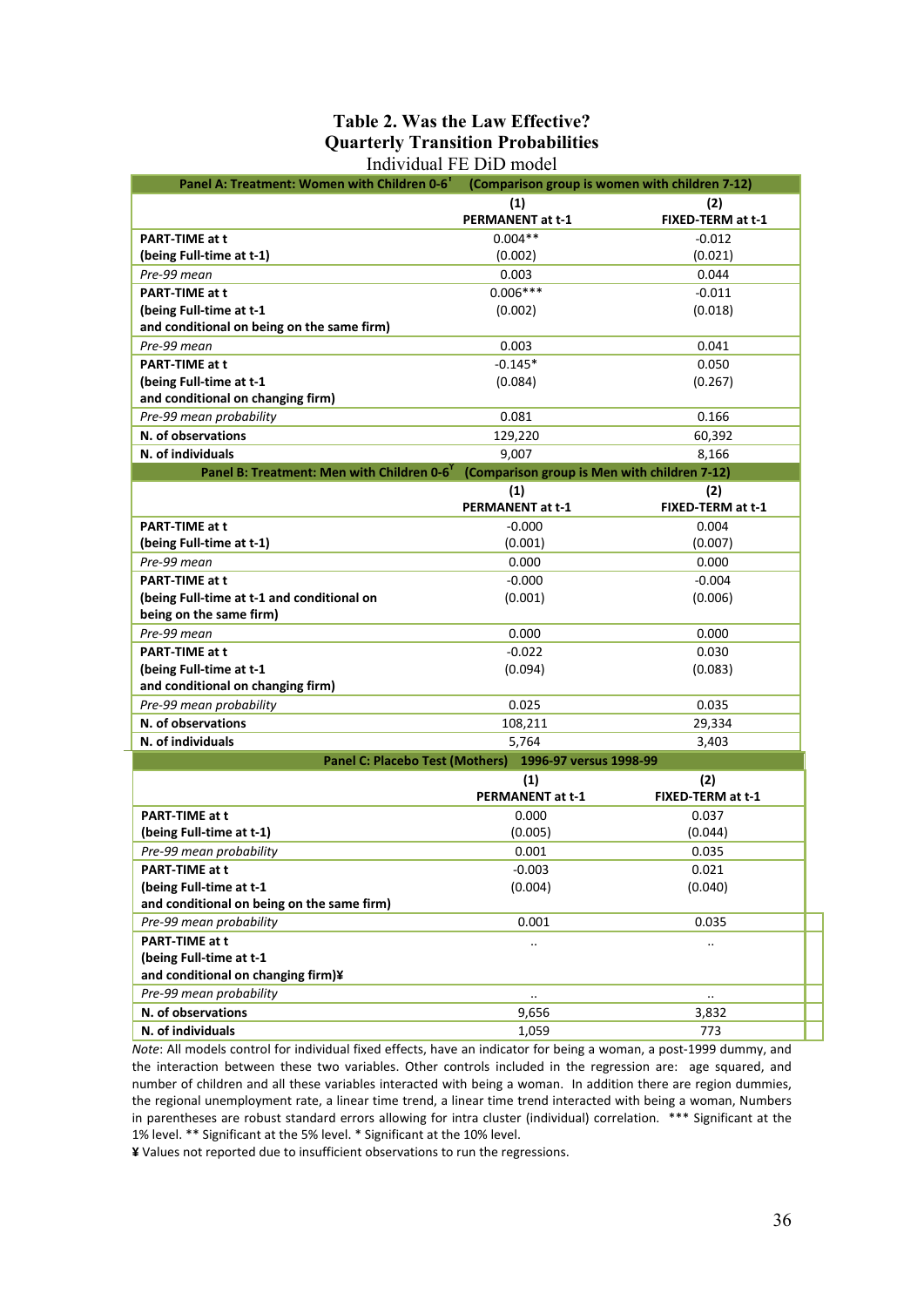**Table 2. Was the Law Effective?**
**Quarterly Transition Probabilities**
Individual FE DiD model

| Panel A: Treatment: Women with Children 0-6[ʹ] (Comparison group is women with children 7-12) | | |
|---|---|---|
| | (1) PERMANENT at t-1 | (2) FIXED-TERM at t-1 |
| **PART-TIME at t (being Full-time at t-1)** | 0.004** (0.002) | -0.012 (0.021) |
| *Pre-99 mean* | 0.003 | 0.044 |
| **PART-TIME at t (being Full-time at t-1 and conditional on being on the same firm)** | 0.006*** (0.002) | -0.011 (0.018) |
| *Pre-99 mean* | 0.003 | 0.041 |
| **PART-TIME at t (being Full-time at t-1 and conditional on changing firm)** | -0.145* (0.084) | 0.050 (0.267) |
| *Pre-99 mean probability* | 0.081 | 0.166 |
| **N. of observations** | 129,220 | 60,392 |
| **N. of individuals** | 9,007 | 8,166 |
| **Panel B: Treatment: Men with Children 0-6[Y] (Comparison group is Men with children 7-12)** | | |
| | (1) PERMANENT at t-1 | (2) FIXED-TERM at t-1 |
| **PART-TIME at t (being Full-time at t-1)** | -0.000 (0.001) | 0.004 (0.007) |
| *Pre-99 mean* | 0.000 | 0.000 |
| **PART-TIME at t (being Full-time at t-1 and conditional on being on the same firm)** | -0.000 (0.001) | -0.004 (0.006) |
| *Pre-99 mean* | 0.000 | 0.000 |
| **PART-TIME at t (being Full-time at t-1 and conditional on changing firm)** | -0.022 (0.094) | 0.030 (0.083) |
| *Pre-99 mean probability* | 0.025 | 0.035 |
| **N. of observations** | 108,211 | 29,334 |
| **N. of individuals** | 5,764 | 3,403 |
| **Panel C: Placebo Test (Mothers) 1996-97 versus 1998-99** | | |
| | (1) PERMANENT at t-1 | (2) FIXED-TERM at t-1 |
| **PART-TIME at t (being Full-time at t-1)** | 0.000 (0.005) | 0.037 (0.044) |
| *Pre-99 mean probability* | 0.001 | 0.035 |
| **PART-TIME at t (being Full-time at t-1 and conditional on being on the same firm)** | -0.003 (0.004) | 0.021 (0.040) |
| *Pre-99 mean probability* | 0.001 | 0.035 |
| **PART-TIME at t (being Full-time at t-1 and conditional on changing firm)¥** | .. | .. |
| *Pre-99 mean probability* | .. | .. |
| **N. of observations** | 9,656 | 3,832 |
| **N. of individuals** | 1,059 | 773 |

*Note*: All models control for individual fixed effects, have an indicator for being a woman, a post-1999 dummy, and the interaction between these two variables. Other controls included in the regression are: age squared, and number of children and all these variables interacted with being a woman. In addition there are region dummies, the regional unemployment rate, a linear time trend, a linear time trend interacted with being a woman, Numbers in parentheses are robust standard errors allowing for intra cluster (individual) correlation. *** Significant at the 1% level. ** Significant at the 5% level. * Significant at the 10% level.

**¥** Values not reported due to insufficient observations to run the regressions.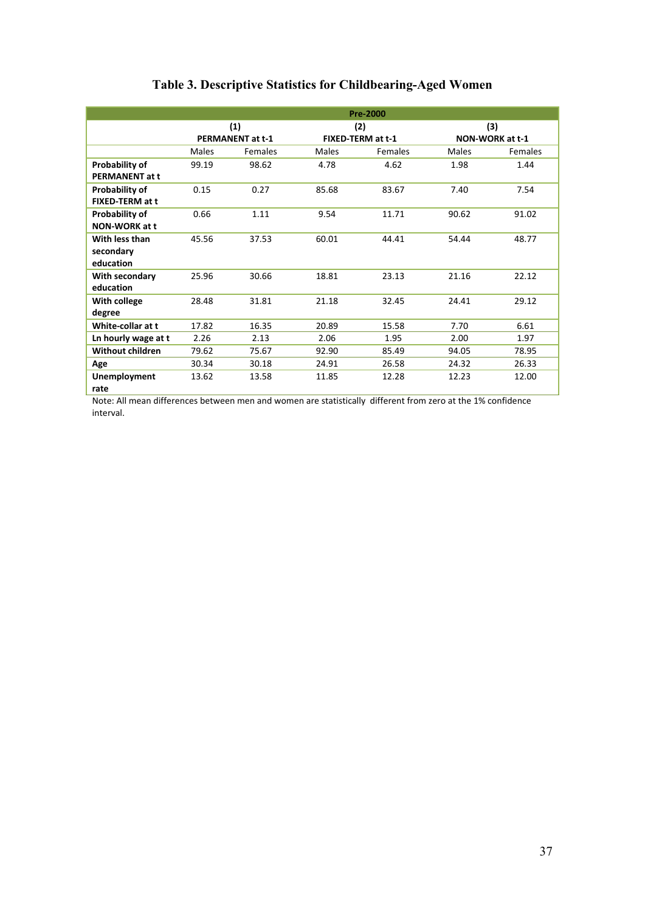## Table 3. Descriptive Statistics for Childbearing-Aged Women

| | Pre-2000 | | | | | |
|---|---|---|---|---|---|---|
| | (1) PERMANENT at t-1 | | (2) FIXED-TERM at t-1 | | (3) NON-WORK at t-1 | |
| | Males | Females | Males | Females | Males | Females |
| **Probability of PERMANENT at t** | 99.19 | 98.62 | 4.78 | 4.62 | 1.98 | 1.44 |
| **Probability of FIXED-TERM at t** | 0.15 | 0.27 | 85.68 | 83.67 | 7.40 | 7.54 |
| **Probability of NON-WORK at t** | 0.66 | 1.11 | 9.54 | 11.71 | 90.62 | 91.02 |
| **With less than secondary education** | 45.56 | 37.53 | 60.01 | 44.41 | 54.44 | 48.77 |
| **With secondary education** | 25.96 | 30.66 | 18.81 | 23.13 | 21.16 | 22.12 |
| **With college degree** | 28.48 | 31.81 | 21.18 | 32.45 | 24.41 | 29.12 |
| **White-collar at t** | 17.82 | 16.35 | 20.89 | 15.58 | 7.70 | 6.61 |
| **Ln hourly wage at t** | 2.26 | 2.13 | 2.06 | 1.95 | 2.00 | 1.97 |
| **Without children** | 79.62 | 75.67 | 92.90 | 85.49 | 94.05 | 78.95 |
| **Age** | 30.34 | 30.18 | 24.91 | 26.58 | 24.32 | 26.33 |
| **Unemployment rate** | 13.62 | 13.58 | 11.85 | 12.28 | 12.23 | 12.00 |

Note: All mean differences between men and women are statistically different from zero at the 1% confidence interval.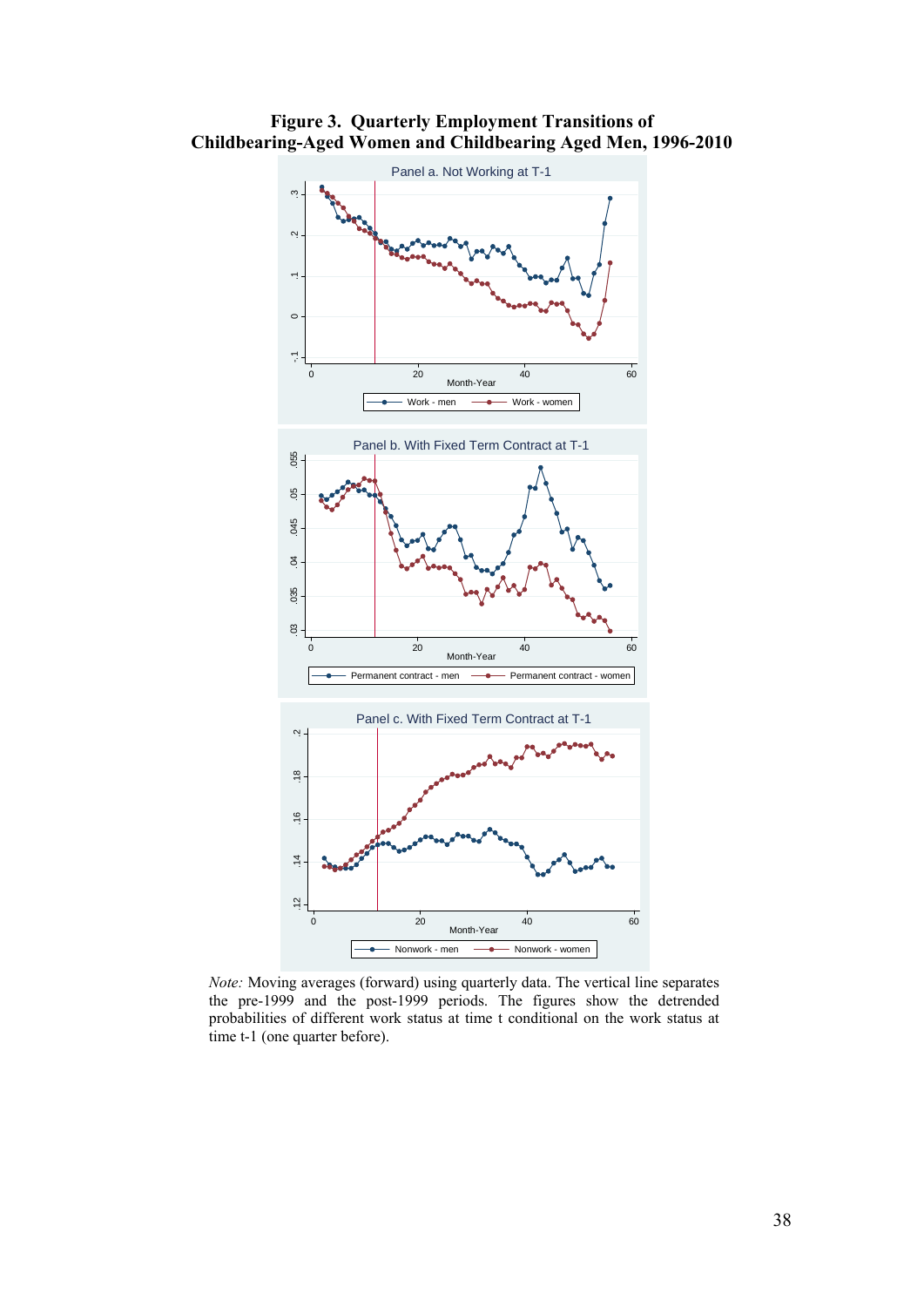**Figure 3. Quarterly Employment Transitions of Childbearing-Aged Women and Childbearing Aged Men, 1996-2010**

Panel a. Not Working at T-1

Panel b. With Fixed Term Contract at T-1

Panel c. With Fixed Term Contract at T-1

*Note:* Moving averages (forward) using quarterly data. The vertical line separates the pre-1999 and the post-1999 periods. The figures show the detrended probabilities of different work status at time t conditional on the work status at time t-1 (one quarter before).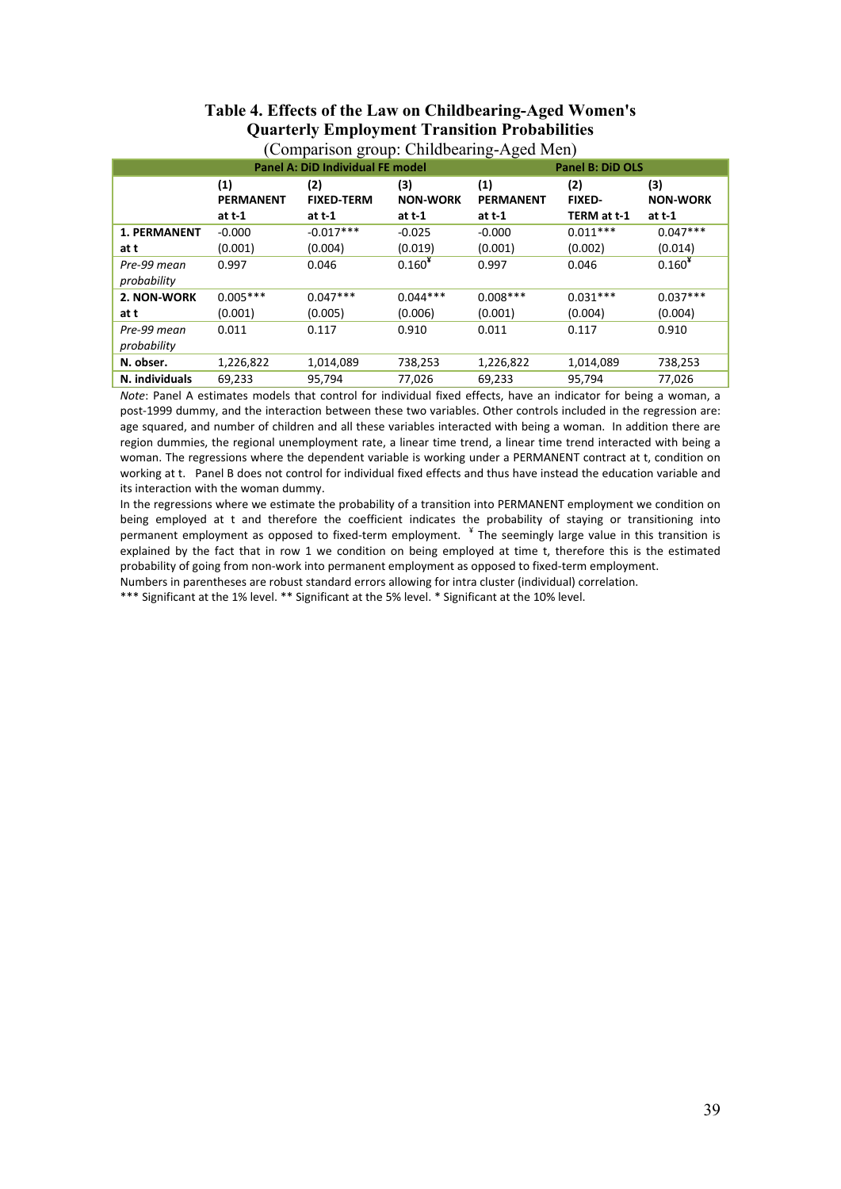# Table 4. Effects of the Law on Childbearing-Aged Women's Quarterly Employment Transition Probabilities

(Comparison group: Childbearing-Aged Men)

| | Panel A: DiD Individual FE model | | | Panel B: DiD OLS | | |
|---|---|---|---|---|---|---|
| | **(1) PERMANENT at t-1** | **(2) FIXED-TERM at t-1** | **(3) NON-WORK at t-1** | **(1) PERMANENT at t-1** | **(2) FIXED-TERM at t-1** | **(3) NON-WORK at t-1** |
| **1. PERMANENT at t** | -0.000 | -0.017*** | -0.025 | -0.000 | 0.011*** | 0.047*** |
| | (0.001) | (0.004) | (0.019) | (0.001) | (0.002) | (0.014) |
| *Pre-99 mean probability* | 0.997 | 0.046 | 0.160[¥] | 0.997 | 0.046 | 0.160[¥] |
| **2. NON-WORK at t** | 0.005*** | 0.047*** | 0.044*** | 0.008*** | 0.031*** | 0.037*** |
| | (0.001) | (0.005) | (0.006) | (0.001) | (0.004) | (0.004) |
| *Pre-99 mean probability* | 0.011 | 0.117 | 0.910 | 0.011 | 0.117 | 0.910 |
| **N. obser.** | 1,226,822 | 1,014,089 | 738,253 | 1,226,822 | 1,014,089 | 738,253 |
| **N. individuals** | 69,233 | 95,794 | 77,026 | 69,233 | 95,794 | 77,026 |

*Note*: Panel A estimates models that control for individual fixed effects, have an indicator for being a woman, a post-1999 dummy, and the interaction between these two variables. Other controls included in the regression are: age squared, and number of children and all these variables interacted with being a woman. In addition there are region dummies, the regional unemployment rate, a linear time trend, a linear time trend interacted with being a woman. The regressions where the dependent variable is working under a PERMANENT contract at t, condition on working at t. Panel B does not control for individual fixed effects and thus have instead the education variable and its interaction with the woman dummy.

In the regressions where we estimate the probability of a transition into PERMANENT employment we condition on being employed at t and therefore the coefficient indicates the probability of staying or transitioning into permanent employment as opposed to fixed-term employment. [¥] The seemingly large value in this transition is explained by the fact that in row 1 we condition on being employed at time t, therefore this is the estimated probability of going from non-work into permanent employment as opposed to fixed-term employment.

Numbers in parentheses are robust standard errors allowing for intra cluster (individual) correlation.

*** Significant at the 1% level. ** Significant at the 5% level. * Significant at the 10% level.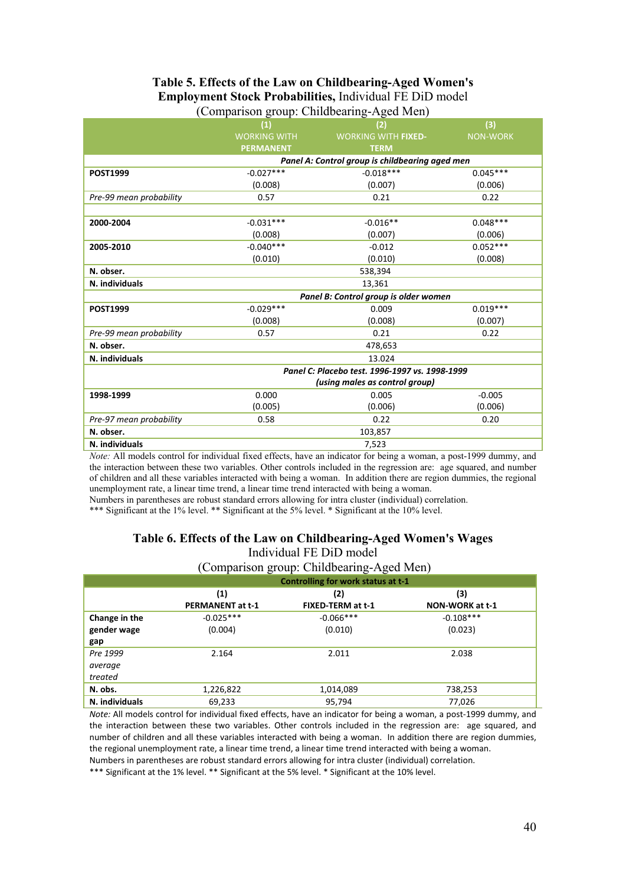**Table 5. Effects of the Law on Childbearing-Aged Women's Employment Stock Probabilities,** Individual FE DiD model
(Comparison group: Childbearing-Aged Men)

| | (1) WORKING WITH PERMANENT | (2) WORKING WITH FIXED-TERM | (3) NON-WORK |
|---|---|---|---|
| | *Panel A: Control group is childbearing aged men* | | |
| **POST1999** | -0.027*** | -0.018*** | 0.045*** |
| | (0.008) | (0.007) | (0.006) |
| *Pre-99 mean probability* | 0.57 | 0.21 | 0.22 |
| | | | |
| **2000-2004** | -0.031*** | -0.016** | 0.048*** |
| | (0.008) | (0.007) | (0.006) |
| **2005-2010** | -0.040*** | -0.012 | 0.052*** |
| | (0.010) | (0.010) | (0.008) |
| **N. obser.** | 538,394 | | |
| **N. individuals** | 13,361 | | |
| | *Panel B: Control group is older women* | | |
| **POST1999** | -0.029*** | 0.009 | 0.019*** |
| | (0.008) | (0.008) | (0.007) |
| *Pre-99 mean probability* | 0.57 | 0.21 | 0.22 |
| **N. obser.** | 478,653 | | |
| **N. individuals** | 13.024 | | |
| | *Panel C: Placebo test. 1996-1997 vs. 1998-1999 (using males as control group)* | | |
| **1998-1999** | 0.000 | 0.005 | -0.005 |
| | (0.005) | (0.006) | (0.006) |
| *Pre-97 mean probability* | 0.58 | 0.22 | 0.20 |
| **N. obser.** | 103,857 | | |
| **N. individuals** | 7,523 | | |

*Note:* All models control for individual fixed effects, have an indicator for being a woman, a post-1999 dummy, and the interaction between these two variables. Other controls included in the regression are: age squared, and number of children and all these variables interacted with being a woman. In addition there are region dummies, the regional unemployment rate, a linear time trend, a linear time trend interacted with being a woman.
Numbers in parentheses are robust standard errors allowing for intra cluster (individual) correlation.
*** Significant at the 1% level. ** Significant at the 5% level. * Significant at the 10% level.

**Table 6. Effects of the Law on Childbearing-Aged Women's Wages**
Individual FE DiD model
(Comparison group: Childbearing-Aged Men)

| | Controlling for work status at t-1 | | |
|---|---|---|---|
| | (1) PERMANENT at t-1 | (2) FIXED-TERM at t-1 | (3) NON-WORK at t-1 |
| **Change in the gender wage gap** | -0.025*** | -0.066*** | -0.108*** |
| | (0.004) | (0.010) | (0.023) |
| *Pre 1999 average treated* | 2.164 | 2.011 | 2.038 |
| **N. obs.** | 1,226,822 | 1,014,089 | 738,253 |
| **N. individuals** | 69,233 | 95,794 | 77,026 |

*Note:* All models control for individual fixed effects, have an indicator for being a woman, a post-1999 dummy, and the interaction between these two variables. Other controls included in the regression are: age squared, and number of children and all these variables interacted with being a woman. In addition there are region dummies, the regional unemployment rate, a linear time trend, a linear time trend interacted with being a woman.
Numbers in parentheses are robust standard errors allowing for intra cluster (individual) correlation.
*** Significant at the 1% level. ** Significant at the 5% level. * Significant at the 10% level.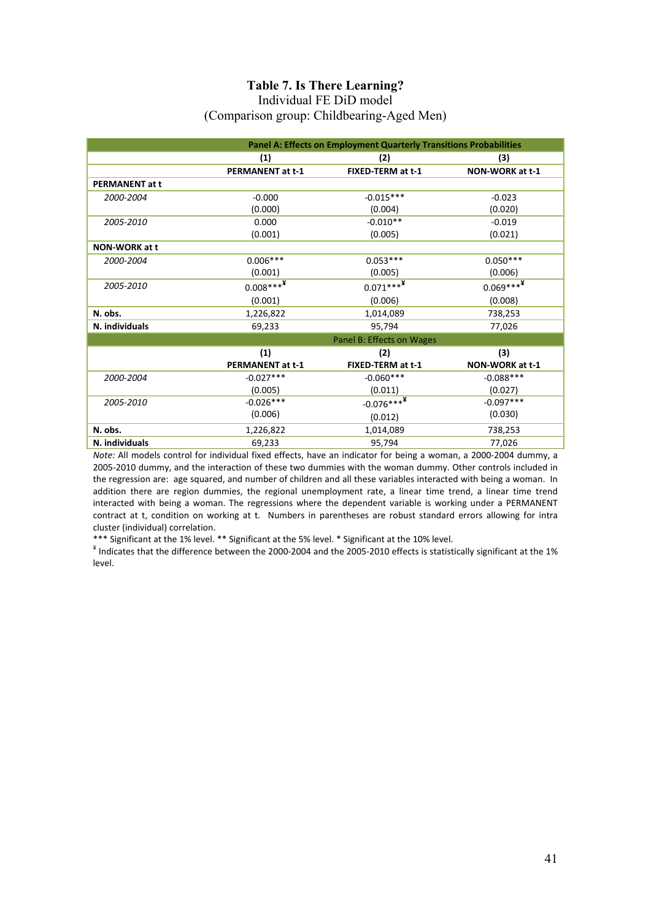**Table 7. Is There Learning?**

Individual FE DiD model

(Comparison group: Childbearing-Aged Men)

| | (1) | (2) | (3) |
|---|---|---|---|
| **Panel A: Effects on Employment Quarterly Transitions Probabilities** | | | |
| | **PERMANENT at t-1** | **FIXED-TERM at t-1** | **NON-WORK at t-1** |
| **PERMANENT at t** | | | |
| *2000-2004* | -0.000 | -0.015*** | -0.023 |
| | (0.000) | (0.004) | (0.020) |
| *2005-2010* | 0.000 | -0.010** | -0.019 |
| | (0.001) | (0.005) | (0.021) |
| **NON-WORK at t** | | | |
| *2000-2004* | 0.006*** | 0.053*** | 0.050*** |
| | (0.001) | (0.005) | (0.006) |
| *2005-2010* | 0.008***¥ | 0.071***¥ | 0.069***¥ |
| | (0.001) | (0.006) | (0.008) |
| **N. obs.** | 1,226,822 | 1,014,089 | 738,253 |
| **N. individuals** | 69,233 | 95,794 | 77,026 |
| **Panel B: Effects on Wages** | | | |
| | **(1)** | **(2)** | **(3)** |
| | **PERMANENT at t-1** | **FIXED-TERM at t-1** | **NON-WORK at t-1** |
| *2000-2004* | -0.027*** | -0.060*** | -0.088*** |
| | (0.005) | (0.011) | (0.027) |
| *2005-2010* | -0.026*** | -0.076***¥ | -0.097*** |
| | (0.006) | (0.012) | (0.030) |
| **N. obs.** | 1,226,822 | 1,014,089 | 738,253 |
| **N. individuals** | 69,233 | 95,794 | 77,026 |

*Note:* All models control for individual fixed effects, have an indicator for being a woman, a 2000-2004 dummy, a 2005-2010 dummy, and the interaction of these two dummies with the woman dummy. Other controls included in the regression are: age squared, and number of children and all these variables interacted with being a woman. In addition there are region dummies, the regional unemployment rate, a linear time trend, a linear time trend interacted with being a woman. The regressions where the dependent variable is working under a PERMANENT contract at t, condition on working at t. Numbers in parentheses are robust standard errors allowing for intra cluster (individual) correlation.

*** Significant at the 1% level. ** Significant at the 5% level. * Significant at the 10% level.

¥ Indicates that the difference between the 2000-2004 and the 2005-2010 effects is statistically significant at the 1% level.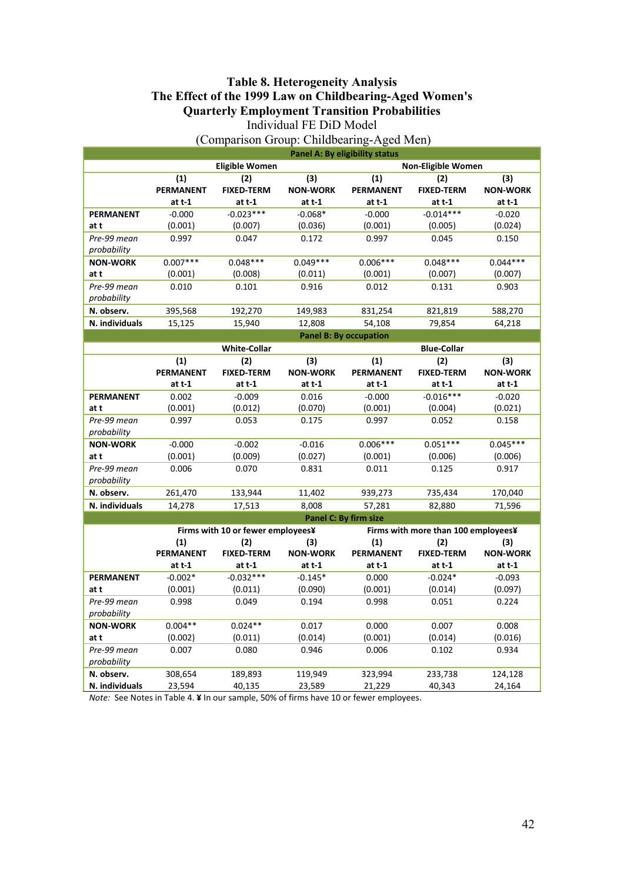# Table 8. Heterogeneity Analysis
## The Effect of the 1999 Law on Childbearing-Aged Women's Quarterly Employment Transition Probabilities

Individual FE DiD Model

(Comparison Group: Childbearing-Aged Men)

| | **Panel A: By eligibility status** | | | | | |
|---|---|---|---|---|---|---|
| | **Eligible Women** | | | **Non-Eligible Women** | | |
| | **(1) PERMANENT at t-1** | **(2) FIXED-TERM at t-1** | **(3) NON-WORK at t-1** | **(1) PERMANENT at t-1** | **(2) FIXED-TERM at t-1** | **(3) NON-WORK at t-1** |
| **PERMANENT at t** | -0.000 | -0.023*** | -0.068* | -0.000 | -0.014*** | -0.020 |
| | (0.001) | (0.007) | (0.036) | (0.001) | (0.005) | (0.024) |
| *Pre-99 mean probability* | 0.997 | 0.047 | 0.172 | 0.997 | 0.045 | 0.150 |
| **NON-WORK at t** | 0.007*** | 0.048*** | 0.049*** | 0.006*** | 0.048*** | 0.044*** |
| | (0.001) | (0.008) | (0.011) | (0.001) | (0.007) | (0.007) |
| *Pre-99 mean probability* | 0.010 | 0.101 | 0.916 | 0.012 | 0.131 | 0.903 |
| **N. observ.** | 395,568 | 192,270 | 149,983 | 831,254 | 821,819 | 588,270 |
| **N. individuals** | 15,125 | 15,940 | 12,808 | 54,108 | 79,854 | 64,218 |
| | **Panel B: By occupation** | | | | | |
| | **White-Collar** | | | **Blue-Collar** | | |
| | **(1) PERMANENT at t-1** | **(2) FIXED-TERM at t-1** | **(3) NON-WORK at t-1** | **(1) PERMANENT at t-1** | **(2) FIXED-TERM at t-1** | **(3) NON-WORK at t-1** |
| **PERMANENT at t** | 0.002 | -0.009 | 0.016 | -0.000 | -0.016*** | -0.020 |
| | (0.001) | (0.012) | (0.070) | (0.001) | (0.004) | (0.021) |
| *Pre-99 mean probability* | 0.997 | 0.053 | 0.175 | 0.997 | 0.052 | 0.158 |
| **NON-WORK at t** | -0.000 | -0.002 | -0.016 | 0.006*** | 0.051*** | 0.045*** |
| | (0.001) | (0.009) | (0.027) | (0.001) | (0.006) | (0.006) |
| *Pre-99 mean probability* | 0.006 | 0.070 | 0.831 | 0.011 | 0.125 | 0.917 |
| **N. observ.** | 261,470 | 133,944 | 11,402 | 939,273 | 735,434 | 170,040 |
| **N. individuals** | 14,278 | 17,513 | 8,008 | 57,281 | 82,880 | 71,596 |
| | **Panel C: By firm size** | | | | | |
| | **Firms with 10 or fewer employees¥** | | | **Firms with more than 100 employees¥** | | |
| | **(1) PERMANENT at t-1** | **(2) FIXED-TERM at t-1** | **(3) NON-WORK at t-1** | **(1) PERMANENT at t-1** | **(2) FIXED-TERM at t-1** | **(3) NON-WORK at t-1** |
| **PERMANENT at t** | -0.002* | -0.032*** | -0.145* | 0.000 | -0.024* | -0.093 |
| | (0.001) | (0.011) | (0.090) | (0.001) | (0.014) | (0.097) |
| *Pre-99 mean probability* | 0.998 | 0.049 | 0.194 | 0.998 | 0.051 | 0.224 |
| **NON-WORK at t** | 0.004** | 0.024** | 0.017 | 0.000 | 0.007 | 0.008 |
| | (0.002) | (0.011) | (0.014) | (0.001) | (0.014) | (0.016) |
| *Pre-99 mean probability* | 0.007 | 0.080 | 0.946 | 0.006 | 0.102 | 0.934 |
| **N. observ.** | 308,654 | 189,893 | 119,949 | 323,994 | 233,738 | 124,128 |
| **N. individuals** | 23,594 | 40,135 | 23,589 | 21,229 | 40,343 | 24,164 |

*Note:* See Notes in Table 4. **¥** In our sample, 50% of firms have 10 or fewer employees.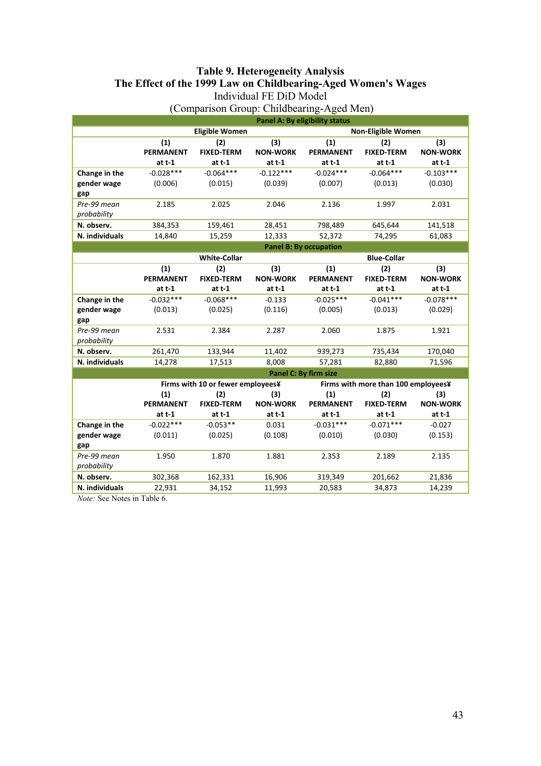# Table 9. Heterogeneity Analysis
## The Effect of the 1999 Law on Childbearing-Aged Women's Wages

Individual FE DiD Model

(Comparison Group: Childbearing-Aged Men)

| | | | | | | |
|---|---|---|---|---|---|---|
| **Panel A: By eligibility status** | | | | | | |
| | **Eligible Women** | | | **Non-Eligible Women** | | |
| | **(1) PERMANENT at t-1** | **(2) FIXED-TERM at t-1** | **(3) NON-WORK at t-1** | **(1) PERMANENT at t-1** | **(2) FIXED-TERM at t-1** | **(3) NON-WORK at t-1** |
| **Change in the gender wage gap** | -0.028*** | -0.064*** | -0.122*** | -0.024*** | -0.064*** | -0.103*** |
| | (0.006) | (0.015) | (0.039) | (0.007) | (0.013) | (0.030) |
| *Pre-99 mean probability* | 2.185 | 2.025 | 2.046 | 2.136 | 1.997 | 2.031 |
| **N. observ.** | 384,353 | 159,461 | 28,451 | 798,489 | 645,644 | 141,518 |
| **N. individuals** | 14,840 | 15,259 | 12,333 | 52,372 | 74,295 | 61,083 |
| **Panel B: By occupation** | | | | | | |
| | **White-Collar** | | | **Blue-Collar** | | |
| | **(1) PERMANENT at t-1** | **(2) FIXED-TERM at t-1** | **(3) NON-WORK at t-1** | **(1) PERMANENT at t-1** | **(2) FIXED-TERM at t-1** | **(3) NON-WORK at t-1** |
| **Change in the gender wage gap** | -0.032*** | -0.068*** | -0.133 | -0.025*** | -0.041*** | -0.078*** |
| | (0.013) | (0.025) | (0.116) | (0.005) | (0.013) | (0.029) |
| *Pre-99 mean probability* | 2.531 | 2.384 | 2.287 | 2.060 | 1.875 | 1.921 |
| **N. observ.** | 261,470 | 133,944 | 11,402 | 939,273 | 735,434 | 170,040 |
| **N. individuals** | 14,278 | 17,513 | 8,008 | 57,281 | 82,880 | 71,596 |
| **Panel C: By firm size** | | | | | | |
| | **Firms with 10 or fewer employees¥** | | | **Firms with more than 100 employees¥** | | |
| | **(1) PERMANENT at t-1** | **(2) FIXED-TERM at t-1** | **(3) NON-WORK at t-1** | **(1) PERMANENT at t-1** | **(2) FIXED-TERM at t-1** | **(3) NON-WORK at t-1** |
| **Change in the gender wage gap** | -0.022*** | -0.053** | 0.031 | -0.031*** | -0.071*** | -0.027 |
| | (0.011) | (0.025) | (0.108) | (0.010) | (0.030) | (0.153) |
| *Pre-99 mean probability* | 1.950 | 1.870 | 1.881 | 2.353 | 2.189 | 2.135 |
| **N. observ.** | 302,368 | 162,331 | 16,906 | 319,349 | 201,662 | 21,836 |
| **N. individuals** | 22,931 | 34,152 | 11,993 | 20,583 | 34,873 | 14,239 |

*Note:* See Notes in Table 6.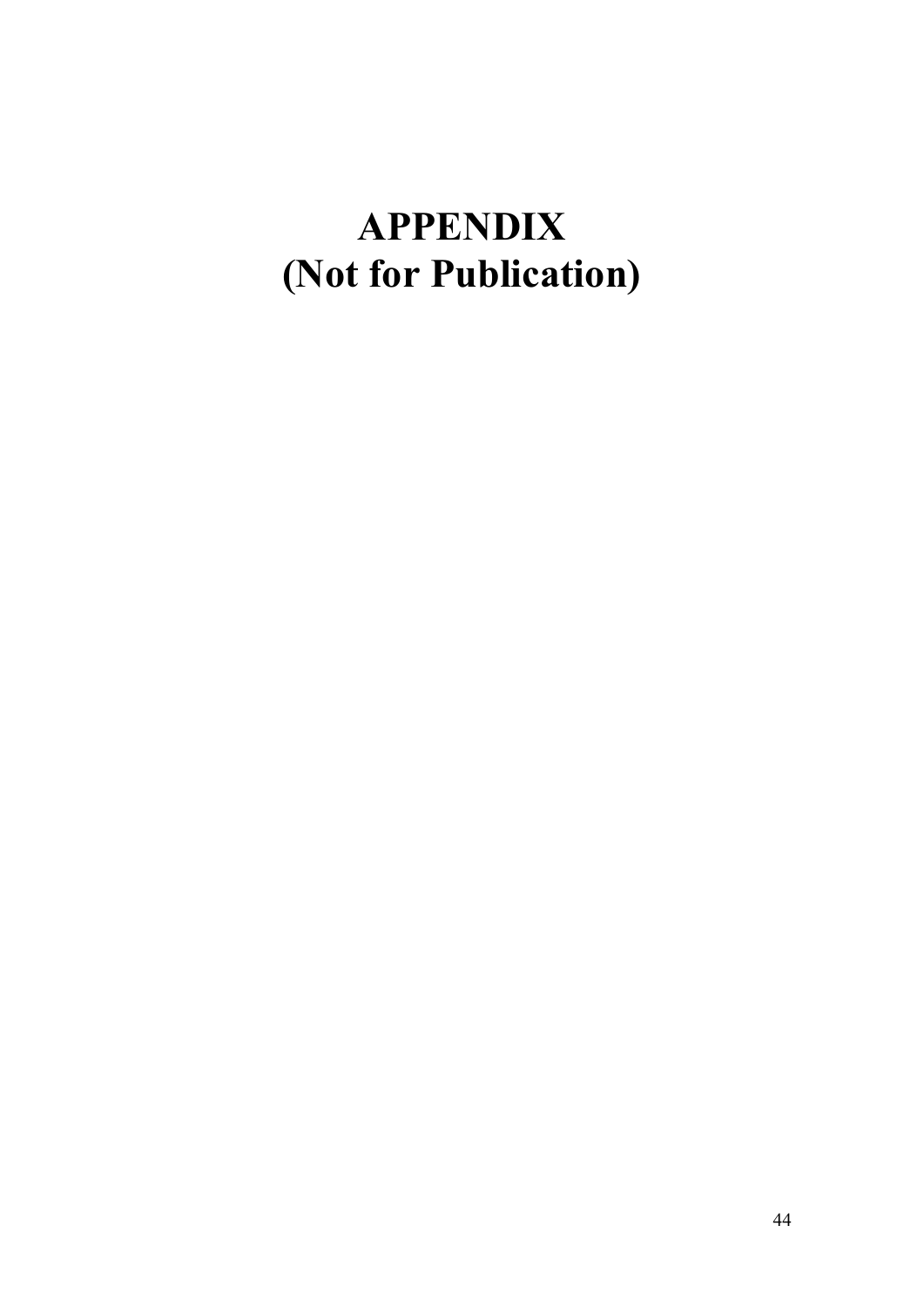# APPENDIX
# (Not for Publication)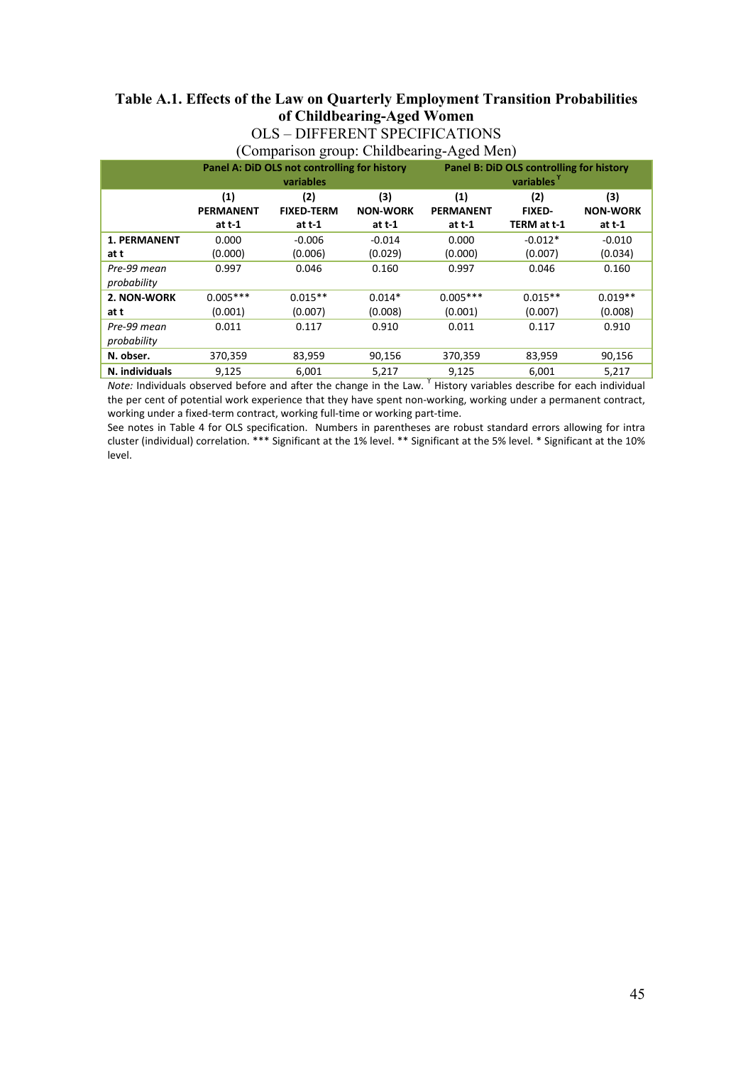**Table A.1. Effects of the Law on Quarterly Employment Transition Probabilities of Childbearing-Aged Women**

OLS – DIFFERENT SPECIFICATIONS

(Comparison group: Childbearing-Aged Men)

| | Panel A: DiD OLS not controlling for history variables | | | Panel B: DiD OLS controlling for history variables [Y] | | |
|---|---|---|---|---|---|---|
| | (1) PERMANENT at t-1 | (2) FIXED-TERM at t-1 | (3) NON-WORK at t-1 | (1) PERMANENT at t-1 | (2) FIXED-TERM at t-1 | (3) NON-WORK at t-1 |
| **1. PERMANENT at t** | 0.000 | -0.006 | -0.014 | 0.000 | -0.012* | -0.010 |
| | (0.000) | (0.006) | (0.029) | (0.000) | (0.007) | (0.034) |
| *Pre-99 mean probability* | 0.997 | 0.046 | 0.160 | 0.997 | 0.046 | 0.160 |
| **2. NON-WORK at t** | 0.005*** | 0.015** | 0.014* | 0.005*** | 0.015** | 0.019** |
| | (0.001) | (0.007) | (0.008) | (0.001) | (0.007) | (0.008) |
| *Pre-99 mean probability* | 0.011 | 0.117 | 0.910 | 0.011 | 0.117 | 0.910 |
| **N. obser.** | 370,359 | 83,959 | 90,156 | 370,359 | 83,959 | 90,156 |
| **N. individuals** | 9,125 | 6,001 | 5,217 | 9,125 | 6,001 | 5,217 |

*Note:* Individuals observed before and after the change in the Law. [Y] History variables describe for each individual the per cent of potential work experience that they have spent non-working, working under a permanent contract, working under a fixed-term contract, working full-time or working part-time.

See notes in Table 4 for OLS specification. Numbers in parentheses are robust standard errors allowing for intra cluster (individual) correlation. *** Significant at the 1% level. ** Significant at the 5% level. * Significant at the 10% level.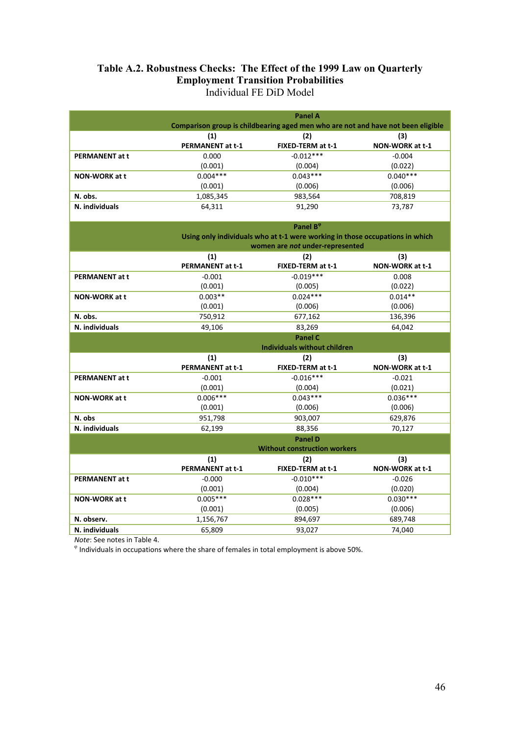**Table A.2. Robustness Checks: The Effect of the 1999 Law on Quarterly Employment Transition Probabilities**

Individual FE DiD Model

| | Panel A | | |
|---|---|---|---|
| | Comparison group is childbearing aged men who are not and have not been eligible | | |
| | (1) PERMANENT at t-1 | (2) FIXED-TERM at t-1 | (3) NON-WORK at t-1 |
| **PERMANENT at t** | 0.000 | -0.012*** | -0.004 |
| | (0.001) | (0.004) | (0.022) |
| **NON-WORK at t** | 0.004*** | 0.043*** | 0.040*** |
| | (0.001) | (0.006) | (0.006) |
| **N. obs.** | 1,085,345 | 983,564 | 708,819 |
| **N. individuals** | 64,311 | 91,290 | 73,787 |
| | **Panel B**[φ] | | |
| | Using only individuals who at t-1 were working in those occupations in which women are *not* under-represented | | |
| | (1) PERMANENT at t-1 | (2) FIXED-TERM at t-1 | (3) NON-WORK at t-1 |
| **PERMANENT at t** | -0.001 | -0.019*** | 0.008 |
| | (0.001) | (0.005) | (0.022) |
| **NON-WORK at t** | 0.003** | 0.024*** | 0.014** |
| | (0.001) | (0.006) | (0.006) |
| **N. obs.** | 750,912 | 677,162 | 136,396 |
| **N. individuals** | 49,106 | 83,269 | 64,042 |
| | **Panel C** | | |
| | Individuals without children | | |
| | (1) PERMANENT at t-1 | (2) FIXED-TERM at t-1 | (3) NON-WORK at t-1 |
| **PERMANENT at t** | -0.001 | -0.016*** | -0.021 |
| | (0.001) | (0.004) | (0.021) |
| **NON-WORK at t** | 0.006*** | 0.043*** | 0.036*** |
| | (0.001) | (0.006) | (0.006) |
| **N. obs** | 951,798 | 903,007 | 629,876 |
| **N. individuals** | 62,199 | 88,356 | 70,127 |
| | **Panel D** | | |
| | Without construction workers | | |
| | (1) PERMANENT at t-1 | (2) FIXED-TERM at t-1 | (3) NON-WORK at t-1 |
| **PERMANENT at t** | -0.000 | -0.010*** | -0.026 |
| | (0.001) | (0.004) | (0.020) |
| **NON-WORK at t** | 0.005*** | 0.028*** | 0.030*** |
| | (0.001) | (0.005) | (0.006) |
| **N. observ.** | 1,156,767 | 894,697 | 689,748 |
| **N. individuals** | 65,809 | 93,027 | 74,040 |

*Note*: See notes in Table 4.

[φ] Individuals in occupations where the share of females in total employment is above 50%.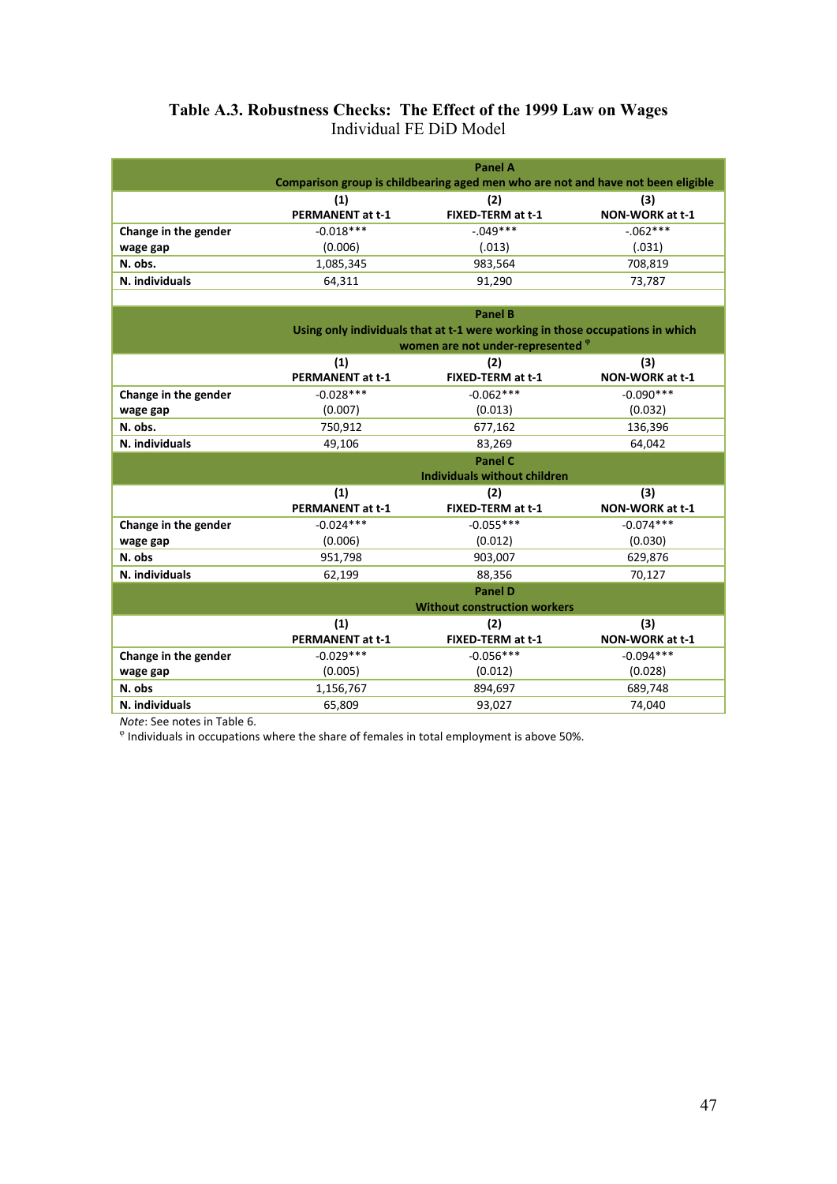**Table A.3. Robustness Checks: The Effect of the 1999 Law on Wages**
Individual FE DiD Model

| | Panel A<br>Comparison group is childbearing aged men who are not and have not been eligible | | |
|---|---|---|---|
| | (1)<br>PERMANENT at t-1 | (2)<br>FIXED-TERM at t-1 | (3)<br>NON-WORK at t-1 |
| Change in the gender wage gap | -0.018***<br>(0.006) | -.049***<br>(.013) | -.062***<br>(.031) |
| N. obs. | 1,085,345 | 983,564 | 708,819 |
| N. individuals | 64,311 | 91,290 | 73,787 |
| | **Panel B**<br>**Using only individuals that at t-1 were working in those occupations in which women are not under-represented** [φ] | | |
| | (1)<br>PERMANENT at t-1 | (2)<br>FIXED-TERM at t-1 | (3)<br>NON-WORK at t-1 |
| Change in the gender wage gap | -0.028***<br>(0.007) | -0.062***<br>(0.013) | -0.090***<br>(0.032) |
| N. obs. | 750,912 | 677,162 | 136,396 |
| N. individuals | 49,106 | 83,269 | 64,042 |
| | **Panel C**<br>**Individuals without children** | | |
| | (1)<br>PERMANENT at t-1 | (2)<br>FIXED-TERM at t-1 | (3)<br>NON-WORK at t-1 |
| Change in the gender wage gap | -0.024***<br>(0.006) | -0.055***<br>(0.012) | -0.074***<br>(0.030) |
| N. obs | 951,798 | 903,007 | 629,876 |
| N. individuals | 62,199 | 88,356 | 70,127 |
| | **Panel D**<br>**Without construction workers** | | |
| | (1)<br>PERMANENT at t-1 | (2)<br>FIXED-TERM at t-1 | (3)<br>NON-WORK at t-1 |
| Change in the gender wage gap | -0.029***<br>(0.005) | -0.056***<br>(0.012) | -0.094***<br>(0.028) |
| N. obs | 1,156,767 | 894,697 | 689,748 |
| N. individuals | 65,809 | 93,027 | 74,040 |

*Note*: See notes in Table 6.

[φ] Individuals in occupations where the share of females in total employment is above 50%.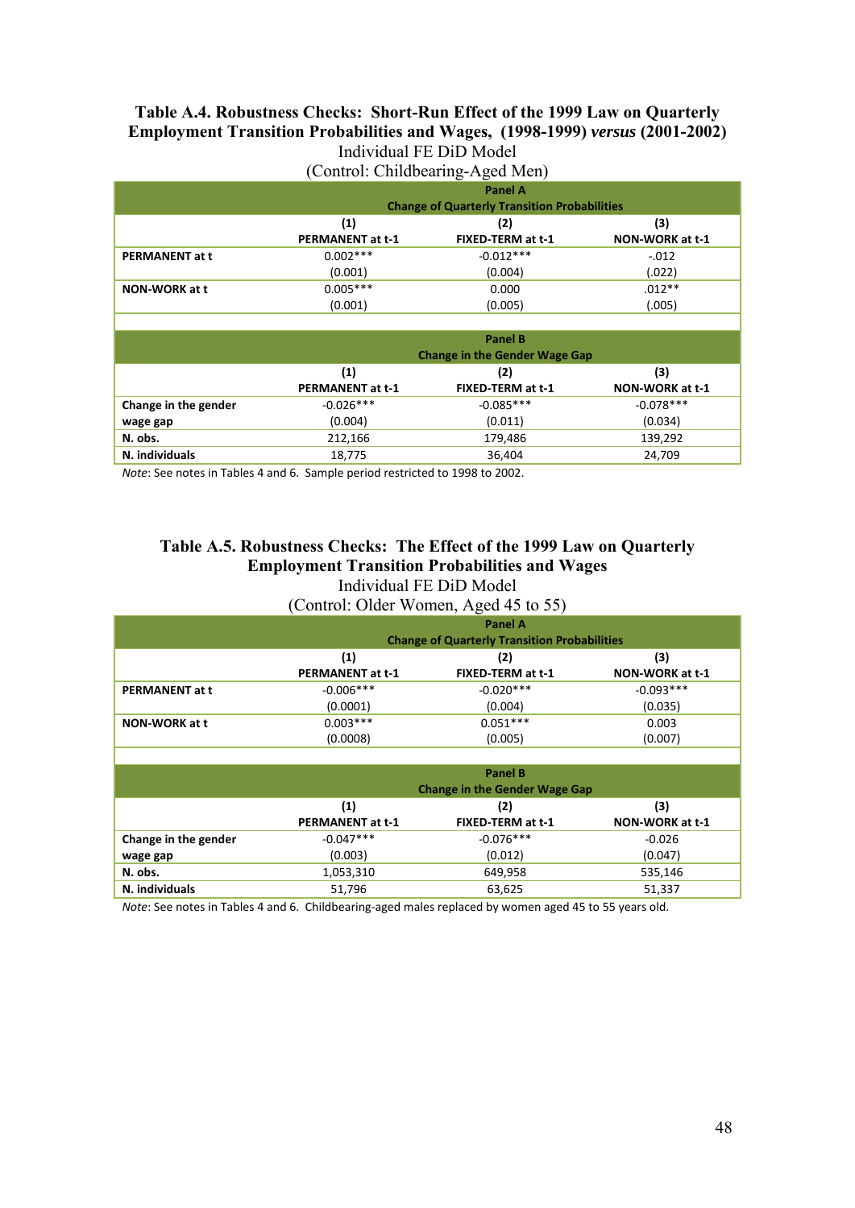**Table A.4. Robustness Checks: Short-Run Effect of the 1999 Law on Quarterly Employment Transition Probabilities and Wages, (1998-1999) *versus* (2001-2002)**

Individual FE DiD Model

(Control: Childbearing-Aged Men)

| | **Panel A Change of Quarterly Transition Probabilities** | | |
|---|---|---|---|
| | **(1) PERMANENT at t-1** | **(2) FIXED-TERM at t-1** | **(3) NON-WORK at t-1** |
| **PERMANENT at t** | 0.002*** | -0.012*** | -.012 |
| | (0.001) | (0.004) | (.022) |
| **NON-WORK at t** | 0.005*** | 0.000 | .012** |
| | (0.001) | (0.005) | (.005) |
| | **Panel B Change in the Gender Wage Gap** | | |
| | **(1) PERMANENT at t-1** | **(2) FIXED-TERM at t-1** | **(3) NON-WORK at t-1** |
| **Change in the gender wage gap** | -0.026*** | -0.085*** | -0.078*** |
| | (0.004) | (0.011) | (0.034) |
| **N. obs.** | 212,166 | 179,486 | 139,292 |
| **N. individuals** | 18,775 | 36,404 | 24,709 |

*Note*: See notes in Tables 4 and 6. Sample period restricted to 1998 to 2002.

**Table A.5. Robustness Checks: The Effect of the 1999 Law on Quarterly Employment Transition Probabilities and Wages**

Individual FE DiD Model

(Control: Older Women, Aged 45 to 55)

| | **Panel A Change of Quarterly Transition Probabilities** | | |
|---|---|---|---|
| | **(1) PERMANENT at t-1** | **(2) FIXED-TERM at t-1** | **(3) NON-WORK at t-1** |
| **PERMANENT at t** | -0.006*** | -0.020*** | -0.093*** |
| | (0.0001) | (0.004) | (0.035) |
| **NON-WORK at t** | 0.003*** | 0.051*** | 0.003 |
| | (0.0008) | (0.005) | (0.007) |
| | **Panel B Change in the Gender Wage Gap** | | |
| | **(1) PERMANENT at t-1** | **(2) FIXED-TERM at t-1** | **(3) NON-WORK at t-1** |
| **Change in the gender wage gap** | -0.047*** | -0.076*** | -0.026 |
| | (0.003) | (0.012) | (0.047) |
| **N. obs.** | 1,053,310 | 649,958 | 535,146 |
| **N. individuals** | 51,796 | 63,625 | 51,337 |

*Note*: See notes in Tables 4 and 6. Childbearing-aged males replaced by women aged 45 to 55 years old.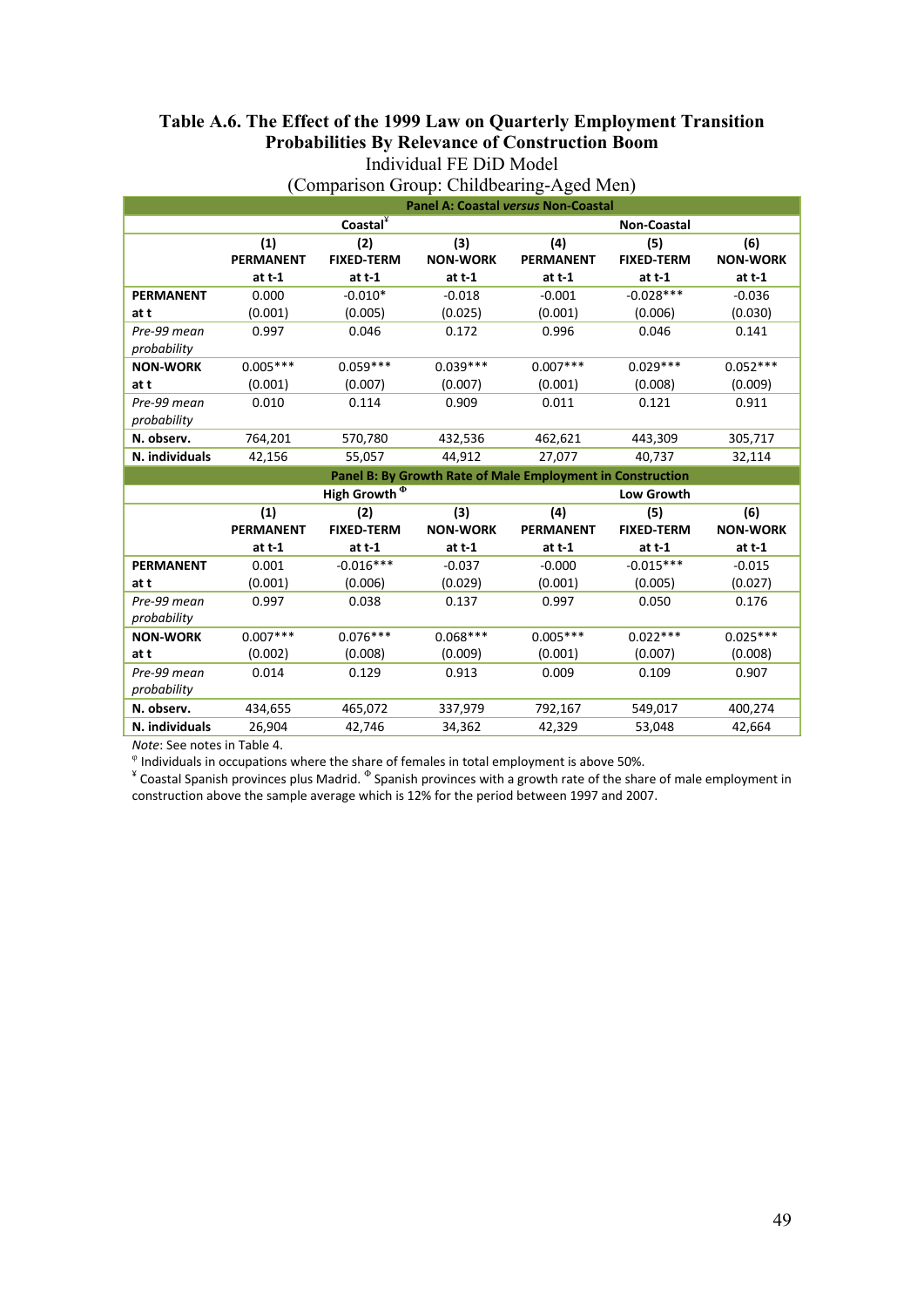**Table A.6. The Effect of the 1999 Law on Quarterly Employment Transition Probabilities By Relevance of Construction Boom**

Individual FE DiD Model

(Comparison Group: Childbearing-Aged Men)

| | Panel A: Coastal *versus* Non-Coastal | | | | | |
|---|---|---|---|---|---|---|
| | Coastal[¥] | | | Non-Coastal | | |
| | (1) PERMANENT at t-1 | (2) FIXED-TERM at t-1 | (3) NON-WORK at t-1 | (4) PERMANENT at t-1 | (5) FIXED-TERM at t-1 | (6) NON-WORK at t-1 |
| **PERMANENT at t** | 0.000 | -0.010* | -0.018 | -0.001 | -0.028*** | -0.036 |
| | (0.001) | (0.005) | (0.025) | (0.001) | (0.006) | (0.030) |
| *Pre-99 mean probability* | 0.997 | 0.046 | 0.172 | 0.996 | 0.046 | 0.141 |
| **NON-WORK at t** | 0.005*** | 0.059*** | 0.039*** | 0.007*** | 0.029*** | 0.052*** |
| | (0.001) | (0.007) | (0.007) | (0.001) | (0.008) | (0.009) |
| *Pre-99 mean probability* | 0.010 | 0.114 | 0.909 | 0.011 | 0.121 | 0.911 |
| **N. observ.** | 764,201 | 570,780 | 432,536 | 462,621 | 443,309 | 305,717 |
| **N. individuals** | 42,156 | 55,057 | 44,912 | 27,077 | 40,737 | 32,114 |
| | **Panel B: By Growth Rate of Male Employment in Construction** | | | | | |
| | High Growth [Φ] | | | Low Growth | | |
| | (1) PERMANENT at t-1 | (2) FIXED-TERM at t-1 | (3) NON-WORK at t-1 | (4) PERMANENT at t-1 | (5) FIXED-TERM at t-1 | (6) NON-WORK at t-1 |
| **PERMANENT at t** | 0.001 | -0.016*** | -0.037 | -0.000 | -0.015*** | -0.015 |
| | (0.001) | (0.006) | (0.029) | (0.001) | (0.005) | (0.027) |
| *Pre-99 mean probability* | 0.997 | 0.038 | 0.137 | 0.997 | 0.050 | 0.176 |
| **NON-WORK at t** | 0.007*** | 0.076*** | 0.068*** | 0.005*** | 0.022*** | 0.025*** |
| | (0.002) | (0.008) | (0.009) | (0.001) | (0.007) | (0.008) |
| *Pre-99 mean probability* | 0.014 | 0.129 | 0.913 | 0.009 | 0.109 | 0.907 |
| **N. observ.** | 434,655 | 465,072 | 337,979 | 792,167 | 549,017 | 400,274 |
| **N. individuals** | 26,904 | 42,746 | 34,362 | 42,329 | 53,048 | 42,664 |

*Note*: See notes in Table 4.

[φ] Individuals in occupations where the share of females in total employment is above 50%.

[¥] Coastal Spanish provinces plus Madrid. [Φ] Spanish provinces with a growth rate of the share of male employment in construction above the sample average which is 12% for the period between 1997 and 2007.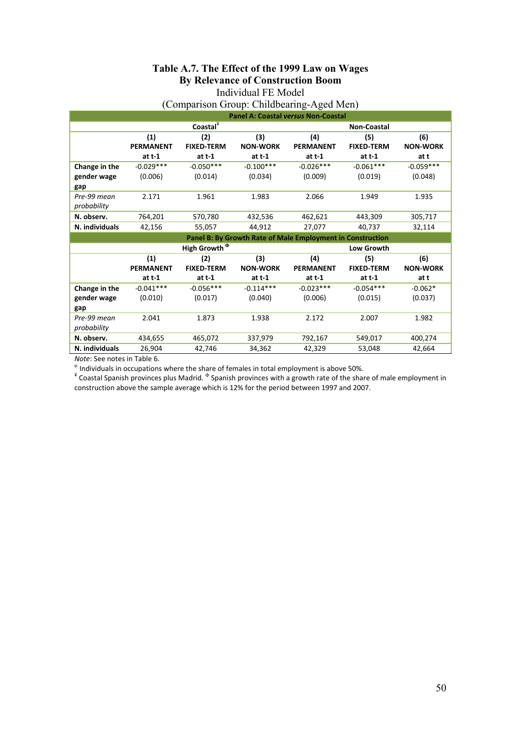# Table A.7. The Effect of the 1999 Law on Wages
## By Relevance of Construction Boom

Individual FE Model

(Comparison Group: Childbearing-Aged Men)

| | Panel A: Coastal *versus* Non-Coastal | | | | | |
|---|---|---|---|---|---|---|
| | Coastal[¥] | | | Non-Coastal | | |
| | (1) PERMANENT at t-1 | (2) FIXED-TERM at t-1 | (3) NON-WORK at t-1 | (4) PERMANENT at t-1 | (5) FIXED-TERM at t-1 | (6) NON-WORK at t |
| **Change in the gender wage gap** | -0.029*** | -0.050*** | -0.100*** | -0.026*** | -0.061*** | -0.059*** |
| | (0.006) | (0.014) | (0.034) | (0.009) | (0.019) | (0.048) |
| *Pre-99 mean probability* | 2.171 | 1.961 | 1.983 | 2.066 | 1.949 | 1.935 |
| **N. observ.** | 764,201 | 570,780 | 432,536 | 462,621 | 443,309 | 305,717 |
| **N. individuals** | 42,156 | 55,057 | 44,912 | 27,077 | 40,737 | 32,114 |
| | **Panel B: By Growth Rate of Male Employment in Construction** | | | | | |
| | High Growth [Φ] | | | Low Growth | | |
| | (1) PERMANENT at t-1 | (2) FIXED-TERM at t-1 | (3) NON-WORK at t-1 | (4) PERMANENT at t-1 | (5) FIXED-TERM at t-1 | (6) NON-WORK at t |
| **Change in the gender wage gap** | -0.041*** | -0.056*** | -0.114*** | -0.023*** | -0.054*** | -0.062* |
| | (0.010) | (0.017) | (0.040) | (0.006) | (0.015) | (0.037) |
| *Pre-99 mean probability* | 2.041 | 1.873 | 1.938 | 2.172 | 2.007 | 1.982 |
| **N. observ.** | 434,655 | 465,072 | 337,979 | 792,167 | 549,017 | 400,274 |
| **N. individuals** | 26,904 | 42,746 | 34,362 | 42,329 | 53,048 | 42,664 |

*Note*: See notes in Table 6.

[φ] Individuals in occupations where the share of females in total employment is above 50%.

[¥] Coastal Spanish provinces plus Madrid. [Φ] Spanish provinces with a growth rate of the share of male employment in construction above the sample average which is 12% for the period between 1997 and 2007.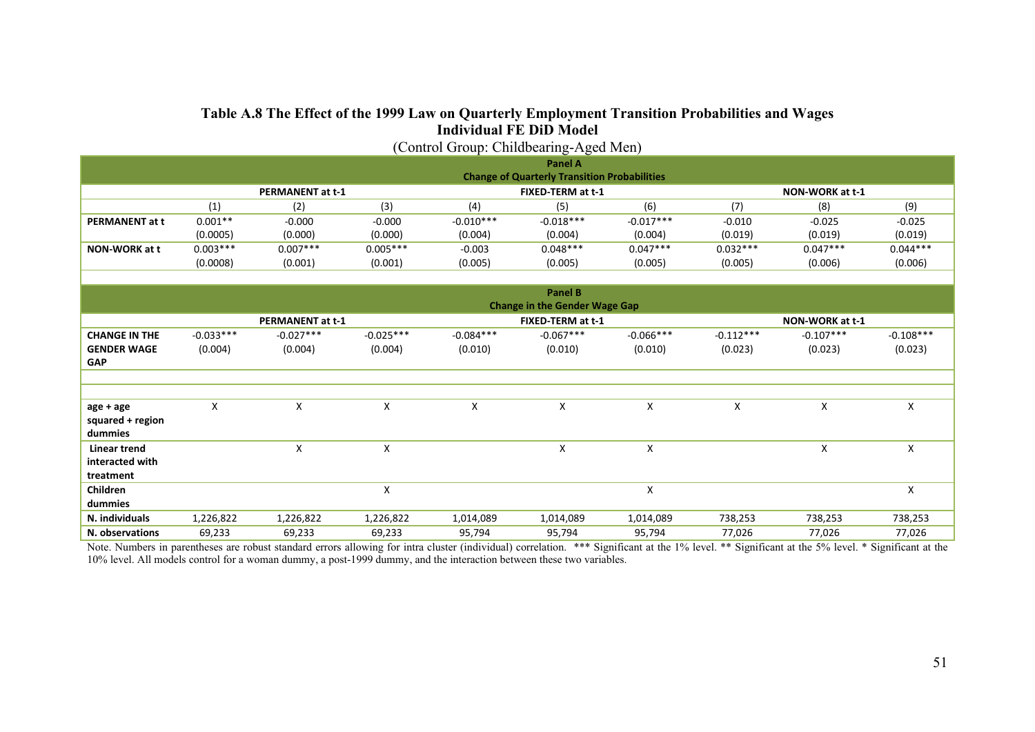# Table A.8 The Effect of the 1999 Law on Quarterly Employment Transition Probabilities and Wages

## Individual FE DiD Model

(Control Group: Childbearing-Aged Men)

| | | | | | | | | | |
|---|---|---|---|---|---|---|---|---|---|
| **Panel A** | | | | | | | | | |
| **Change of Quarterly Transition Probabilities** | | | | | | | | | |
| | **PERMANENT at t-1** | | | **FIXED-TERM at t-1** | | | **NON-WORK at t-1** | | |
| | (1) | (2) | (3) | (4) | (5) | (6) | (7) | (8) | (9) |
| **PERMANENT at t** | 0.001** | -0.000 | -0.000 | -0.010*** | -0.018*** | -0.017*** | -0.010 | -0.025 | -0.025 |
| | (0.0005) | (0.000) | (0.000) | (0.004) | (0.004) | (0.004) | (0.019) | (0.019) | (0.019) |
| **NON-WORK at t** | 0.003*** | 0.007*** | 0.005*** | -0.003 | 0.048*** | 0.047*** | 0.032*** | 0.047*** | 0.044*** |
| | (0.0008) | (0.001) | (0.001) | (0.005) | (0.005) | (0.005) | (0.005) | (0.006) | (0.006) |
| **Panel B** | | | | | | | | | |
| **Change in the Gender Wage Gap** | | | | | | | | | |
| | **PERMANENT at t-1** | | | **FIXED-TERM at t-1** | | | **NON-WORK at t-1** | | |
| **CHANGE IN THE GENDER WAGE GAP** | -0.033*** | -0.027*** | -0.025*** | -0.084*** | -0.067*** | -0.066*** | -0.112*** | -0.107*** | -0.108*** |
| | (0.004) | (0.004) | (0.004) | (0.010) | (0.010) | (0.010) | (0.023) | (0.023) | (0.023) |
| **age + age squared + region dummies** | X | X | X | X | X | X | X | X | X |
| **Linear trend interacted with treatment** | | X | X | | X | X | | X | X |
| **Children dummies** | | | X | | | X | | | X |
| **N. individuals** | 1,226,822 | 1,226,822 | 1,226,822 | 1,014,089 | 1,014,089 | 1,014,089 | 738,253 | 738,253 | 738,253 |
| **N. observations** | 69,233 | 69,233 | 69,233 | 95,794 | 95,794 | 95,794 | 77,026 | 77,026 | 77,026 |

Note. Numbers in parentheses are robust standard errors allowing for intra cluster (individual) correlation. *** Significant at the 1% level. ** Significant at the 5% level. * Significant at the 10% level. All models control for a woman dummy, a post-1999 dummy, and the interaction between these two variables.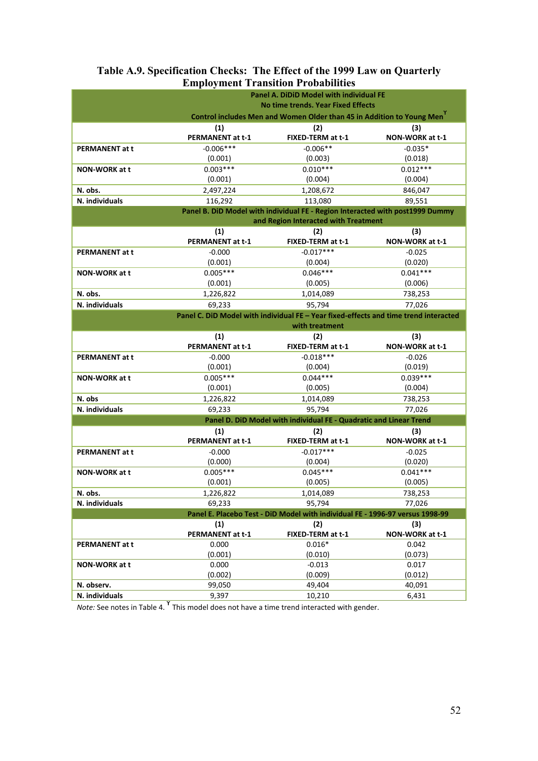**Table A.9. Specification Checks: The Effect of the 1999 Law on Quarterly Employment Transition Probabilities**

| | (1) PERMANENT at t-1 | (2) FIXED-TERM at t-1 | (3) NON-WORK at t-1 |
|---|---|---|---|
| **Panel A. DiDiD Model with individual FE. No time trends. Year Fixed Effects. Control includes Men and Women Older than 45 in Addition to Young Men[Y]** | | | |
| **PERMANENT at t** | -0.006*** | -0.006** | -0.035* |
| | (0.001) | (0.003) | (0.018) |
| **NON-WORK at t** | 0.003*** | 0.010*** | 0.012*** |
| | (0.001) | (0.004) | (0.004) |
| **N. obs.** | 2,497,224 | 1,208,672 | 846,047 |
| **N. individuals** | 116,292 | 113,080 | 89,551 |
| **Panel B. DiD Model with individual FE - Region Interacted with post1999 Dummy and Region Interacted with Treatment** | | | |
| **PERMANENT at t** | -0.000 | -0.017*** | -0.025 |
| | (0.001) | (0.004) | (0.020) |
| **NON-WORK at t** | 0.005*** | 0.046*** | 0.041*** |
| | (0.001) | (0.005) | (0.006) |
| **N. obs.** | 1,226,822 | 1,014,089 | 738,253 |
| **N. individuals** | 69,233 | 95,794 | 77,026 |
| **Panel C. DiD Model with individual FE – Year fixed-effects and time trend interacted with treatment** | | | |
| **PERMANENT at t** | -0.000 | -0.018*** | -0.026 |
| | (0.001) | (0.004) | (0.019) |
| **NON-WORK at t** | 0.005*** | 0.044*** | 0.039*** |
| | (0.001) | (0.005) | (0.004) |
| **N. obs** | 1,226,822 | 1,014,089 | 738,253 |
| **N. individuals** | 69,233 | 95,794 | 77,026 |
| **Panel D. DiD Model with individual FE - Quadratic and Linear Trend** | | | |
| **PERMANENT at t** | -0.000 | -0.017*** | -0.025 |
| | (0.000) | (0.004) | (0.020) |
| **NON-WORK at t** | 0.005*** | 0.045*** | 0.041*** |
| | (0.001) | (0.005) | (0.005) |
| **N. obs.** | 1,226,822 | 1,014,089 | 738,253 |
| **N. individuals** | 69,233 | 95,794 | 77,026 |
| **Panel E. Placebo Test - DiD Model with individual FE - 1996-97 versus 1998-99** | | | |
| **PERMANENT at t** | 0.000 | 0.016* | 0.042 |
| | (0.001) | (0.010) | (0.073) |
| **NON-WORK at t** | 0.000 | -0.013 | 0.017 |
| | (0.002) | (0.009) | (0.012) |
| **N. observ.** | 99,050 | 49,404 | 40,091 |
| **N. individuals** | 9,397 | 10,210 | 6,431 |

*Note:* See notes in Table 4. [Y] This model does not have a time trend interacted with gender.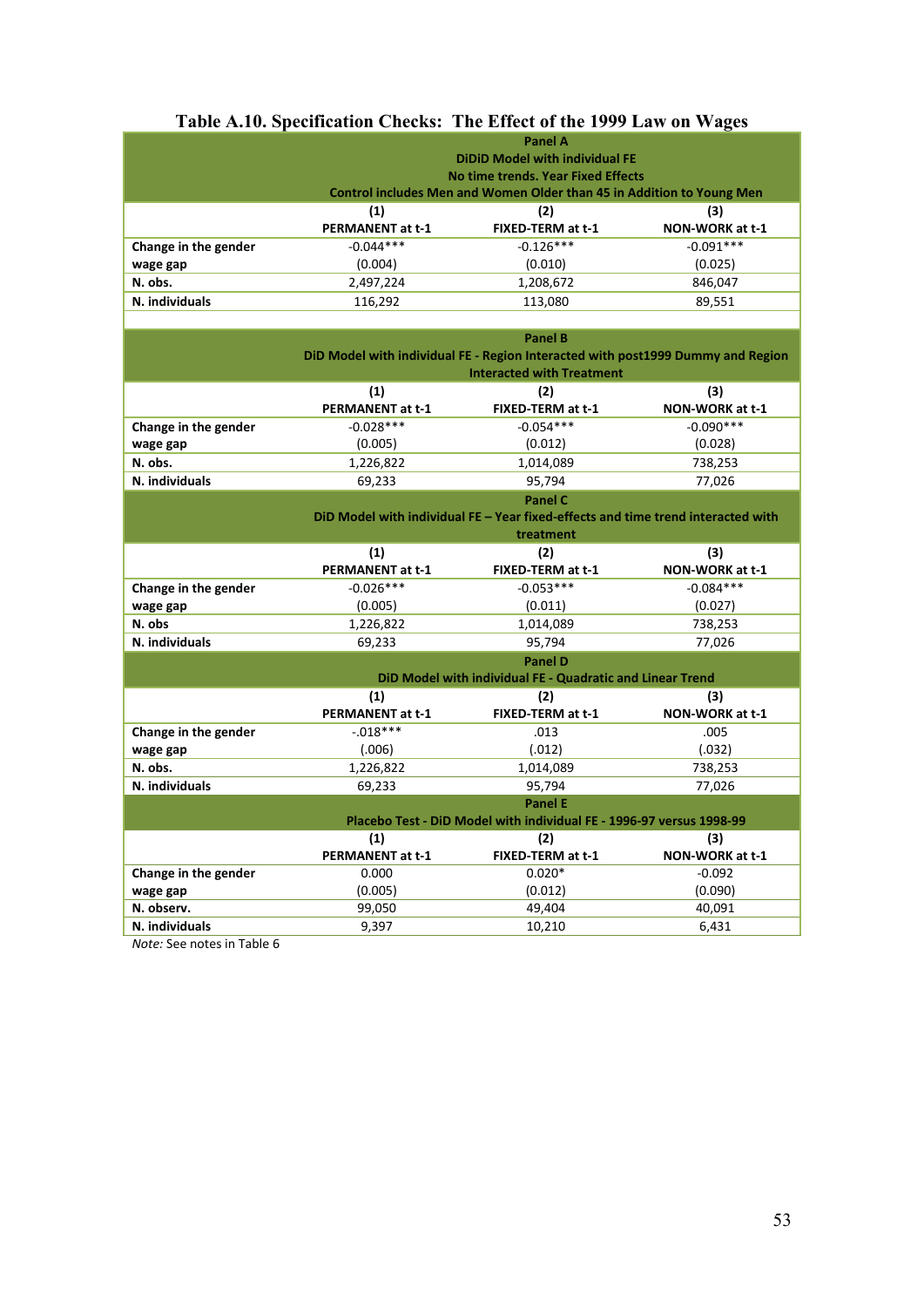# Table A.10. Specification Checks: The Effect of the 1999 Law on Wages

| | | | |
|---|---|---|---|
| **Panel A** <br> **DiDiD Model with individual FE** <br> **No time trends. Year Fixed Effects** <br> **Control includes Men and Women Older than 45 in Addition to Young Men** | | | |
| | **(1)** <br> **PERMANENT at t-1** | **(2)** <br> **FIXED-TERM at t-1** | **(3)** <br> **NON-WORK at t-1** |
| **Change in the gender wage gap** | -0.044*** <br> (0.004) | -0.126*** <br> (0.010) | -0.091*** <br> (0.025) |
| **N. obs.** | 2,497,224 | 1,208,672 | 846,047 |
| **N. individuals** | 116,292 | 113,080 | 89,551 |
| **Panel B** <br> **DiD Model with individual FE - Region Interacted with post1999 Dummy and Region Interacted with Treatment** | | | |
| | **(1)** <br> **PERMANENT at t-1** | **(2)** <br> **FIXED-TERM at t-1** | **(3)** <br> **NON-WORK at t-1** |
| **Change in the gender wage gap** | -0.028*** <br> (0.005) | -0.054*** <br> (0.012) | -0.090*** <br> (0.028) |
| **N. obs.** | 1,226,822 | 1,014,089 | 738,253 |
| **N. individuals** | 69,233 | 95,794 | 77,026 |
| **Panel C** <br> **DiD Model with individual FE – Year fixed-effects and time trend interacted with treatment** | | | |
| | **(1)** <br> **PERMANENT at t-1** | **(2)** <br> **FIXED-TERM at t-1** | **(3)** <br> **NON-WORK at t-1** |
| **Change in the gender wage gap** | -0.026*** <br> (0.005) | -0.053*** <br> (0.011) | -0.084*** <br> (0.027) |
| **N. obs** | 1,226,822 | 1,014,089 | 738,253 |
| **N. individuals** | 69,233 | 95,794 | 77,026 |
| **Panel D** <br> **DiD Model with individual FE - Quadratic and Linear Trend** | | | |
| | **(1)** <br> **PERMANENT at t-1** | **(2)** <br> **FIXED-TERM at t-1** | **(3)** <br> **NON-WORK at t-1** |
| **Change in the gender wage gap** | -.018*** <br> (.006) | .013 <br> (.012) | .005 <br> (.032) |
| **N. obs.** | 1,226,822 | 1,014,089 | 738,253 |
| **N. individuals** | 69,233 | 95,794 | 77,026 |
| **Panel E** <br> **Placebo Test - DiD Model with individual FE - 1996-97 versus 1998-99** | | | |
| | **(1)** <br> **PERMANENT at t-1** | **(2)** <br> **FIXED-TERM at t-1** | **(3)** <br> **NON-WORK at t-1** |
| **Change in the gender wage gap** | 0.000 <br> (0.005) | 0.020* <br> (0.012) | -0.092 <br> (0.090) |
| **N. observ.** | 99,050 | 49,404 | 40,091 |
| **N. individuals** | 9,397 | 10,210 | 6,431 |

*Note:* See notes in Table 6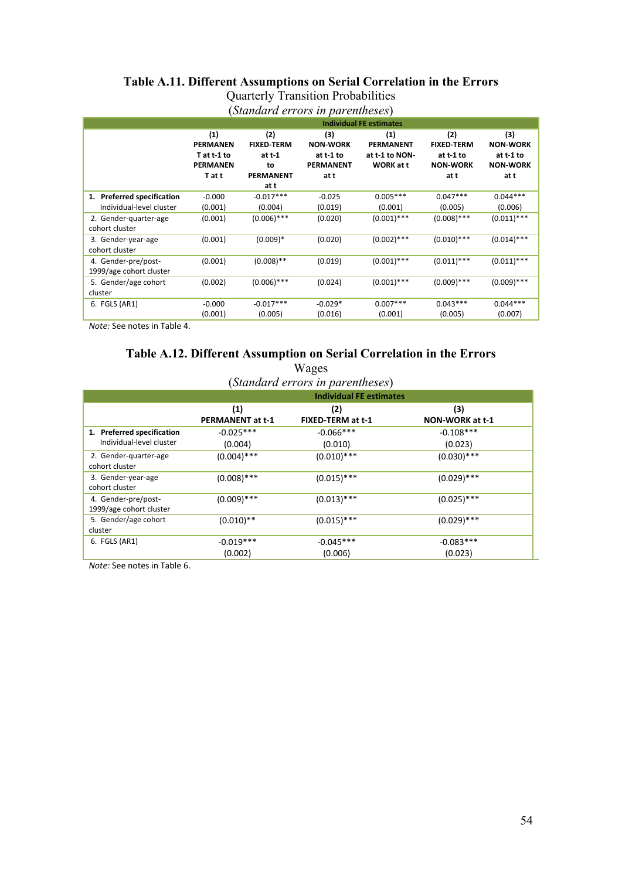## Table A.11. Different Assumptions on Serial Correlation in the Errors

Quarterly Transition Probabilities

(*Standard errors in parentheses*)

| | Individual FE estimates | | | | | |
|---|---|---|---|---|---|---|
| | (1) PERMANENT at t-1 to PERMANENT at t | (2) FIXED-TERM at t-1 to PERMANENT at t | (3) NON-WORK at t-1 to PERMANENT at t | (1) PERMANENT at t-1 to NON-WORK at t | (2) FIXED-TERM at t-1 to NON-WORK at t | (3) NON-WORK at t-1 to NON-WORK at t |
| **1. Preferred specification** Individual-level cluster | -0.000 (0.001) | -0.017*** (0.004) | -0.025 (0.019) | 0.005*** (0.001) | 0.047*** (0.005) | 0.044*** (0.006) |
| 2. Gender-quarter-age cohort cluster | (0.001) | (0.006)*** | (0.020) | (0.001)*** | (0.008)*** | (0.011)*** |
| 3. Gender-year-age cohort cluster | (0.001) | (0.009)* | (0.020) | (0.002)*** | (0.010)*** | (0.014)*** |
| 4. Gender-pre/post-1999/age cohort cluster | (0.001) | (0.008)** | (0.019) | (0.001)*** | (0.011)*** | (0.011)*** |
| 5. Gender/age cohort cluster | (0.002) | (0.006)*** | (0.024) | (0.001)*** | (0.009)*** | (0.009)*** |
| 6. FGLS (AR1) | -0.000 (0.001) | -0.017*** (0.005) | -0.029* (0.016) | 0.007*** (0.001) | 0.043*** (0.005) | 0.044*** (0.007) |

*Note:* See notes in Table 4.

## Table A.12. Different Assumption on Serial Correlation in the Errors

Wages

(*Standard errors in parentheses*)

| | Individual FE estimates | | |
|---|---|---|---|
| | (1) PERMANENT at t-1 | (2) FIXED-TERM at t-1 | (3) NON-WORK at t-1 |
| **1. Preferred specification** Individual-level cluster | -0.025*** (0.004) | -0.066*** (0.010) | -0.108*** (0.023) |
| 2. Gender-quarter-age cohort cluster | (0.004)*** | (0.010)*** | (0.030)*** |
| 3. Gender-year-age cohort cluster | (0.008)*** | (0.015)*** | (0.029)*** |
| 4. Gender-pre/post-1999/age cohort cluster | (0.009)*** | (0.013)*** | (0.025)*** |
| 5. Gender/age cohort cluster | (0.010)** | (0.015)*** | (0.029)*** |
| 6. FGLS (AR1) | -0.019*** (0.002) | -0.045*** (0.006) | -0.083*** (0.023) |

*Note:* See notes in Table 6.